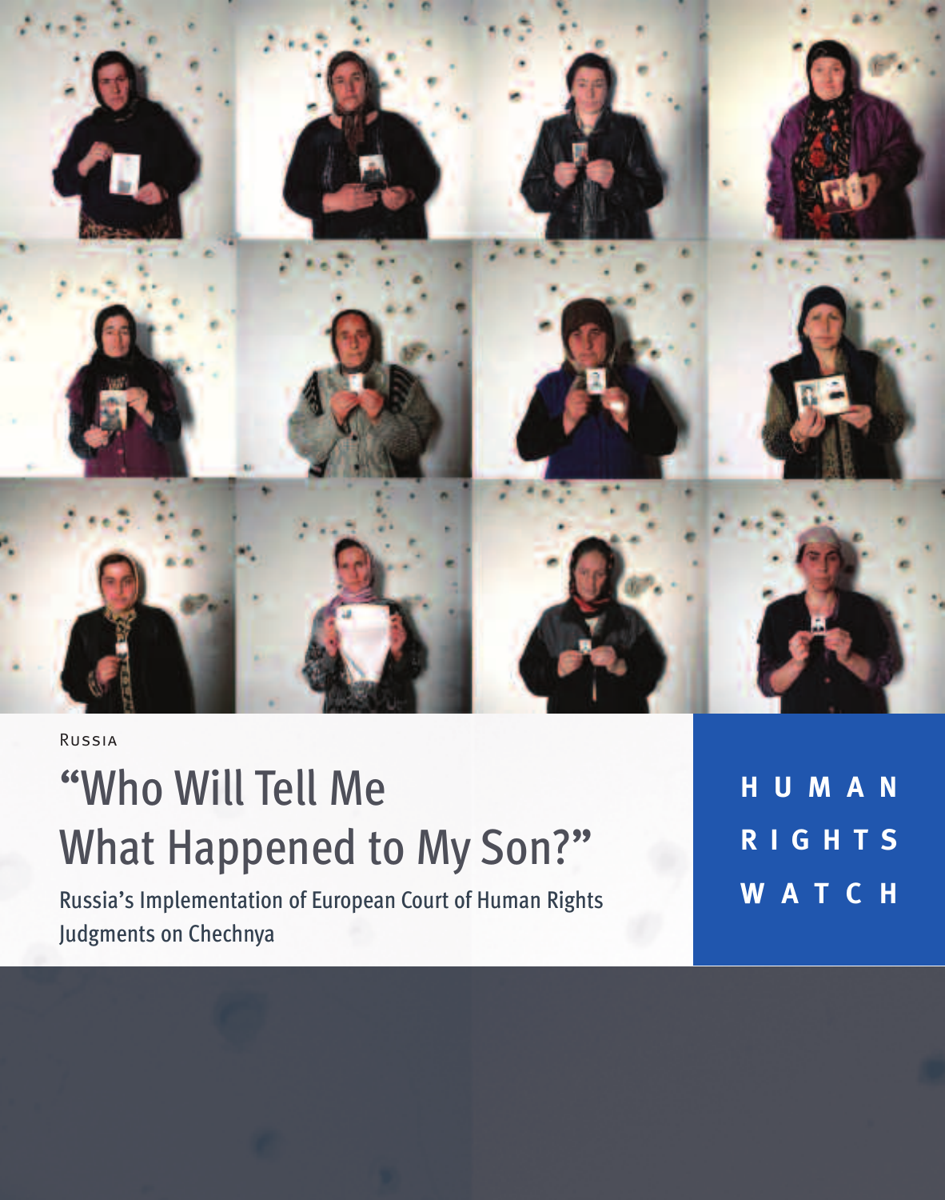Russia

# "Who Will Tell Me What Happened to My Son?"

## Russia's Implementation of European Court of Human Rights Judgments on Chechnya

**HUMAN RIGHTS WATCH**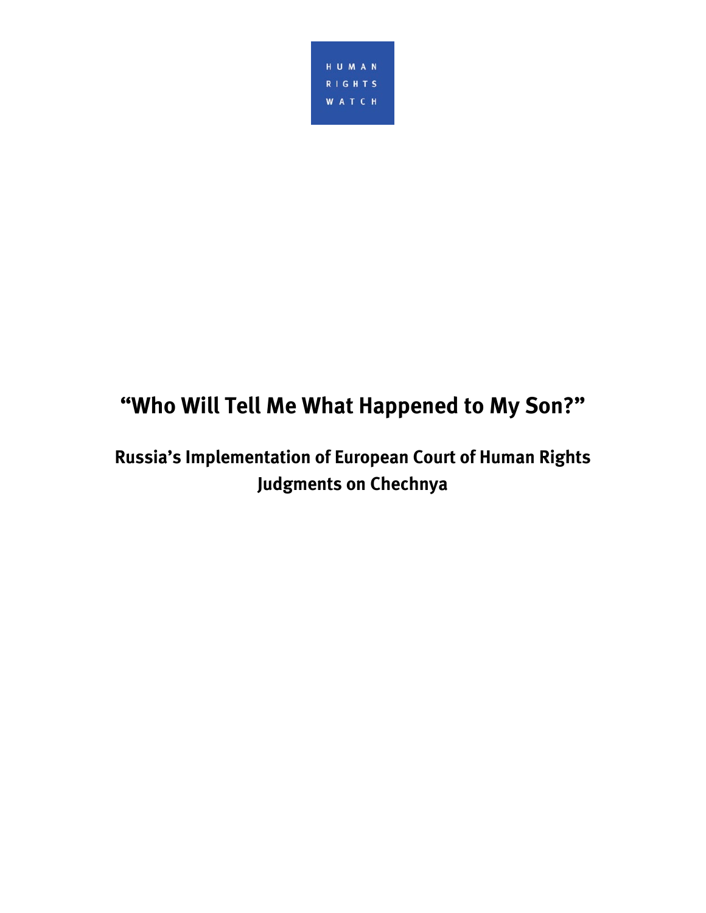HUMAN
RIGHTS
WATCH

# “Who Will Tell Me What Happened to My Son?”

## Russia’s Implementation of European Court of Human Rights Judgments on Chechnya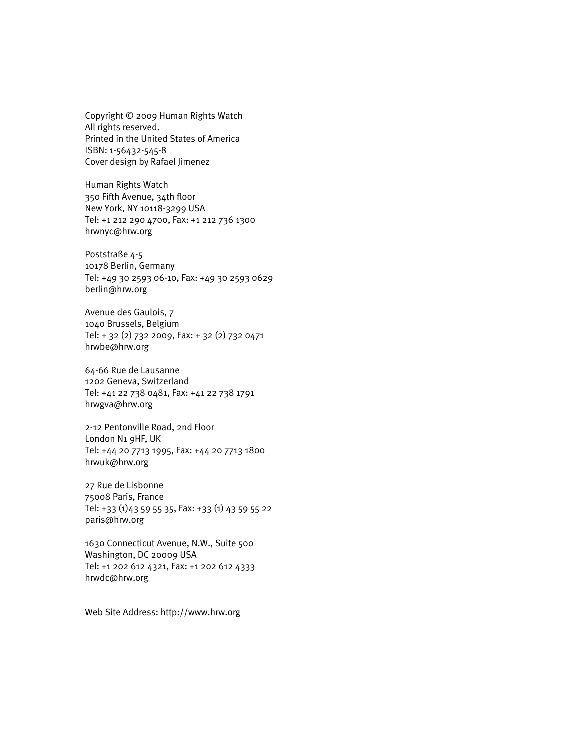Copyright © 2009 Human Rights Watch
All rights reserved.
Printed in the United States of America
ISBN: 1-56432-545-8
Cover design by Rafael Jimenez

Human Rights Watch
350 Fifth Avenue, 34th floor
New York, NY 10118-3299 USA
Tel: +1 212 290 4700, Fax: +1 212 736 1300
hrwnyc@hrw.org

Poststraße 4-5
10178 Berlin, Germany
Tel: +49 30 2593 06-10, Fax: +49 30 2593 0629
berlin@hrw.org

Avenue des Gaulois, 7
1040 Brussels, Belgium
Tel: + 32 (2) 732 2009, Fax: + 32 (2) 732 0471
hrwbe@hrw.org

64-66 Rue de Lausanne
1202 Geneva, Switzerland
Tel: +41 22 738 0481, Fax: +41 22 738 1791
hrwgva@hrw.org

2-12 Pentonville Road, 2nd Floor
London N1 9HF, UK
Tel: +44 20 7713 1995, Fax: +44 20 7713 1800
hrwuk@hrw.org

27 Rue de Lisbonne
75008 Paris, France
Tel: +33 (1)43 59 55 35, Fax: +33 (1) 43 59 55 22
paris@hrw.org

1630 Connecticut Avenue, N.W., Suite 500
Washington, DC 20009 USA
Tel: +1 202 612 4321, Fax: +1 202 612 4333
hrwdc@hrw.org

Web Site Address: http://www.hrw.org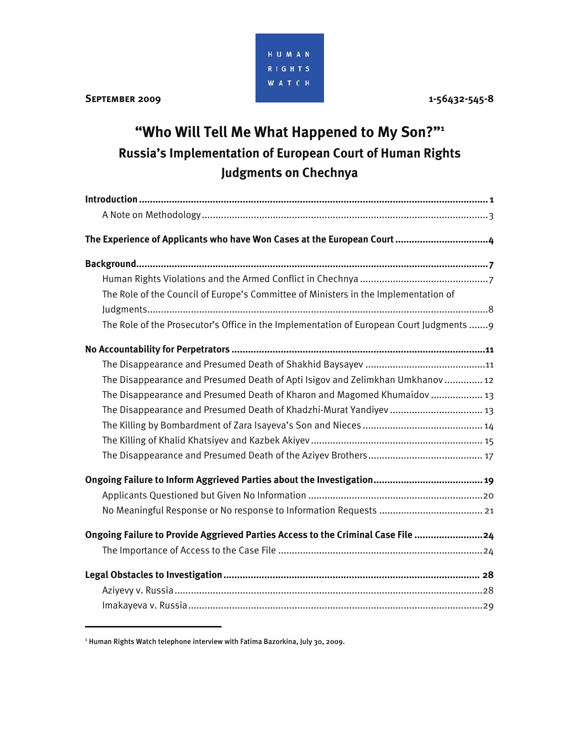HUMAN RIGHTS WATCH

**September 2009** 1-56432-545-8

# "Who Will Tell Me What Happened to My Son?"[1]

## Russia's Implementation of European Court of Human Rights Judgments on Chechnya

**Introduction** ..... 1
- A Note on Methodology ..... 3

**The Experience of Applicants who have Won Cases at the European Court** ..... 4

**Background** ..... 7
- Human Rights Violations and the Armed Conflict in Chechnya ..... 7
- The Role of the Council of Europe's Committee of Ministers in the Implementation of Judgments ..... 8
- The Role of the Prosecutor's Office in the Implementation of European Court Judgments ..... 9

**No Accountability for Perpetrators** ..... 11
- The Disappearance and Presumed Death of Shakhid Baysayev ..... 11
- The Disappearance and Presumed Death of Apti Isigov and Zelimkhan Umkhanov ..... 12
- The Disappearance and Presumed Death of Kharon and Magomed Khumaidov ..... 13
- The Disappearance and Presumed Death of Khadzhi-Murat Yandiyev ..... 13
- The Killing by Bombardment of Zara Isayeva's Son and Nieces ..... 14
- The Killing of Khalid Khatsiyev and Kazbek Akiyev ..... 15
- The Disappearance and Presumed Death of the Aziyev Brothers ..... 17

**Ongoing Failure to Inform Aggrieved Parties about the Investigation** ..... 19
- Applicants Questioned but Given No Information ..... 20
- No Meaningful Response or No response to Information Requests ..... 21

**Ongoing Failure to Provide Aggrieved Parties Access to the Criminal Case File** ..... 24
- The Importance of Access to the Case File ..... 24

**Legal Obstacles to Investigation** ..... 28
- Aziyevy v. Russia ..... 28
- Imakayeva v. Russia ..... 29

---

[1] Human Rights Watch telephone interview with Fatima Bazorkina, July 30, 2009.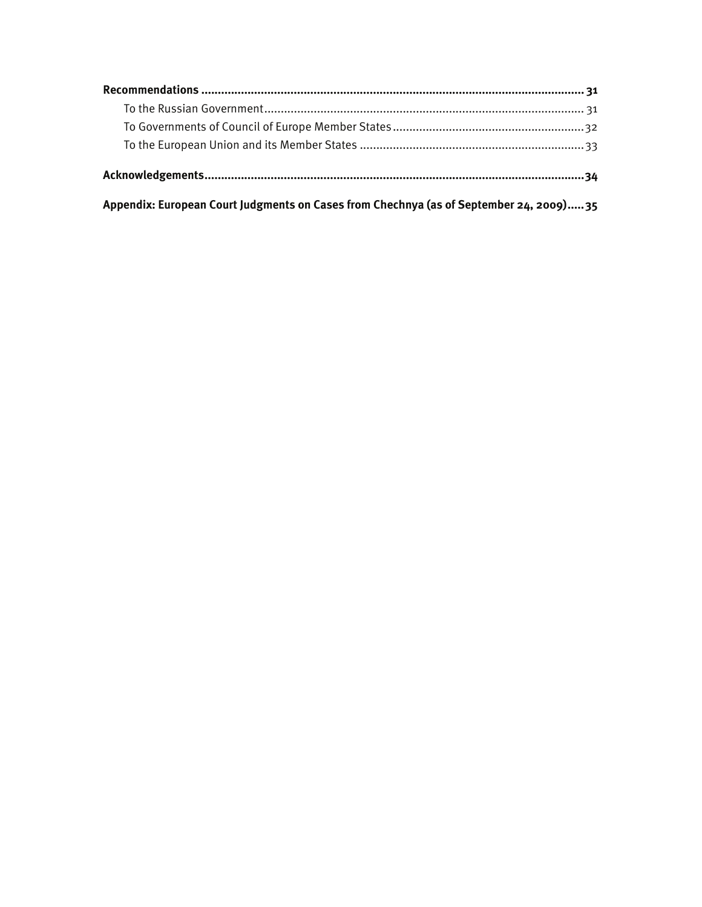**Recommendations ........................................................................................................................ 31**

To the Russian Government................................................................................................ 31

To Governments of Council of Europe Member States.......................................................... 32

To the European Union and its Member States ................................................................... 33

**Acknowledgements.......................................................................................................................34**

**Appendix: European Court Judgments on Cases from Chechnya (as of September 24, 2009).....35**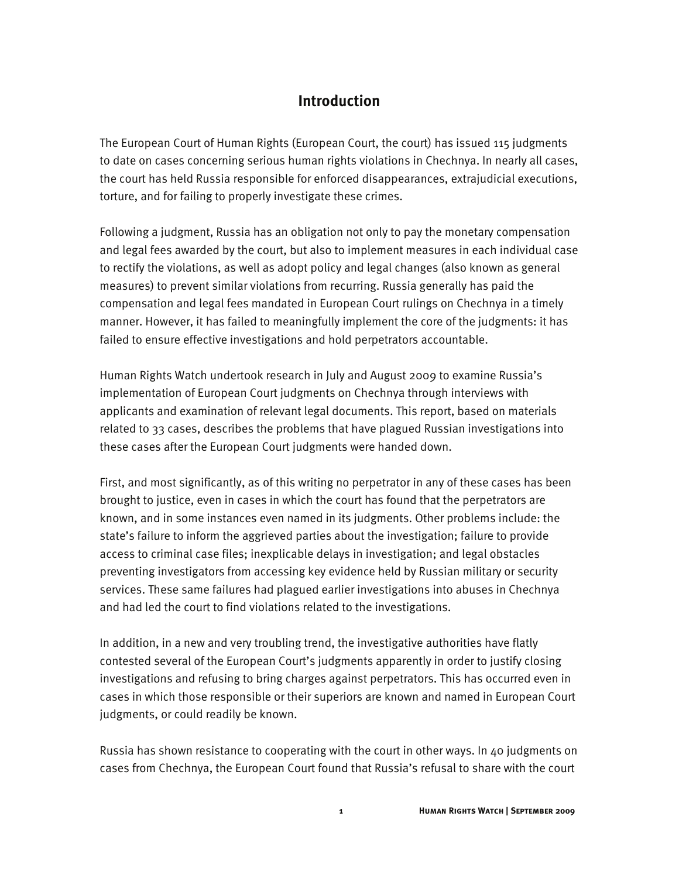## Introduction

The European Court of Human Rights (European Court, the court) has issued 115 judgments to date on cases concerning serious human rights violations in Chechnya. In nearly all cases, the court has held Russia responsible for enforced disappearances, extrajudicial executions, torture, and for failing to properly investigate these crimes.

Following a judgment, Russia has an obligation not only to pay the monetary compensation and legal fees awarded by the court, but also to implement measures in each individual case to rectify the violations, as well as adopt policy and legal changes (also known as general measures) to prevent similar violations from recurring. Russia generally has paid the compensation and legal fees mandated in European Court rulings on Chechnya in a timely manner. However, it has failed to meaningfully implement the core of the judgments: it has failed to ensure effective investigations and hold perpetrators accountable.

Human Rights Watch undertook research in July and August 2009 to examine Russia's implementation of European Court judgments on Chechnya through interviews with applicants and examination of relevant legal documents. This report, based on materials related to 33 cases, describes the problems that have plagued Russian investigations into these cases after the European Court judgments were handed down.

First, and most significantly, as of this writing no perpetrator in any of these cases has been brought to justice, even in cases in which the court has found that the perpetrators are known, and in some instances even named in its judgments. Other problems include: the state's failure to inform the aggrieved parties about the investigation; failure to provide access to criminal case files; inexplicable delays in investigation; and legal obstacles preventing investigators from accessing key evidence held by Russian military or security services. These same failures had plagued earlier investigations into abuses in Chechnya and had led the court to find violations related to the investigations.

In addition, in a new and very troubling trend, the investigative authorities have flatly contested several of the European Court's judgments apparently in order to justify closing investigations and refusing to bring charges against perpetrators. This has occurred even in cases in which those responsible or their superiors are known and named in European Court judgments, or could readily be known.

Russia has shown resistance to cooperating with the court in other ways. In 40 judgments on cases from Chechnya, the European Court found that Russia's refusal to share with the court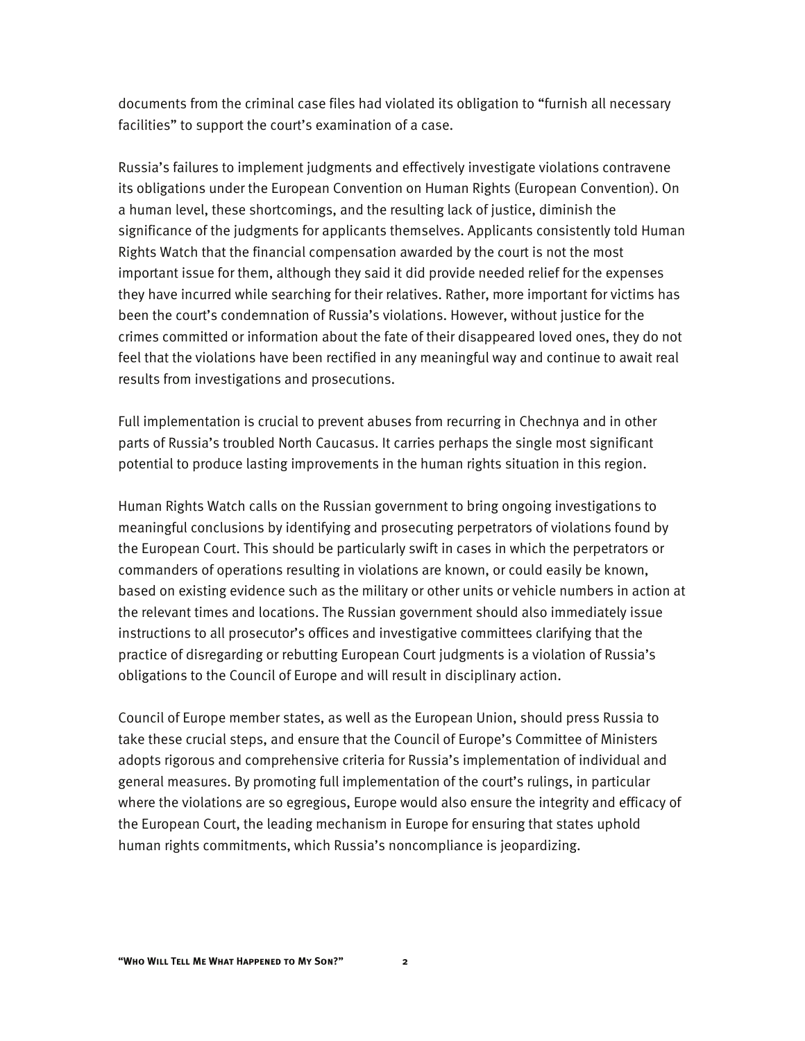documents from the criminal case files had violated its obligation to "furnish all necessary facilities" to support the court's examination of a case.

Russia's failures to implement judgments and effectively investigate violations contravene its obligations under the European Convention on Human Rights (European Convention). On a human level, these shortcomings, and the resulting lack of justice, diminish the significance of the judgments for applicants themselves. Applicants consistently told Human Rights Watch that the financial compensation awarded by the court is not the most important issue for them, although they said it did provide needed relief for the expenses they have incurred while searching for their relatives. Rather, more important for victims has been the court's condemnation of Russia's violations. However, without justice for the crimes committed or information about the fate of their disappeared loved ones, they do not feel that the violations have been rectified in any meaningful way and continue to await real results from investigations and prosecutions.

Full implementation is crucial to prevent abuses from recurring in Chechnya and in other parts of Russia's troubled North Caucasus. It carries perhaps the single most significant potential to produce lasting improvements in the human rights situation in this region.

Human Rights Watch calls on the Russian government to bring ongoing investigations to meaningful conclusions by identifying and prosecuting perpetrators of violations found by the European Court. This should be particularly swift in cases in which the perpetrators or commanders of operations resulting in violations are known, or could easily be known, based on existing evidence such as the military or other units or vehicle numbers in action at the relevant times and locations. The Russian government should also immediately issue instructions to all prosecutor's offices and investigative committees clarifying that the practice of disregarding or rebutting European Court judgments is a violation of Russia's obligations to the Council of Europe and will result in disciplinary action.

Council of Europe member states, as well as the European Union, should press Russia to take these crucial steps, and ensure that the Council of Europe's Committee of Ministers adopts rigorous and comprehensive criteria for Russia's implementation of individual and general measures. By promoting full implementation of the court's rulings, in particular where the violations are so egregious, Europe would also ensure the integrity and efficacy of the European Court, the leading mechanism in Europe for ensuring that states uphold human rights commitments, which Russia's noncompliance is jeopardizing.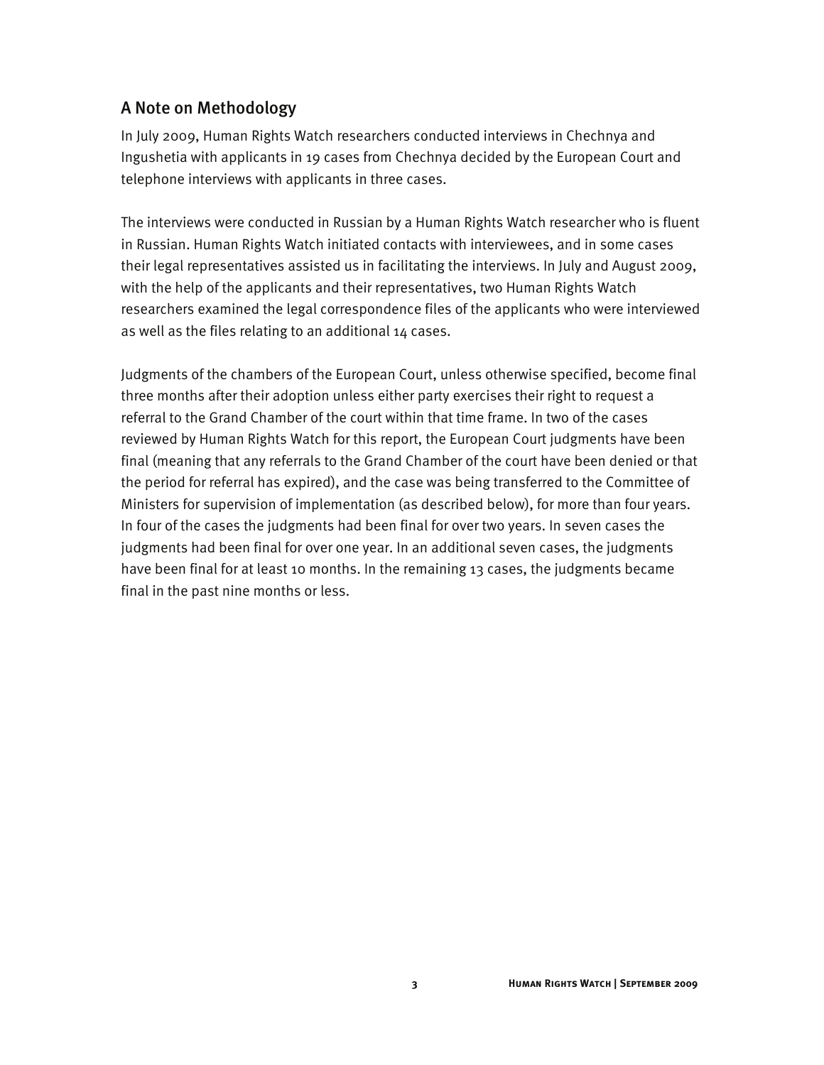## A Note on Methodology

In July 2009, Human Rights Watch researchers conducted interviews in Chechnya and Ingushetia with applicants in 19 cases from Chechnya decided by the European Court and telephone interviews with applicants in three cases.

The interviews were conducted in Russian by a Human Rights Watch researcher who is fluent in Russian. Human Rights Watch initiated contacts with interviewees, and in some cases their legal representatives assisted us in facilitating the interviews. In July and August 2009, with the help of the applicants and their representatives, two Human Rights Watch researchers examined the legal correspondence files of the applicants who were interviewed as well as the files relating to an additional 14 cases.

Judgments of the chambers of the European Court, unless otherwise specified, become final three months after their adoption unless either party exercises their right to request a referral to the Grand Chamber of the court within that time frame. In two of the cases reviewed by Human Rights Watch for this report, the European Court judgments have been final (meaning that any referrals to the Grand Chamber of the court have been denied or that the period for referral has expired), and the case was being transferred to the Committee of Ministers for supervision of implementation (as described below), for more than four years. In four of the cases the judgments had been final for over two years. In seven cases the judgments had been final for over one year. In an additional seven cases, the judgments have been final for at least 10 months. In the remaining 13 cases, the judgments became final in the past nine months or less.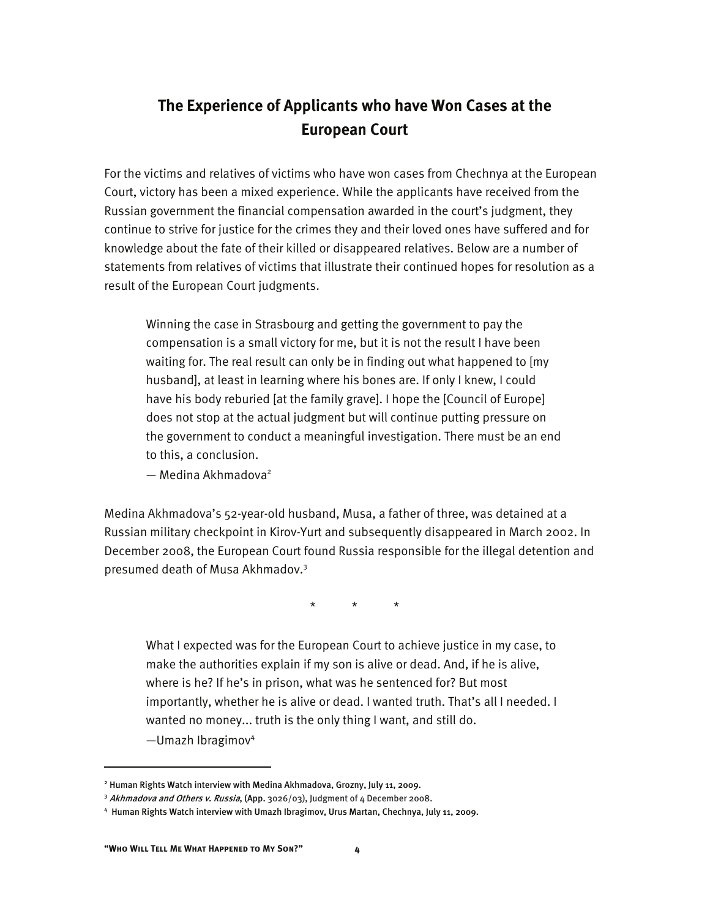## The Experience of Applicants who have Won Cases at the European Court

For the victims and relatives of victims who have won cases from Chechnya at the European Court, victory has been a mixed experience. While the applicants have received from the Russian government the financial compensation awarded in the court's judgment, they continue to strive for justice for the crimes they and their loved ones have suffered and for knowledge about the fate of their killed or disappeared relatives. Below are a number of statements from relatives of victims that illustrate their continued hopes for resolution as a result of the European Court judgments.

> Winning the case in Strasbourg and getting the government to pay the compensation is a small victory for me, but it is not the result I have been waiting for. The real result can only be in finding out what happened to [my husband], at least in learning where his bones are. If only I knew, I could have his body reburied [at the family grave]. I hope the [Council of Europe] does not stop at the actual judgment but will continue putting pressure on the government to conduct a meaningful investigation. There must be an end to this, a conclusion.
>
> — Medina Akhmadova[2]

Medina Akhmadova's 52-year-old husband, Musa, a father of three, was detained at a Russian military checkpoint in Kirov-Yurt and subsequently disappeared in March 2002. In December 2008, the European Court found Russia responsible for the illegal detention and presumed death of Musa Akhmadov.[3]

\* \* \*

> What I expected was for the European Court to achieve justice in my case, to make the authorities explain if my son is alive or dead. And, if he is alive, where is he? If he's in prison, what was he sentenced for? But most importantly, whether he is alive or dead. I wanted truth. That's all I needed. I wanted no money... truth is the only thing I want, and still do.
>
> —Umazh Ibragimov[4]

---

[2] Human Rights Watch interview with Medina Akhmadova, Grozny, July 11, 2009.

[3] *Akhmadova and Others v. Russia*, (App. 3026/03), Judgment of 4 December 2008.

[4] Human Rights Watch interview with Umazh Ibragimov, Urus Martan, Chechnya, July 11, 2009.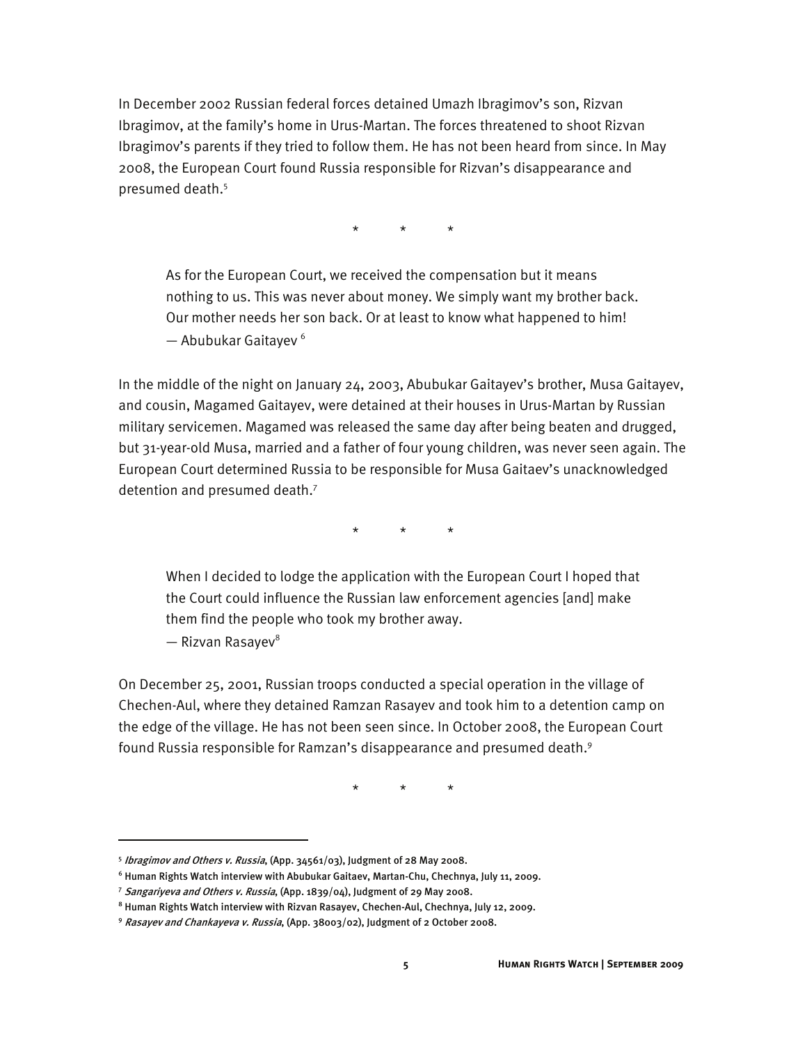In December 2002 Russian federal forces detained Umazh Ibragimov's son, Rizvan Ibragimov, at the family's home in Urus-Martan. The forces threatened to shoot Rizvan Ibragimov's parents if they tried to follow them. He has not been heard from since. In May 2008, the European Court found Russia responsible for Rizvan's disappearance and presumed death.[5]

\* \* \*

> As for the European Court, we received the compensation but it means nothing to us. This was never about money. We simply want my brother back. Our mother needs her son back. Or at least to know what happened to him!
> — Abubukar Gaitayev [6]

In the middle of the night on January 24, 2003, Abubukar Gaitayev's brother, Musa Gaitayev, and cousin, Magamed Gaitayev, were detained at their houses in Urus-Martan by Russian military servicemen. Magamed was released the same day after being beaten and drugged, but 31-year-old Musa, married and a father of four young children, was never seen again. The European Court determined Russia to be responsible for Musa Gaitaev's unacknowledged detention and presumed death.[7]

\* \* \*

> When I decided to lodge the application with the European Court I hoped that the Court could influence the Russian law enforcement agencies [and] make them find the people who took my brother away.
> — Rizvan Rasayev[8]

On December 25, 2001, Russian troops conducted a special operation in the village of Chechen-Aul, where they detained Ramzan Rasayev and took him to a detention camp on the edge of the village. He has not been seen since. In October 2008, the European Court found Russia responsible for Ramzan's disappearance and presumed death.[9]

\* \* \*

---

[5] *Ibragimov and Others v. Russia*, (App. 34561/03), Judgment of 28 May 2008.

[6] Human Rights Watch interview with Abubukar Gaitaev, Martan-Chu, Chechnya, July 11, 2009.

[7] *Sangariyeva and Others v. Russia*, (App. 1839/04), Judgment of 29 May 2008.

[8] Human Rights Watch interview with Rizvan Rasayev, Chechen-Aul, Chechnya, July 12, 2009.

[9] *Rasayev and Chankayeva v. Russia*, (App. 38003/02), Judgment of 2 October 2008.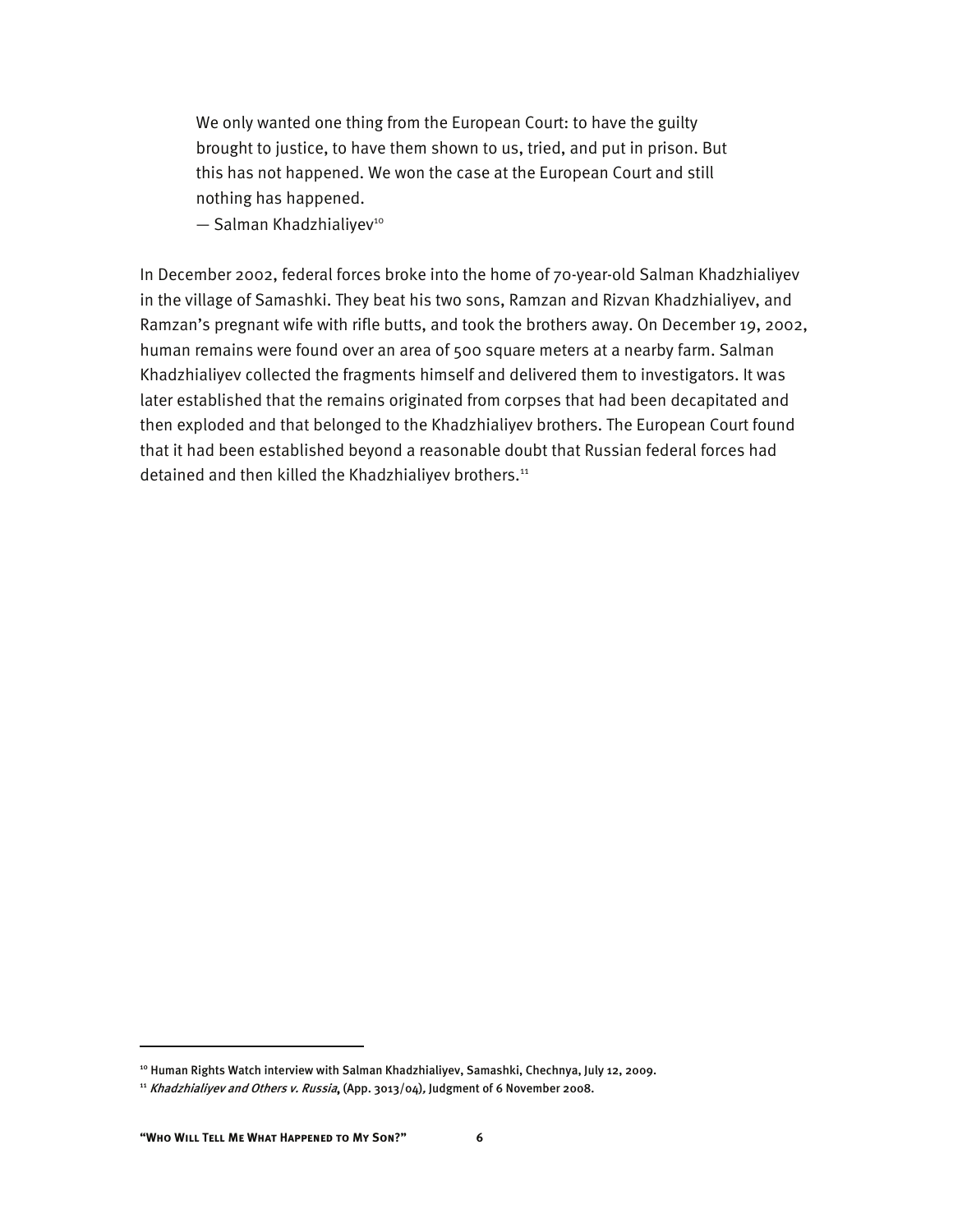> We only wanted one thing from the European Court: to have the guilty brought to justice, to have them shown to us, tried, and put in prison. But this has not happened. We won the case at the European Court and still nothing has happened.
>
> — Salman Khadzhialiyev[10]

In December 2002, federal forces broke into the home of 70-year-old Salman Khadzhialiyev in the village of Samashki. They beat his two sons, Ramzan and Rizvan Khadzhialiyev, and Ramzan's pregnant wife with rifle butts, and took the brothers away. On December 19, 2002, human remains were found over an area of 500 square meters at a nearby farm. Salman Khadzhialiyev collected the fragments himself and delivered them to investigators. It was later established that the remains originated from corpses that had been decapitated and then exploded and that belonged to the Khadzhialiyev brothers. The European Court found that it had been established beyond a reasonable doubt that Russian federal forces had detained and then killed the Khadzhialiyev brothers.[11]

---

[10] Human Rights Watch interview with Salman Khadzhialiyev, Samashki, Chechnya, July 12, 2009.

[11] *Khadzhialiyev and Others v. Russia*, (App. 3013/04), Judgment of 6 November 2008.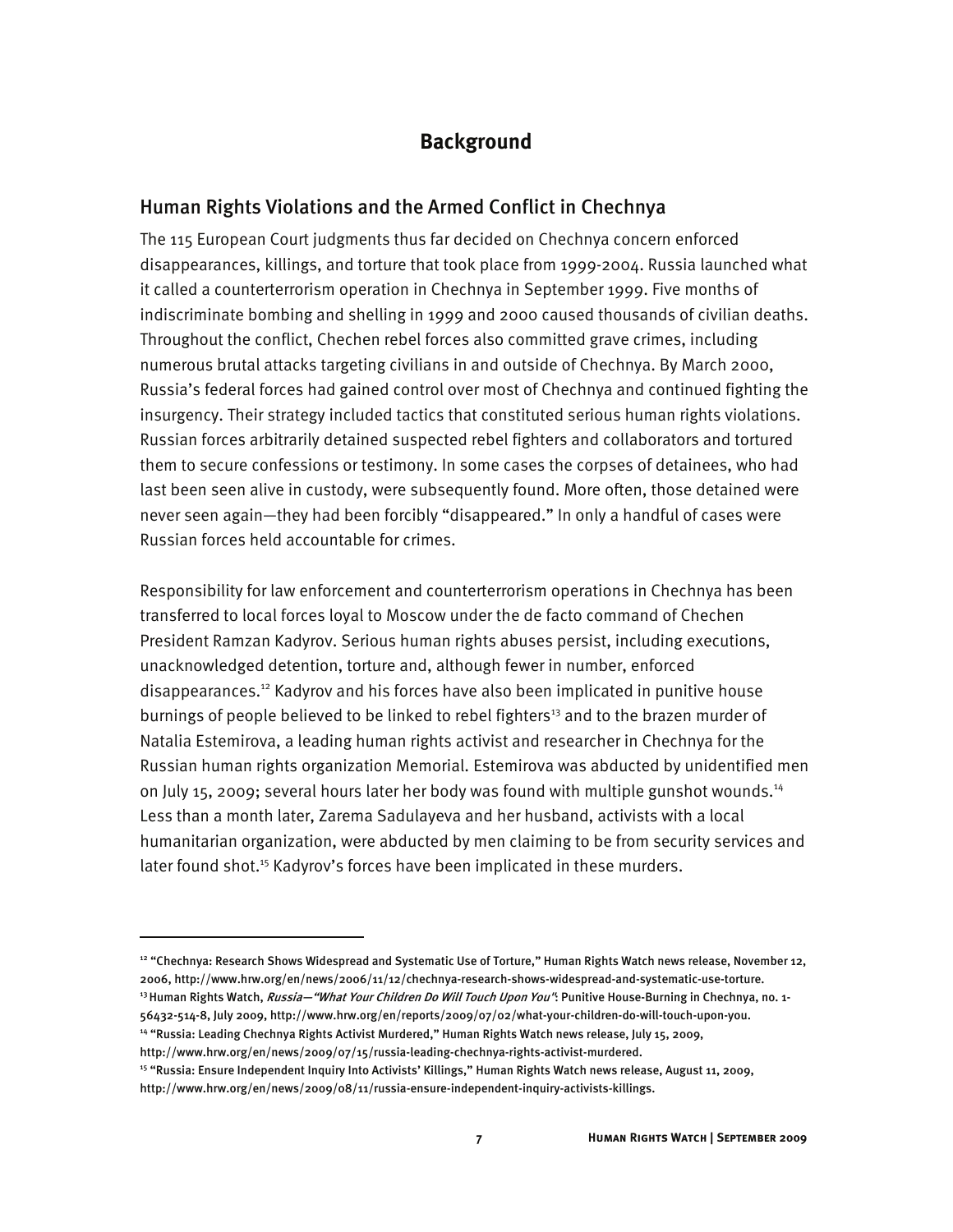# Background

## Human Rights Violations and the Armed Conflict in Chechnya

The 115 European Court judgments thus far decided on Chechnya concern enforced disappearances, killings, and torture that took place from 1999-2004. Russia launched what it called a counterterrorism operation in Chechnya in September 1999. Five months of indiscriminate bombing and shelling in 1999 and 2000 caused thousands of civilian deaths. Throughout the conflict, Chechen rebel forces also committed grave crimes, including numerous brutal attacks targeting civilians in and outside of Chechnya. By March 2000, Russia's federal forces had gained control over most of Chechnya and continued fighting the insurgency. Their strategy included tactics that constituted serious human rights violations. Russian forces arbitrarily detained suspected rebel fighters and collaborators and tortured them to secure confessions or testimony. In some cases the corpses of detainees, who had last been seen alive in custody, were subsequently found. More often, those detained were never seen again—they had been forcibly "disappeared." In only a handful of cases were Russian forces held accountable for crimes.

Responsibility for law enforcement and counterterrorism operations in Chechnya has been transferred to local forces loyal to Moscow under the de facto command of Chechen President Ramzan Kadyrov. Serious human rights abuses persist, including executions, unacknowledged detention, torture and, although fewer in number, enforced disappearances.[12] Kadyrov and his forces have also been implicated in punitive house burnings of people believed to be linked to rebel fighters[13] and to the brazen murder of Natalia Estemirova, a leading human rights activist and researcher in Chechnya for the Russian human rights organization Memorial. Estemirova was abducted by unidentified men on July 15, 2009; several hours later her body was found with multiple gunshot wounds.[14] Less than a month later, Zarema Sadulayeva and her husband, activists with a local humanitarian organization, were abducted by men claiming to be from security services and later found shot.[15] Kadyrov's forces have been implicated in these murders.

---

[12] "Chechnya: Research Shows Widespread and Systematic Use of Torture," Human Rights Watch news release, November 12, 2006, http://www.hrw.org/en/news/2006/11/12/chechnya-research-shows-widespread-and-systematic-use-torture.

[13] Human Rights Watch, *Russia—"What Your Children Do Will Touch Upon You"*: Punitive House-Burning in Chechnya, no. 1-56432-514-8, July 2009, http://www.hrw.org/en/reports/2009/07/02/what-your-children-do-will-touch-upon-you.

[14] "Russia: Leading Chechnya Rights Activist Murdered," Human Rights Watch news release, July 15, 2009, http://www.hrw.org/en/news/2009/07/15/russia-leading-chechnya-rights-activist-murdered.

[15] "Russia: Ensure Independent Inquiry Into Activists' Killings," Human Rights Watch news release, August 11, 2009, http://www.hrw.org/en/news/2009/08/11/russia-ensure-independent-inquiry-activists-killings.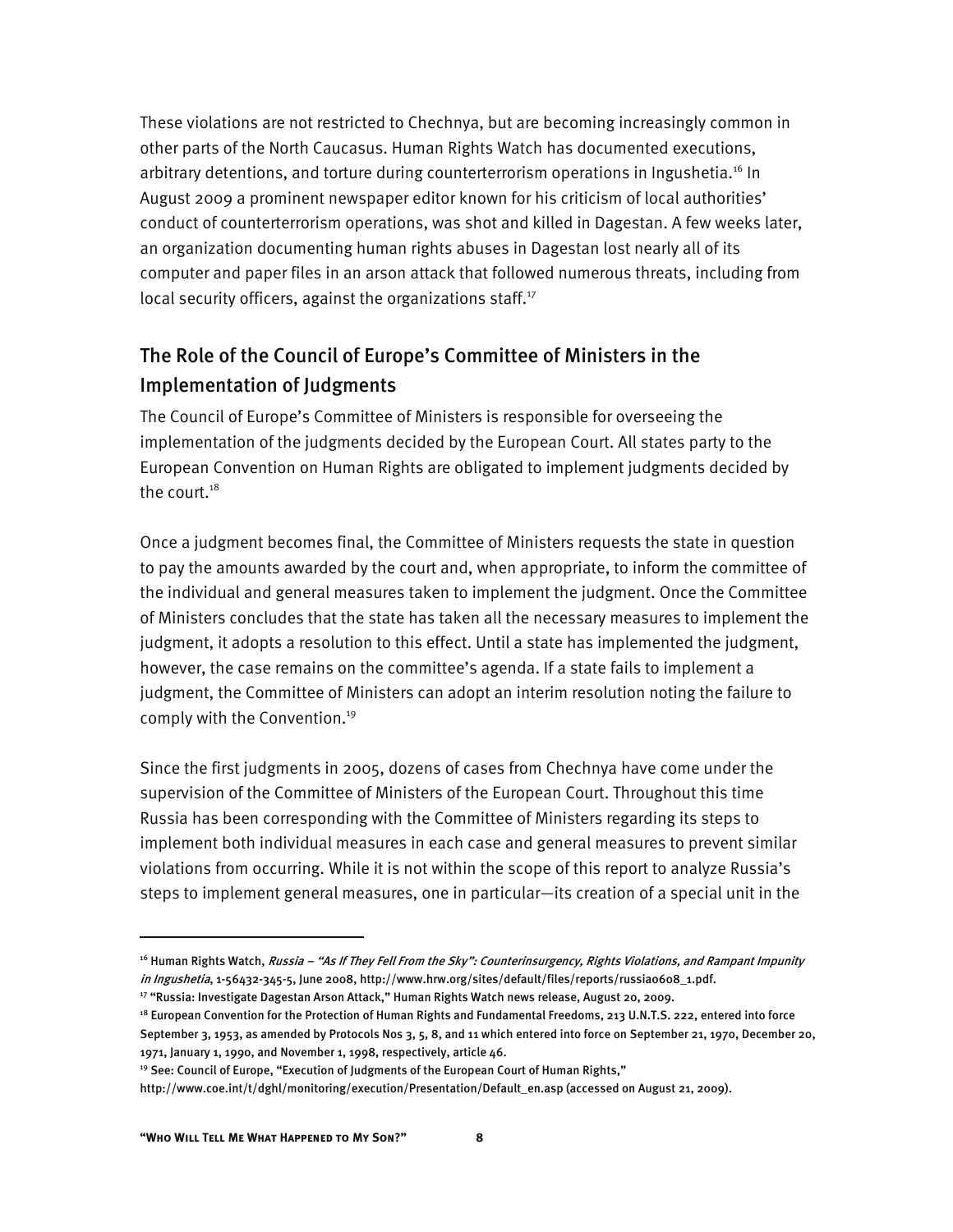These violations are not restricted to Chechnya, but are becoming increasingly common in other parts of the North Caucasus. Human Rights Watch has documented executions, arbitrary detentions, and torture during counterterrorism operations in Ingushetia.[16] In August 2009 a prominent newspaper editor known for his criticism of local authorities' conduct of counterterrorism operations, was shot and killed in Dagestan. A few weeks later, an organization documenting human rights abuses in Dagestan lost nearly all of its computer and paper files in an arson attack that followed numerous threats, including from local security officers, against the organizations staff.[17]

## The Role of the Council of Europe's Committee of Ministers in the Implementation of Judgments

The Council of Europe's Committee of Ministers is responsible for overseeing the implementation of the judgments decided by the European Court. All states party to the European Convention on Human Rights are obligated to implement judgments decided by the court.[18]

Once a judgment becomes final, the Committee of Ministers requests the state in question to pay the amounts awarded by the court and, when appropriate, to inform the committee of the individual and general measures taken to implement the judgment. Once the Committee of Ministers concludes that the state has taken all the necessary measures to implement the judgment, it adopts a resolution to this effect. Until a state has implemented the judgment, however, the case remains on the committee's agenda. If a state fails to implement a judgment, the Committee of Ministers can adopt an interim resolution noting the failure to comply with the Convention.[19]

Since the first judgments in 2005, dozens of cases from Chechnya have come under the supervision of the Committee of Ministers of the European Court. Throughout this time Russia has been corresponding with the Committee of Ministers regarding its steps to implement both individual measures in each case and general measures to prevent similar violations from occurring. While it is not within the scope of this report to analyze Russia's steps to implement general measures, one in particular—its creation of a special unit in the

---

[16] Human Rights Watch, *Russia – "As If They Fell From the Sky": Counterinsurgency, Rights Violations, and Rampant Impunity in Ingushetia*, 1-56432-345-5, June 2008, http://www.hrw.org/sites/default/files/reports/russia0608_1.pdf.

[17] "Russia: Investigate Dagestan Arson Attack," Human Rights Watch news release, August 20, 2009.

[18] European Convention for the Protection of Human Rights and Fundamental Freedoms, 213 U.N.T.S. 222, entered into force September 3, 1953, as amended by Protocols Nos 3, 5, 8, and 11 which entered into force on September 21, 1970, December 20, 1971, January 1, 1990, and November 1, 1998, respectively, article 46.

[19] See: Council of Europe, "Execution of Judgments of the European Court of Human Rights," http://www.coe.int/t/dghl/monitoring/execution/Presentation/Default_en.asp (accessed on August 21, 2009).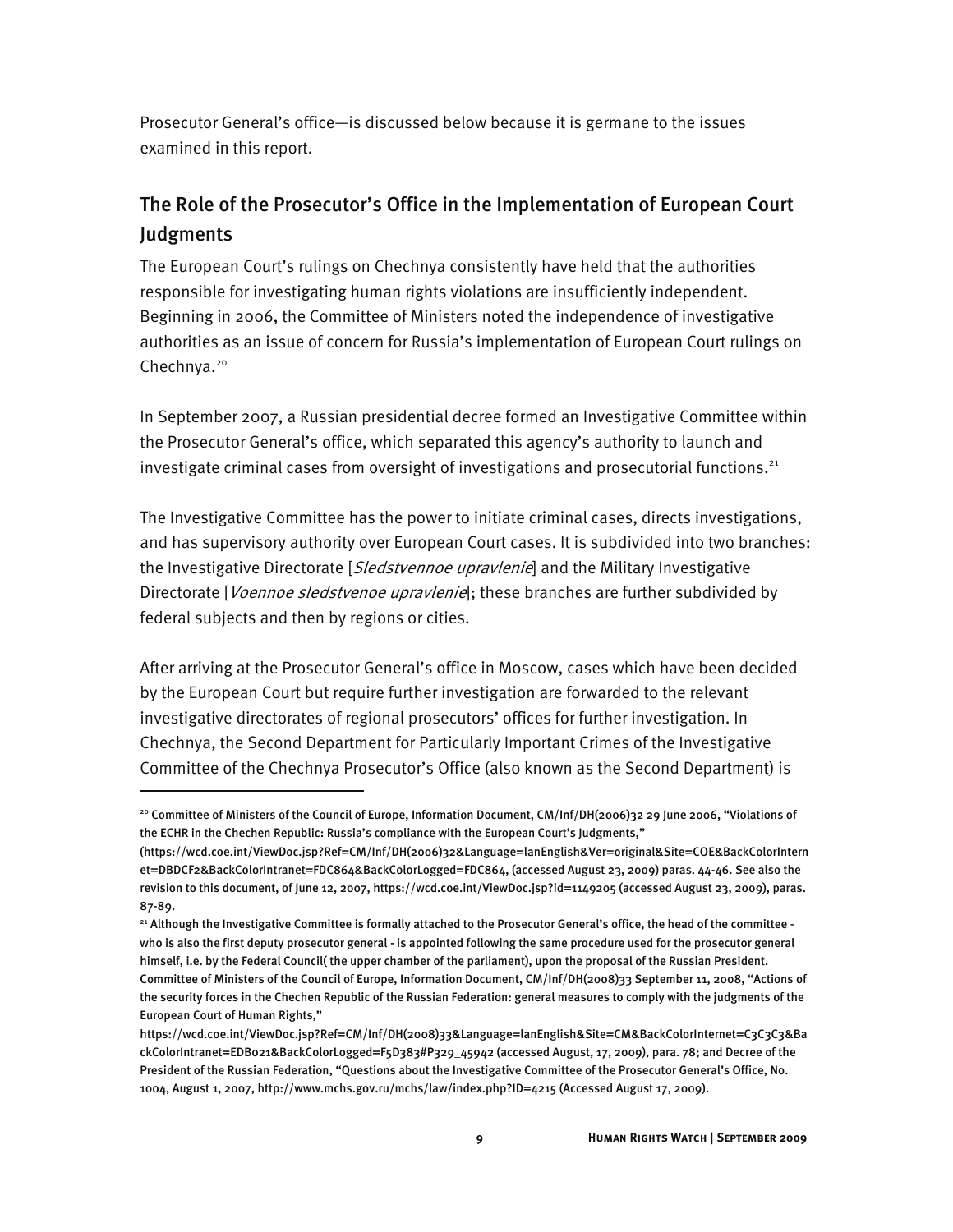Prosecutor General's office—is discussed below because it is germane to the issues examined in this report.

## The Role of the Prosecutor's Office in the Implementation of European Court Judgments

The European Court's rulings on Chechnya consistently have held that the authorities responsible for investigating human rights violations are insufficiently independent. Beginning in 2006, the Committee of Ministers noted the independence of investigative authorities as an issue of concern for Russia's implementation of European Court rulings on Chechnya.[20]

In September 2007, a Russian presidential decree formed an Investigative Committee within the Prosecutor General's office, which separated this agency's authority to launch and investigate criminal cases from oversight of investigations and prosecutorial functions.[21]

The Investigative Committee has the power to initiate criminal cases, directs investigations, and has supervisory authority over European Court cases. It is subdivided into two branches: the Investigative Directorate [*Sledstvennoe upravlenie*] and the Military Investigative Directorate [*Voennoe sledstvenoe upravlenie*]; these branches are further subdivided by federal subjects and then by regions or cities.

After arriving at the Prosecutor General's office in Moscow, cases which have been decided by the European Court but require further investigation are forwarded to the relevant investigative directorates of regional prosecutors' offices for further investigation. In Chechnya, the Second Department for Particularly Important Crimes of the Investigative Committee of the Chechnya Prosecutor's Office (also known as the Second Department) is

---

[20] Committee of Ministers of the Council of Europe, Information Document, CM/Inf/DH(2006)32 29 June 2006, "Violations of the ECHR in the Chechen Republic: Russia's compliance with the European Court's Judgments," (https://wcd.coe.int/ViewDoc.jsp?Ref=CM/Inf/DH(2006)32&Language=lanEnglish&Ver=original&Site=COE&BackColorInternet=DBDCF2&BackColorIntranet=FDC864&BackColorLogged=FDC864, (accessed August 23, 2009) paras. 44-46. See also the revision to this document, of June 12, 2007, https://wcd.coe.int/ViewDoc.jsp?id=1149205 (accessed August 23, 2009), paras. 87-89.

[21] Although the Investigative Committee is formally attached to the Prosecutor General's office, the head of the committee - who is also the first deputy prosecutor general - is appointed following the same procedure used for the prosecutor general himself, i.e. by the Federal Council( the upper chamber of the parliament), upon the proposal of the Russian President. Committee of Ministers of the Council of Europe, Information Document, CM/Inf/DH(2008)33 September 11, 2008, "Actions of the security forces in the Chechen Republic of the Russian Federation: general measures to comply with the judgments of the European Court of Human Rights," https://wcd.coe.int/ViewDoc.jsp?Ref=CM/Inf/DH(2008)33&Language=lanEnglish&Site=CM&BackColorInternet=C3C3C3&BackColorIntranet=EDB021&BackColorLogged=F5D383#P329_45942 (accessed August, 17, 2009), para. 78; and Decree of the President of the Russian Federation, "Questions about the Investigative Committee of the Prosecutor General's Office, No. 1004, August 1, 2007, http://www.mchs.gov.ru/mchs/law/index.php?ID=4215 (Accessed August 17, 2009).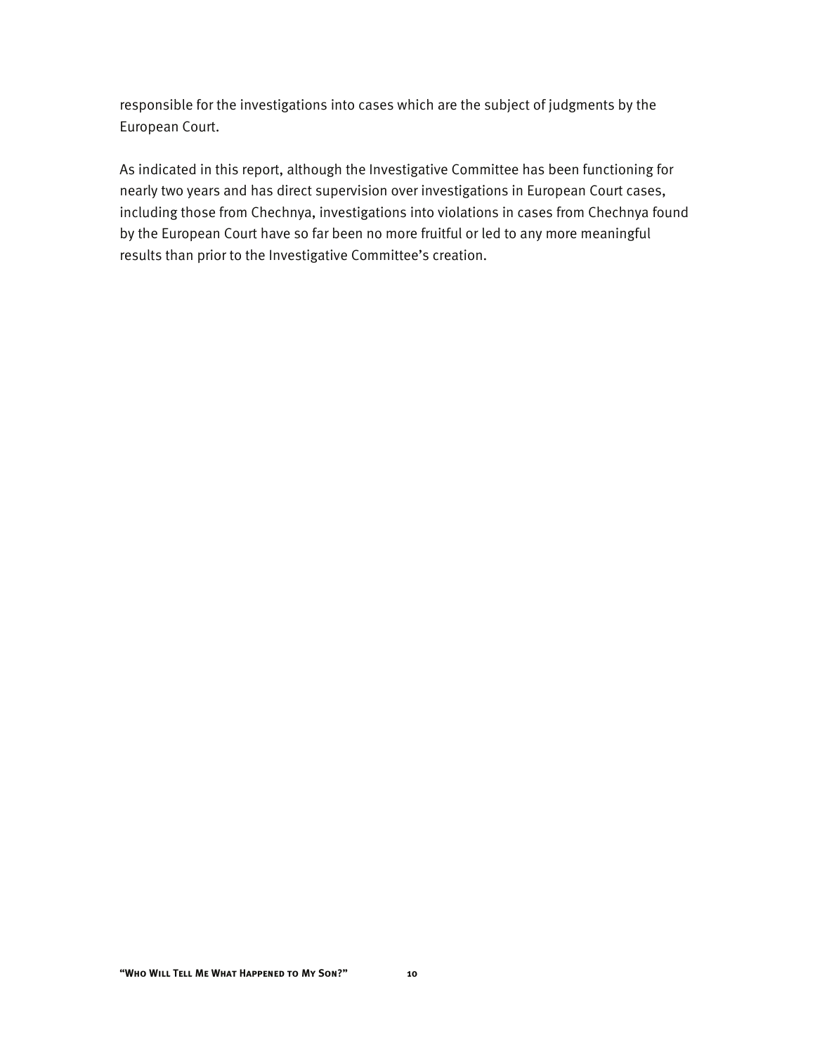responsible for the investigations into cases which are the subject of judgments by the European Court.

As indicated in this report, although the Investigative Committee has been functioning for nearly two years and has direct supervision over investigations in European Court cases, including those from Chechnya, investigations into violations in cases from Chechnya found by the European Court have so far been no more fruitful or led to any more meaningful results than prior to the Investigative Committee's creation.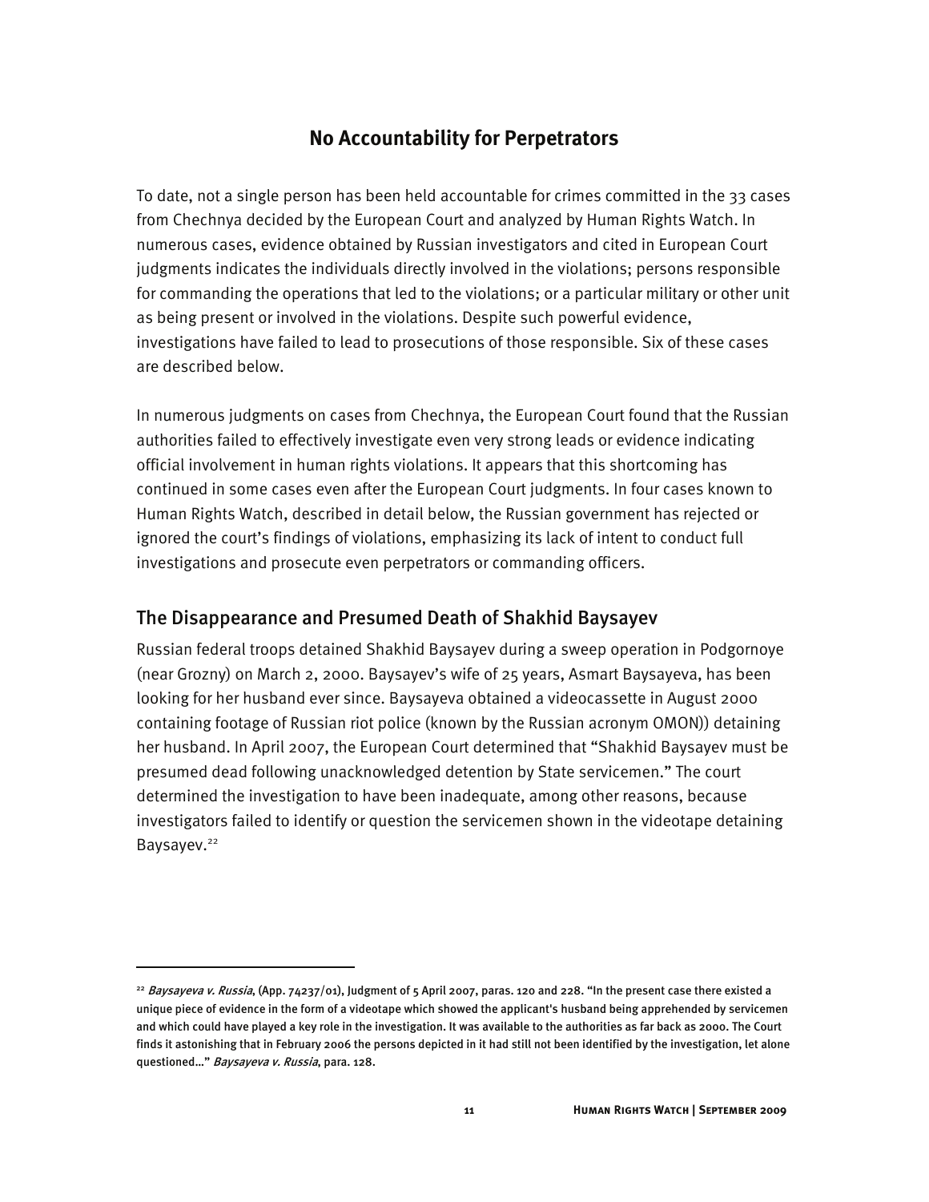## No Accountability for Perpetrators

To date, not a single person has been held accountable for crimes committed in the 33 cases from Chechnya decided by the European Court and analyzed by Human Rights Watch. In numerous cases, evidence obtained by Russian investigators and cited in European Court judgments indicates the individuals directly involved in the violations; persons responsible for commanding the operations that led to the violations; or a particular military or other unit as being present or involved in the violations. Despite such powerful evidence, investigations have failed to lead to prosecutions of those responsible. Six of these cases are described below.

In numerous judgments on cases from Chechnya, the European Court found that the Russian authorities failed to effectively investigate even very strong leads or evidence indicating official involvement in human rights violations. It appears that this shortcoming has continued in some cases even after the European Court judgments. In four cases known to Human Rights Watch, described in detail below, the Russian government has rejected or ignored the court's findings of violations, emphasizing its lack of intent to conduct full investigations and prosecute even perpetrators or commanding officers.

### The Disappearance and Presumed Death of Shakhid Baysayev

Russian federal troops detained Shakhid Baysayev during a sweep operation in Podgornoye (near Grozny) on March 2, 2000. Baysayev's wife of 25 years, Asmart Baysayeva, has been looking for her husband ever since. Baysayeva obtained a videocassette in August 2000 containing footage of Russian riot police (known by the Russian acronym OMON)) detaining her husband. In April 2007, the European Court determined that "Shakhid Baysayev must be presumed dead following unacknowledged detention by State servicemen." The court determined the investigation to have been inadequate, among other reasons, because investigators failed to identify or question the servicemen shown in the videotape detaining Baysayev.[22]

---

[22] *Baysayeva v. Russia*, (App. 74237/01), Judgment of 5 April 2007, paras. 120 and 228. "In the present case there existed a unique piece of evidence in the form of a videotape which showed the applicant's husband being apprehended by servicemen and which could have played a key role in the investigation. It was available to the authorities as far back as 2000. The Court finds it astonishing that in February 2006 the persons depicted in it had still not been identified by the investigation, let alone questioned…" *Baysayeva v. Russia*, para. 128.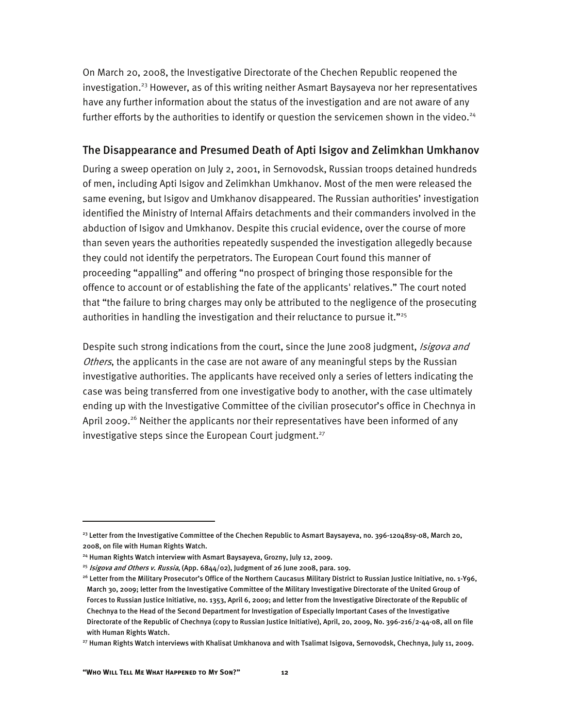On March 20, 2008, the Investigative Directorate of the Chechen Republic reopened the investigation.[23] However, as of this writing neither Asmart Baysayeva nor her representatives have any further information about the status of the investigation and are not aware of any further efforts by the authorities to identify or question the servicemen shown in the video.[24]

## The Disappearance and Presumed Death of Apti Isigov and Zelimkhan Umkhanov

During a sweep operation on July 2, 2001, in Sernovodsk, Russian troops detained hundreds of men, including Apti Isigov and Zelimkhan Umkhanov. Most of the men were released the same evening, but Isigov and Umkhanov disappeared. The Russian authorities' investigation identified the Ministry of Internal Affairs detachments and their commanders involved in the abduction of Isigov and Umkhanov. Despite this crucial evidence, over the course of more than seven years the authorities repeatedly suspended the investigation allegedly because they could not identify the perpetrators. The European Court found this manner of proceeding "appalling" and offering "no prospect of bringing those responsible for the offence to account or of establishing the fate of the applicants' relatives." The court noted that "the failure to bring charges may only be attributed to the negligence of the prosecuting authorities in handling the investigation and their reluctance to pursue it."[25]

Despite such strong indications from the court, since the June 2008 judgment, *Isigova and Others*, the applicants in the case are not aware of any meaningful steps by the Russian investigative authorities. The applicants have received only a series of letters indicating the case was being transferred from one investigative body to another, with the case ultimately ending up with the Investigative Committee of the civilian prosecutor's office in Chechnya in April 2009.[26] Neither the applicants nor their representatives have been informed of any investigative steps since the European Court judgment.[27]

---

[23] Letter from the Investigative Committee of the Chechen Republic to Asmart Baysayeva, no. 396-12048sy-08, March 20, 2008, on file with Human Rights Watch.

[24] Human Rights Watch interview with Asmart Baysayeva, Grozny, July 12, 2009.

[25] *Isigova and Others v. Russia*, (App. 6844/02), Judgment of 26 June 2008, para. 109.

[26] Letter from the Military Prosecutor's Office of the Northern Caucasus Military District to Russian Justice Initiative, no. 1-Y96, March 30, 2009; letter from the Investigative Committee of the Military Investigative Directorate of the United Group of Forces to Russian Justice Initiative, no. 1353, April 6, 2009; and letter from the Investigative Directorate of the Republic of Chechnya to the Head of the Second Department for Investigation of Especially Important Cases of the Investigative Directorate of the Republic of Chechnya (copy to Russian Justice Initiative), April, 20, 2009, No. 396-216/2-44-08, all on file with Human Rights Watch.

[27] Human Rights Watch interviews with Khalisat Umkhanova and with Tsalimat Isigova, Sernovodsk, Chechnya, July 11, 2009.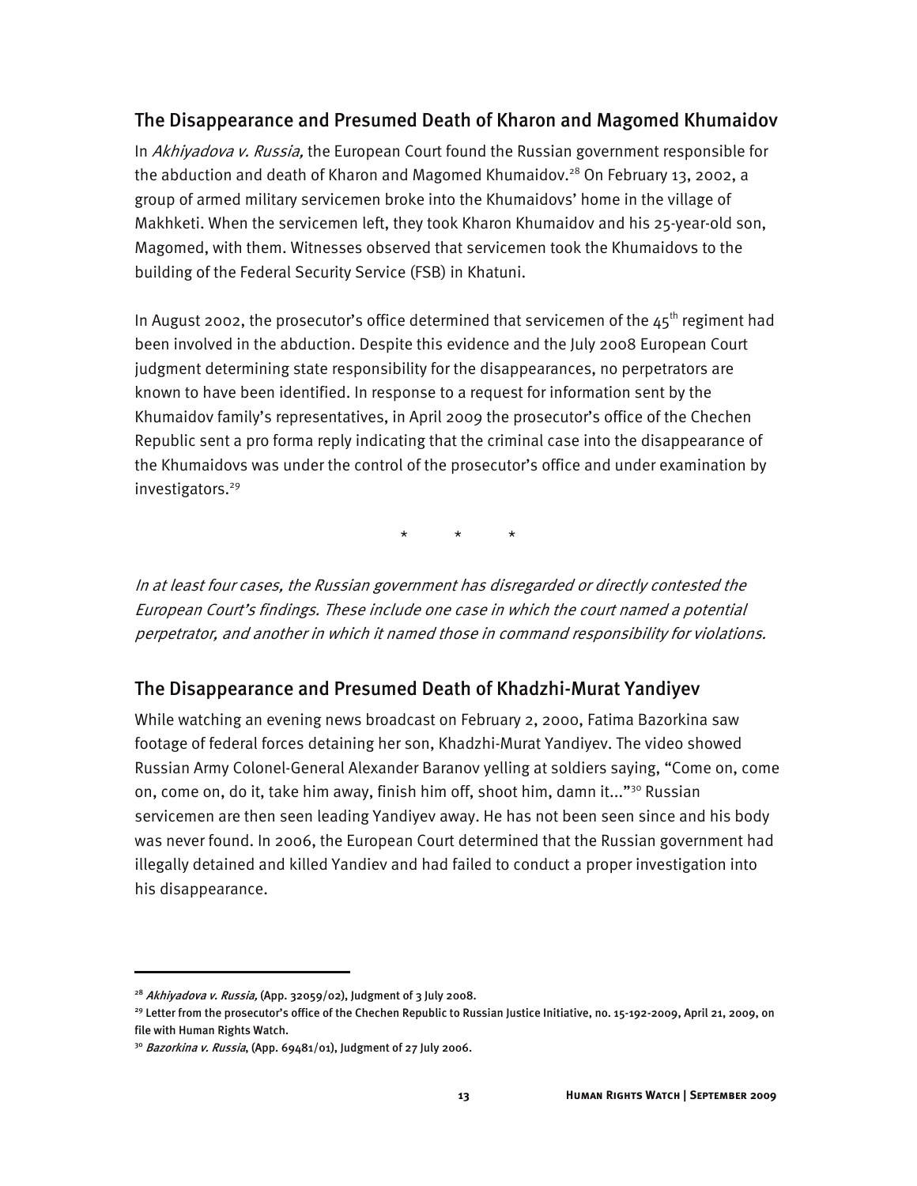## The Disappearance and Presumed Death of Kharon and Magomed Khumaidov

In *Akhiyadova v. Russia,* the European Court found the Russian government responsible for the abduction and death of Kharon and Magomed Khumaidov.[28] On February 13, 2002, a group of armed military servicemen broke into the Khumaidovs' home in the village of Makhketi. When the servicemen left, they took Kharon Khumaidov and his 25-year-old son, Magomed, with them. Witnesses observed that servicemen took the Khumaidovs to the building of the Federal Security Service (FSB) in Khatuni.

In August 2002, the prosecutor's office determined that servicemen of the 45th regiment had been involved in the abduction. Despite this evidence and the July 2008 European Court judgment determining state responsibility for the disappearances, no perpetrators are known to have been identified. In response to a request for information sent by the Khumaidov family's representatives, in April 2009 the prosecutor's office of the Chechen Republic sent a pro forma reply indicating that the criminal case into the disappearance of the Khumaidovs was under the control of the prosecutor's office and under examination by investigators.[29]

\* \* \*

*In at least four cases, the Russian government has disregarded or directly contested the European Court's findings. These include one case in which the court named a potential perpetrator, and another in which it named those in command responsibility for violations.*

## The Disappearance and Presumed Death of Khadzhi-Murat Yandiyev

While watching an evening news broadcast on February 2, 2000, Fatima Bazorkina saw footage of federal forces detaining her son, Khadzhi-Murat Yandiyev. The video showed Russian Army Colonel-General Alexander Baranov yelling at soldiers saying, "Come on, come on, come on, do it, take him away, finish him off, shoot him, damn it..."[30] Russian servicemen are then seen leading Yandiyev away. He has not been seen since and his body was never found. In 2006, the European Court determined that the Russian government had illegally detained and killed Yandiev and had failed to conduct a proper investigation into his disappearance.

---

[28] *Akhiyadova v. Russia,* (App. 32059/02), Judgment of 3 July 2008.

[29] Letter from the prosecutor's office of the Chechen Republic to Russian Justice Initiative, no. 15-192-2009, April 21, 2009, on file with Human Rights Watch.

[30] *Bazorkina v. Russia*, (App. 69481/01), Judgment of 27 July 2006.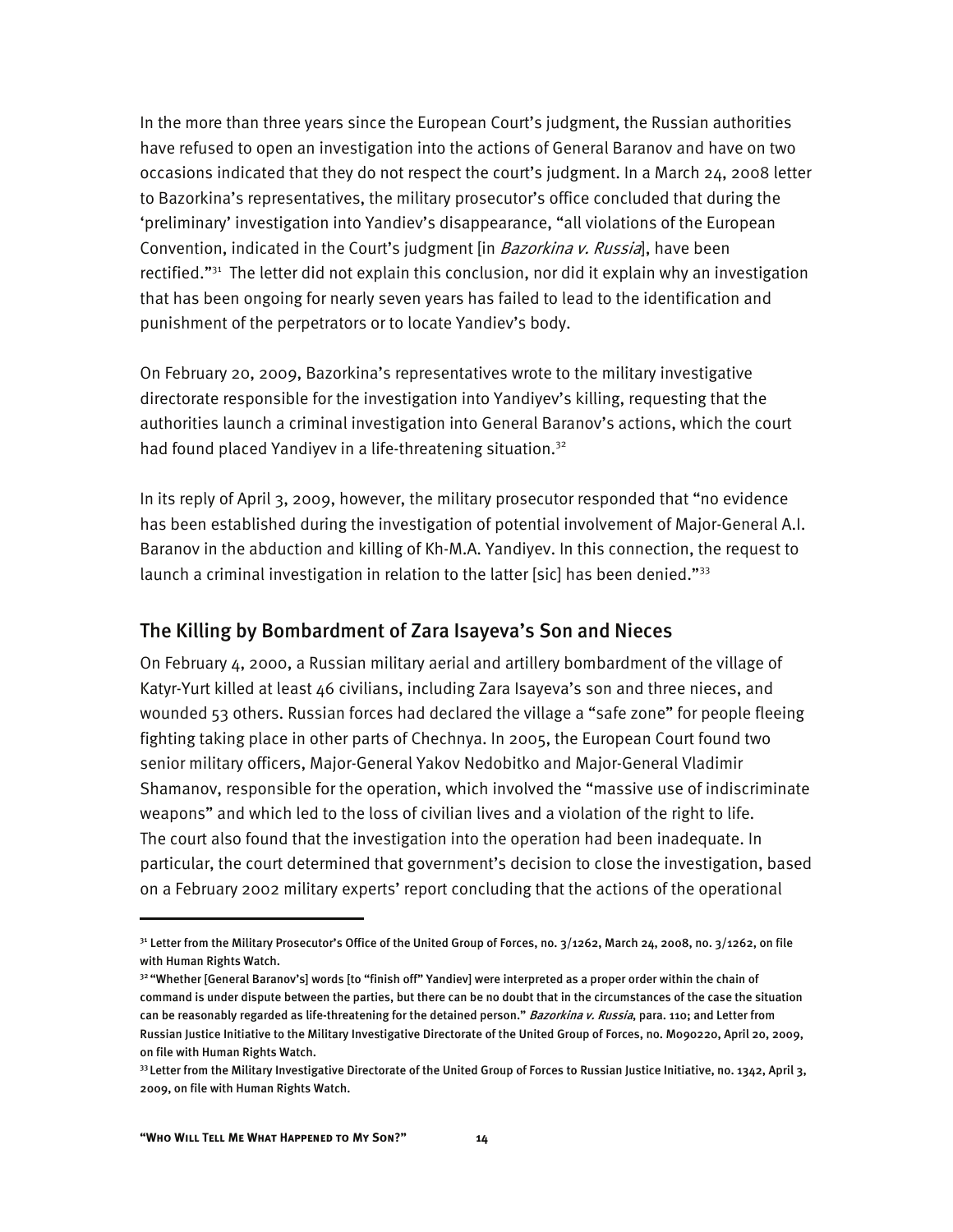In the more than three years since the European Court's judgment, the Russian authorities have refused to open an investigation into the actions of General Baranov and have on two occasions indicated that they do not respect the court's judgment. In a March 24, 2008 letter to Bazorkina's representatives, the military prosecutor's office concluded that during the 'preliminary' investigation into Yandiev's disappearance, "all violations of the European Convention, indicated in the Court's judgment [in *Bazorkina v. Russia*], have been rectified."[31] The letter did not explain this conclusion, nor did it explain why an investigation that has been ongoing for nearly seven years has failed to lead to the identification and punishment of the perpetrators or to locate Yandiev's body.

On February 20, 2009, Bazorkina's representatives wrote to the military investigative directorate responsible for the investigation into Yandiyev's killing, requesting that the authorities launch a criminal investigation into General Baranov's actions, which the court had found placed Yandiyev in a life-threatening situation.[32]

In its reply of April 3, 2009, however, the military prosecutor responded that "no evidence has been established during the investigation of potential involvement of Major-General A.I. Baranov in the abduction and killing of Kh-M.A. Yandiyev. In this connection, the request to launch a criminal investigation in relation to the latter [sic] has been denied."[33]

## The Killing by Bombardment of Zara Isayeva's Son and Nieces

On February 4, 2000, a Russian military aerial and artillery bombardment of the village of Katyr-Yurt killed at least 46 civilians, including Zara Isayeva's son and three nieces, and wounded 53 others. Russian forces had declared the village a "safe zone" for people fleeing fighting taking place in other parts of Chechnya. In 2005, the European Court found two senior military officers, Major-General Yakov Nedobitko and Major-General Vladimir Shamanov, responsible for the operation, which involved the "massive use of indiscriminate weapons" and which led to the loss of civilian lives and a violation of the right to life. The court also found that the investigation into the operation had been inadequate. In particular, the court determined that government's decision to close the investigation, based on a February 2002 military experts' report concluding that the actions of the operational

---

[31] Letter from the Military Prosecutor's Office of the United Group of Forces, no. 3/1262, March 24, 2008, no. 3/1262, on file with Human Rights Watch.

[32] "Whether [General Baranov's] words [to "finish off" Yandiev] were interpreted as a proper order within the chain of command is under dispute between the parties, but there can be no doubt that in the circumstances of the case the situation can be reasonably regarded as life-threatening for the detained person." *Bazorkina v. Russia*, para. 110; and Letter from Russian Justice Initiative to the Military Investigative Directorate of the United Group of Forces, no. M090220, April 20, 2009, on file with Human Rights Watch.

[33] Letter from the Military Investigative Directorate of the United Group of Forces to Russian Justice Initiative, no. 1342, April 3, 2009, on file with Human Rights Watch.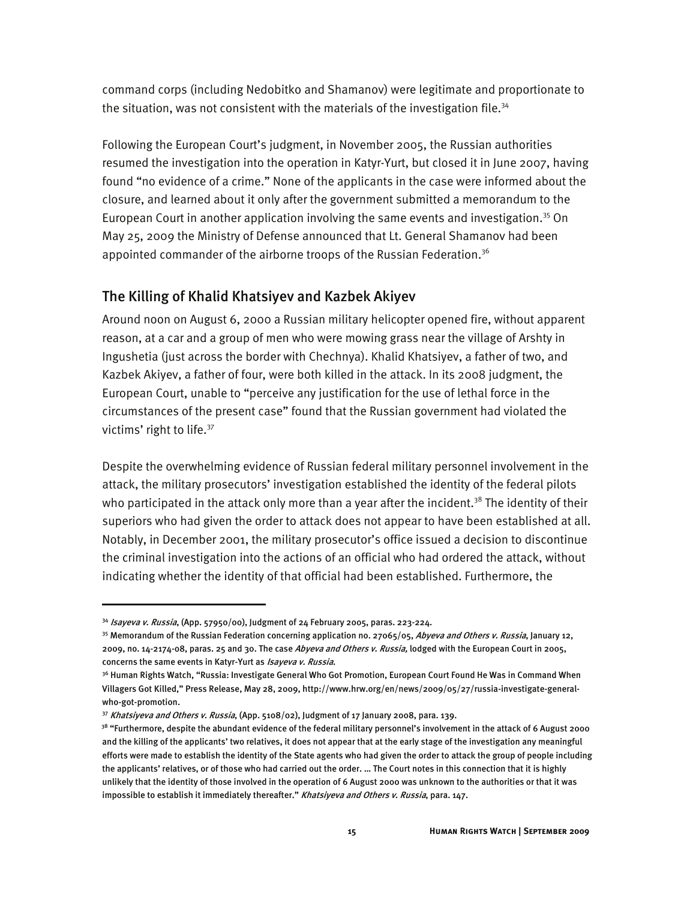command corps (including Nedobitko and Shamanov) were legitimate and proportionate to the situation, was not consistent with the materials of the investigation file.[34]

Following the European Court's judgment, in November 2005, the Russian authorities resumed the investigation into the operation in Katyr-Yurt, but closed it in June 2007, having found "no evidence of a crime." None of the applicants in the case were informed about the closure, and learned about it only after the government submitted a memorandum to the European Court in another application involving the same events and investigation.[35] On May 25, 2009 the Ministry of Defense announced that Lt. General Shamanov had been appointed commander of the airborne troops of the Russian Federation.[36]

## The Killing of Khalid Khatsiyev and Kazbek Akiyev

Around noon on August 6, 2000 a Russian military helicopter opened fire, without apparent reason, at a car and a group of men who were mowing grass near the village of Arshty in Ingushetia (just across the border with Chechnya). Khalid Khatsiyev, a father of two, and Kazbek Akiyev, a father of four, were both killed in the attack. In its 2008 judgment, the European Court, unable to "perceive any justification for the use of lethal force in the circumstances of the present case" found that the Russian government had violated the victims' right to life.[37]

Despite the overwhelming evidence of Russian federal military personnel involvement in the attack, the military prosecutors' investigation established the identity of the federal pilots who participated in the attack only more than a year after the incident.[38] The identity of their superiors who had given the order to attack does not appear to have been established at all. Notably, in December 2001, the military prosecutor's office issued a decision to discontinue the criminal investigation into the actions of an official who had ordered the attack, without indicating whether the identity of that official had been established. Furthermore, the

---

[34] *Isayeva v. Russia*, (App. 57950/00), Judgment of 24 February 2005, paras. 223-224.

[35] Memorandum of the Russian Federation concerning application no. 27065/05, *Abyeva and Others v. Russia*, January 12, 2009, no. 14-2174-08, paras. 25 and 30. The case *Abyeva and Others v. Russia,* lodged with the European Court in 2005, concerns the same events in Katyr-Yurt as *Isayeva v. Russia*.

[36] Human Rights Watch, "Russia: Investigate General Who Got Promotion, European Court Found He Was in Command When Villagers Got Killed," Press Release, May 28, 2009, http://www.hrw.org/en/news/2009/05/27/russia-investigate-general-who-got-promotion.

[37] *Khatsiyeva and Others v. Russia*, (App. 5108/02), Judgment of 17 January 2008, para. 139.

[38] **"Furthermore, despite the abundant evidence of the federal military personnel's involvement in the attack of 6 August 2000 and the killing of the applicants' two relatives, it does not appear that at the early stage of the investigation any meaningful efforts were made to establish the identity of the State agents who had given the order to attack the group of people including the applicants' relatives, or of those who had carried out the order. … The Court notes in this connection that it is highly unlikely that the identity of those involved in the operation of 6 August 2000 was unknown to the authorities or that it was impossible to establish it immediately thereafter."** ***Khatsiyeva and Others v. Russia*****, para. 147.**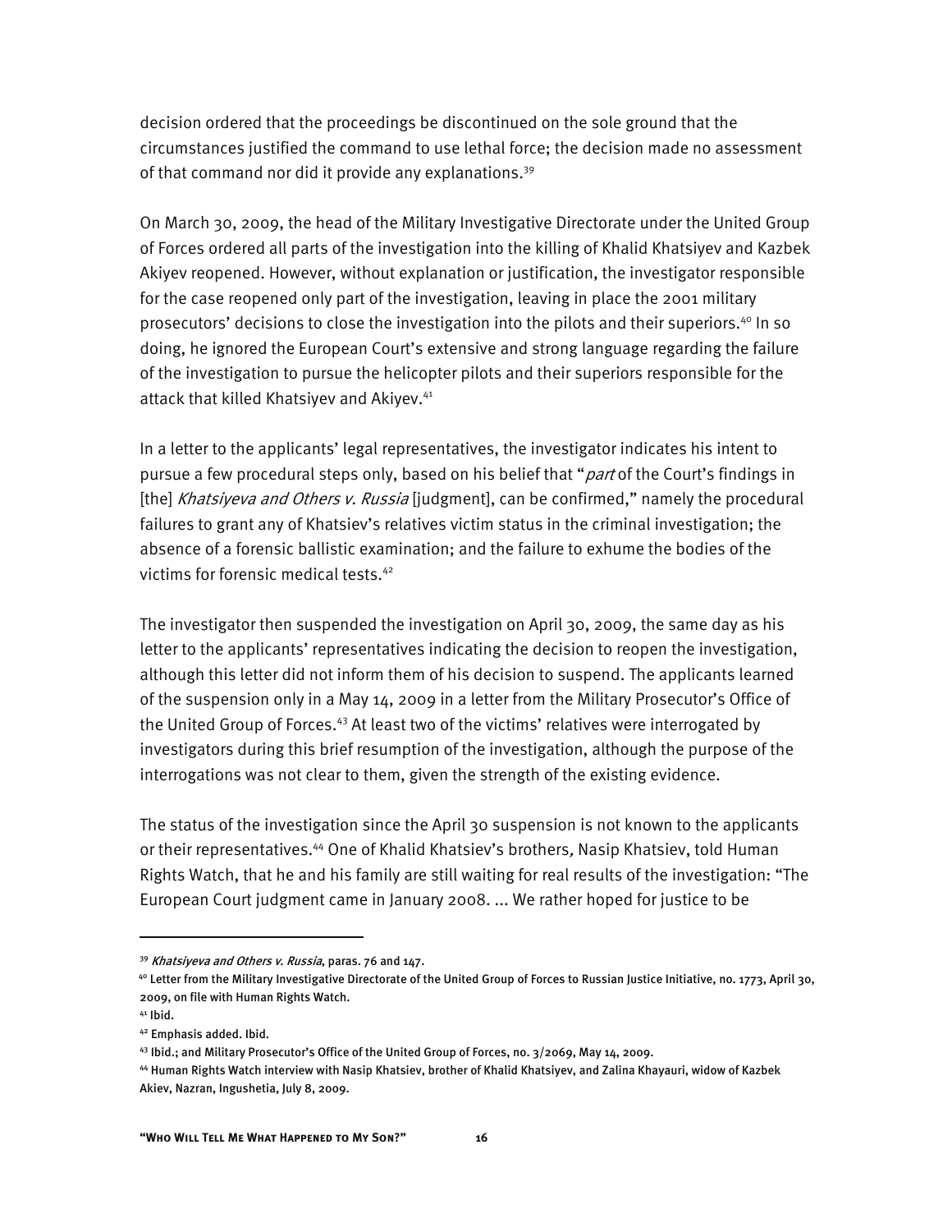decision ordered that the proceedings be discontinued on the sole ground that the circumstances justified the command to use lethal force; the decision made no assessment of that command nor did it provide any explanations.[39]

On March 30, 2009, the head of the Military Investigative Directorate under the United Group of Forces ordered all parts of the investigation into the killing of Khalid Khatsiyev and Kazbek Akiyev reopened. However, without explanation or justification, the investigator responsible for the case reopened only part of the investigation, leaving in place the 2001 military prosecutors' decisions to close the investigation into the pilots and their superiors.[40] In so doing, he ignored the European Court's extensive and strong language regarding the failure of the investigation to pursue the helicopter pilots and their superiors responsible for the attack that killed Khatsiyev and Akiyev.[41]

In a letter to the applicants' legal representatives, the investigator indicates his intent to pursue a few procedural steps only, based on his belief that "*part* of the Court's findings in [the] *Khatsiyeva and Others v. Russia* [judgment], can be confirmed," namely the procedural failures to grant any of Khatsiev's relatives victim status in the criminal investigation; the absence of a forensic ballistic examination; and the failure to exhume the bodies of the victims for forensic medical tests.[42]

The investigator then suspended the investigation on April 30, 2009, the same day as his letter to the applicants' representatives indicating the decision to reopen the investigation, although this letter did not inform them of his decision to suspend. The applicants learned of the suspension only in a May 14, 2009 in a letter from the Military Prosecutor's Office of the United Group of Forces.[43] At least two of the victims' relatives were interrogated by investigators during this brief resumption of the investigation, although the purpose of the interrogations was not clear to them, given the strength of the existing evidence.

The status of the investigation since the April 30 suspension is not known to the applicants or their representatives.[44] One of Khalid Khatsiev's brothers*,* Nasip Khatsiev, told Human Rights Watch, that he and his family are still waiting for real results of the investigation: "The European Court judgment came in January 2008. ... We rather hoped for justice to be

---

[39] *Khatsiyeva and Others v. Russia*, paras. 76 and 147.

[40] Letter from the Military Investigative Directorate of the United Group of Forces to Russian Justice Initiative, no. 1773, April 30, 2009, on file with Human Rights Watch.

[41] Ibid.

[42] Emphasis added. Ibid.

[43] Ibid.; and Military Prosecutor's Office of the United Group of Forces, no. 3/2069, May 14, 2009.

[44] Human Rights Watch interview with Nasip Khatsiev, brother of Khalid Khatsiyev, and Zalina Khayauri, widow of Kazbek Akiev, Nazran, Ingushetia, July 8, 2009.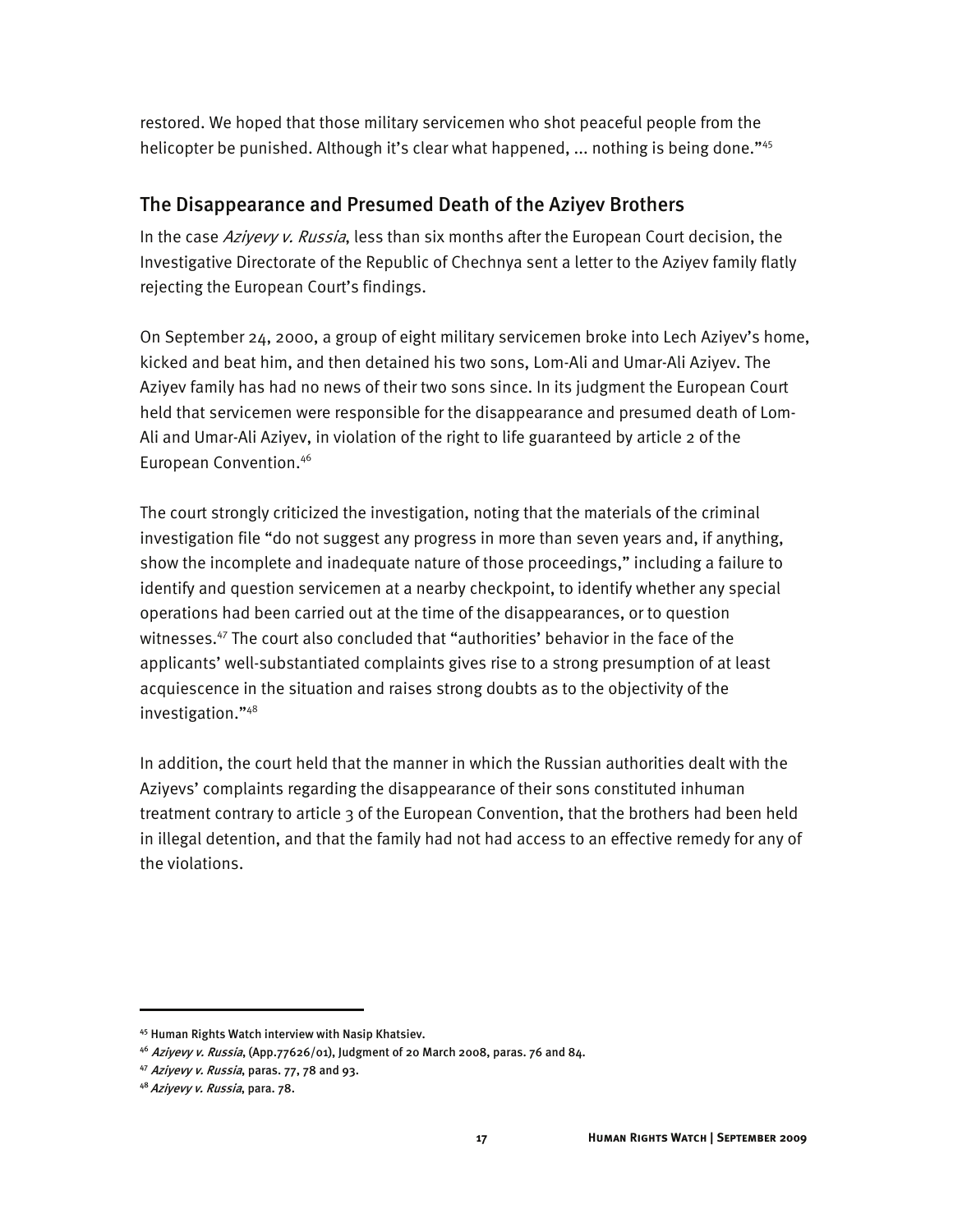restored. We hoped that those military servicemen who shot peaceful people from the helicopter be punished. Although it's clear what happened, ... nothing is being done."[45]

## The Disappearance and Presumed Death of the Aziyev Brothers

In the case *Aziyevy v. Russia*, less than six months after the European Court decision, the Investigative Directorate of the Republic of Chechnya sent a letter to the Aziyev family flatly rejecting the European Court's findings.

On September 24, 2000, a group of eight military servicemen broke into Lech Aziyev's home, kicked and beat him, and then detained his two sons, Lom-Ali and Umar-Ali Aziyev. The Aziyev family has had no news of their two sons since. In its judgment the European Court held that servicemen were responsible for the disappearance and presumed death of Lom-Ali and Umar-Ali Aziyev, in violation of the right to life guaranteed by article 2 of the European Convention.[46]

The court strongly criticized the investigation, noting that the materials of the criminal investigation file "do not suggest any progress in more than seven years and, if anything, show the incomplete and inadequate nature of those proceedings," including a failure to identify and question servicemen at a nearby checkpoint, to identify whether any special operations had been carried out at the time of the disappearances, or to question witnesses.[47] The court also concluded that "authorities' behavior in the face of the applicants' well-substantiated complaints gives rise to a strong presumption of at least acquiescence in the situation and raises strong doubts as to the objectivity of the investigation."[48]

In addition, the court held that the manner in which the Russian authorities dealt with the Aziyevs' complaints regarding the disappearance of their sons constituted inhuman treatment contrary to article 3 of the European Convention, that the brothers had been held in illegal detention, and that the family had not had access to an effective remedy for any of the violations.

---

[45] Human Rights Watch interview with Nasip Khatsiev.

[46] *Aziyevy v. Russia*, (App.77626/01), Judgment of 20 March 2008, paras. 76 and 84.

[47] *Aziyevy v. Russia*, paras. 77, 78 and 93.

[48] *Aziyevy v. Russia*, para. 78.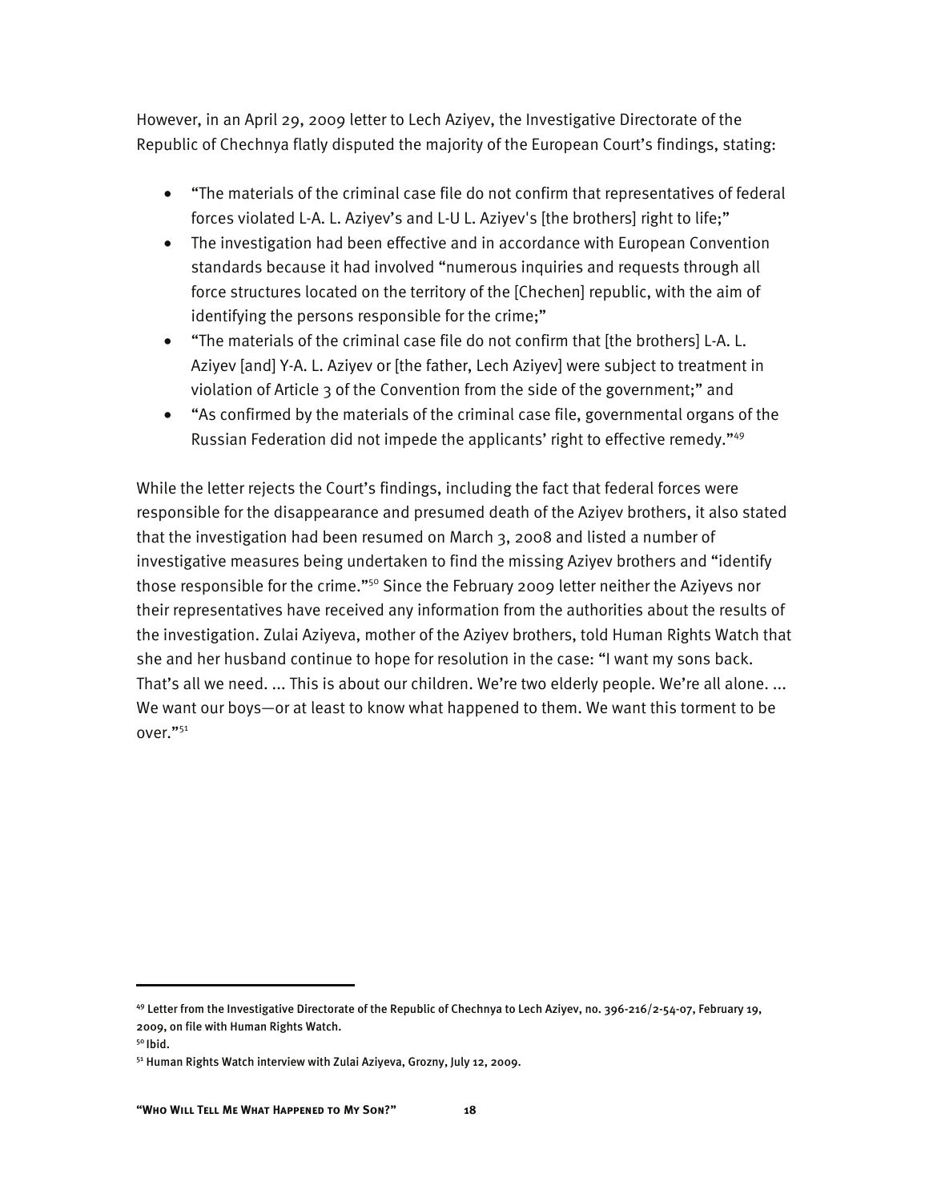However, in an April 29, 2009 letter to Lech Aziyev, the Investigative Directorate of the Republic of Chechnya flatly disputed the majority of the European Court's findings, stating:

- "The materials of the criminal case file do not confirm that representatives of federal forces violated L-A. L. Aziyev's and L-U L. Aziyev's [the brothers] right to life;"
- The investigation had been effective and in accordance with European Convention standards because it had involved "numerous inquiries and requests through all force structures located on the territory of the [Chechen] republic, with the aim of identifying the persons responsible for the crime;"
- "The materials of the criminal case file do not confirm that [the brothers] L-A. L. Aziyev [and] Y-A. L. Aziyev or [the father, Lech Aziyev] were subject to treatment in violation of Article 3 of the Convention from the side of the government;" and
- "As confirmed by the materials of the criminal case file, governmental organs of the Russian Federation did not impede the applicants' right to effective remedy."[49]

While the letter rejects the Court's findings, including the fact that federal forces were responsible for the disappearance and presumed death of the Aziyev brothers, it also stated that the investigation had been resumed on March 3, 2008 and listed a number of investigative measures being undertaken to find the missing Aziyev brothers and "identify those responsible for the crime."[50] Since the February 2009 letter neither the Aziyevs nor their representatives have received any information from the authorities about the results of the investigation. Zulai Aziyeva, mother of the Aziyev brothers, told Human Rights Watch that she and her husband continue to hope for resolution in the case: "I want my sons back. That's all we need. ... This is about our children. We're two elderly people. We're all alone. ... We want our boys—or at least to know what happened to them. We want this torment to be over."[51]

---

[49] Letter from the Investigative Directorate of the Republic of Chechnya to Lech Aziyev, no. 396-216/2-54-07, February 19, 2009, on file with Human Rights Watch.

[50] Ibid.

[51] Human Rights Watch interview with Zulai Aziyeva, Grozny, July 12, 2009.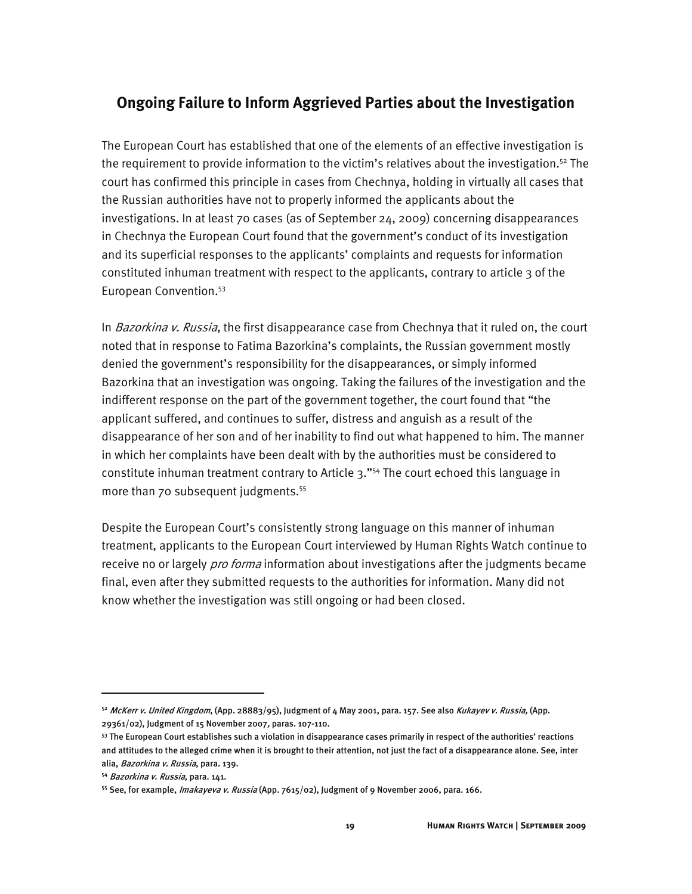## Ongoing Failure to Inform Aggrieved Parties about the Investigation

The European Court has established that one of the elements of an effective investigation is the requirement to provide information to the victim's relatives about the investigation.[52] The court has confirmed this principle in cases from Chechnya, holding in virtually all cases that the Russian authorities have not to properly informed the applicants about the investigations. In at least 70 cases (as of September 24, 2009) concerning disappearances in Chechnya the European Court found that the government's conduct of its investigation and its superficial responses to the applicants' complaints and requests for information constituted inhuman treatment with respect to the applicants, contrary to article 3 of the European Convention.[53]

In *Bazorkina v. Russia*, the first disappearance case from Chechnya that it ruled on, the court noted that in response to Fatima Bazorkina's complaints, the Russian government mostly denied the government's responsibility for the disappearances, or simply informed Bazorkina that an investigation was ongoing. Taking the failures of the investigation and the indifferent response on the part of the government together, the court found that "the applicant suffered, and continues to suffer, distress and anguish as a result of the disappearance of her son and of her inability to find out what happened to him. The manner in which her complaints have been dealt with by the authorities must be considered to constitute inhuman treatment contrary to Article 3."[54] The court echoed this language in more than 70 subsequent judgments.[55]

Despite the European Court's consistently strong language on this manner of inhuman treatment, applicants to the European Court interviewed by Human Rights Watch continue to receive no or largely *pro forma* information about investigations after the judgments became final, even after they submitted requests to the authorities for information. Many did not know whether the investigation was still ongoing or had been closed.

---

[52] *McKerr v. United Kingdom*, (App. 28883/95), Judgment of 4 May 2001, para. 157. See also *Kukayev v. Russia,* (App. 29361/02), Judgment of 15 November 2007, paras. 107-110.

[53] The European Court establishes such a violation in disappearance cases primarily in respect of the authorities' reactions and attitudes to the alleged crime when it is brought to their attention, not just the fact of a disappearance alone. See, inter alia, *Bazorkina v. Russia*, para. 139.

[54] *Bazorkina v. Russia*, para. 141.

[55] See, for example, *Imakayeva v. Russia* (App. 7615/02), Judgment of 9 November 2006, para. 166.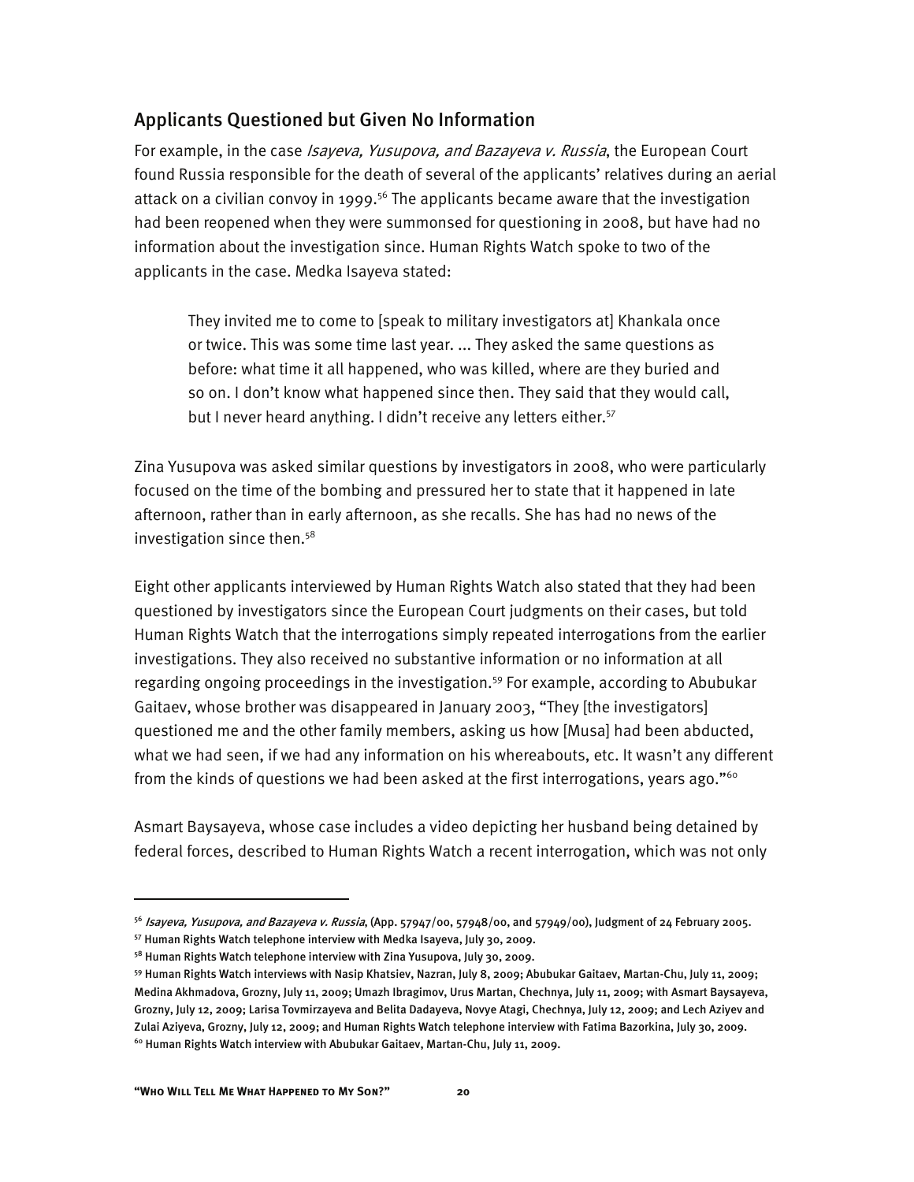## Applicants Questioned but Given No Information

For example, in the case *Isayeva, Yusupova, and Bazayeva v. Russia*, the European Court found Russia responsible for the death of several of the applicants' relatives during an aerial attack on a civilian convoy in 1999.[56] The applicants became aware that the investigation had been reopened when they were summonsed for questioning in 2008, but have had no information about the investigation since. Human Rights Watch spoke to two of the applicants in the case. Medka Isayeva stated:

> They invited me to come to [speak to military investigators at] Khankala once or twice. This was some time last year. ... They asked the same questions as before: what time it all happened, who was killed, where are they buried and so on. I don't know what happened since then. They said that they would call, but I never heard anything. I didn't receive any letters either.[57]

Zina Yusupova was asked similar questions by investigators in 2008, who were particularly focused on the time of the bombing and pressured her to state that it happened in late afternoon, rather than in early afternoon, as she recalls. She has had no news of the investigation since then.[58]

Eight other applicants interviewed by Human Rights Watch also stated that they had been questioned by investigators since the European Court judgments on their cases, but told Human Rights Watch that the interrogations simply repeated interrogations from the earlier investigations. They also received no substantive information or no information at all regarding ongoing proceedings in the investigation.[59] For example, according to Abubukar Gaitaev, whose brother was disappeared in January 2003, "They [the investigators] questioned me and the other family members, asking us how [Musa] had been abducted, what we had seen, if we had any information on his whereabouts, etc. It wasn't any different from the kinds of questions we had been asked at the first interrogations, years ago."[60]

Asmart Baysayeva, whose case includes a video depicting her husband being detained by federal forces, described to Human Rights Watch a recent interrogation, which was not only

---

[56] *Isayeva, Yusupova, and Bazayeva v. Russia*, (App. 57947/00, 57948/00, and 57949/00), Judgment of 24 February 2005.

[57] Human Rights Watch telephone interview with Medka Isayeva, July 30, 2009.

[58] Human Rights Watch telephone interview with Zina Yusupova, July 30, 2009.

[59] Human Rights Watch interviews with Nasip Khatsiev, Nazran, July 8, 2009; Abubukar Gaitaev, Martan-Chu, July 11, 2009; Medina Akhmadova, Grozny, July 11, 2009; Umazh Ibragimov, Urus Martan, Chechnya, July 11, 2009; with Asmart Baysayeva, Grozny, July 12, 2009; Larisa Tovmirzayeva and Belita Dadayeva, Novye Atagi, Chechnya, July 12, 2009; and Lech Aziyev and Zulai Aziyeva, Grozny, July 12, 2009; and Human Rights Watch telephone interview with Fatima Bazorkina, July 30, 2009.

[60] Human Rights Watch interview with Abubukar Gaitaev, Martan-Chu, July 11, 2009.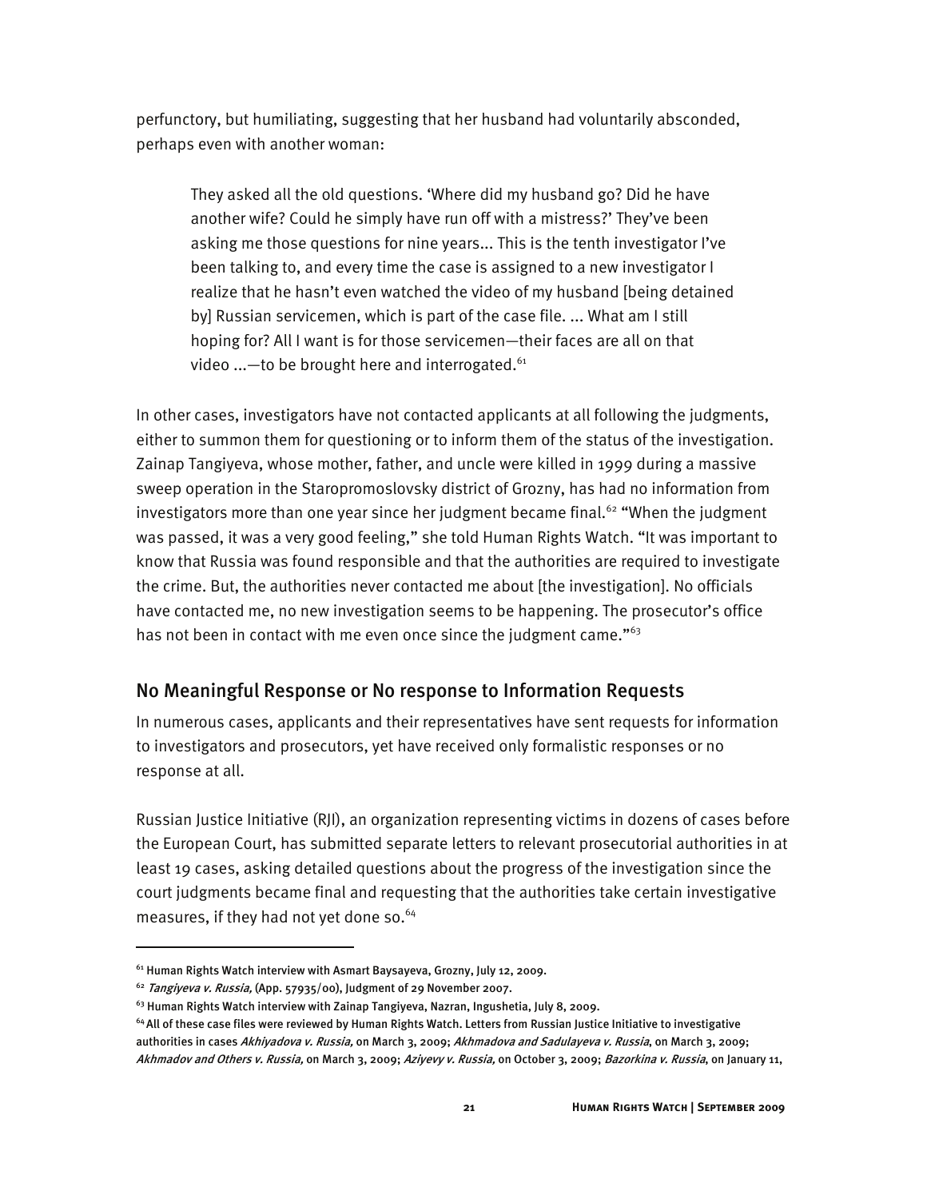perfunctory, but humiliating, suggesting that her husband had voluntarily absconded, perhaps even with another woman:

> They asked all the old questions. 'Where did my husband go? Did he have another wife? Could he simply have run off with a mistress?' They've been asking me those questions for nine years... This is the tenth investigator I've been talking to, and every time the case is assigned to a new investigator I realize that he hasn't even watched the video of my husband [being detained by] Russian servicemen, which is part of the case file. ... What am I still hoping for? All I want is for those servicemen—their faces are all on that video ...—to be brought here and interrogated.[61]

In other cases, investigators have not contacted applicants at all following the judgments, either to summon them for questioning or to inform them of the status of the investigation. Zainap Tangiyeva, whose mother, father, and uncle were killed in 1999 during a massive sweep operation in the Staropromoslovsky district of Grozny, has had no information from investigators more than one year since her judgment became final.[62] "When the judgment was passed, it was a very good feeling," she told Human Rights Watch. "It was important to know that Russia was found responsible and that the authorities are required to investigate the crime. But, the authorities never contacted me about [the investigation]. No officials have contacted me, no new investigation seems to be happening. The prosecutor's office has not been in contact with me even once since the judgment came."[63]

## No Meaningful Response or No response to Information Requests

In numerous cases, applicants and their representatives have sent requests for information to investigators and prosecutors, yet have received only formalistic responses or no response at all.

Russian Justice Initiative (RJI), an organization representing victims in dozens of cases before the European Court, has submitted separate letters to relevant prosecutorial authorities in at least 19 cases, asking detailed questions about the progress of the investigation since the court judgments became final and requesting that the authorities take certain investigative measures, if they had not yet done so.[64]

---

[61] Human Rights Watch interview with Asmart Baysayeva, Grozny, July 12, 2009.

[62] *Tangiyeva v. Russia,* (App. 57935/00), Judgment of 29 November 2007.

[63] Human Rights Watch interview with Zainap Tangiyeva, Nazran, Ingushetia, July 8, 2009.

[64] All of these case files were reviewed by Human Rights Watch. Letters from Russian Justice Initiative to investigative authorities in cases *Akhiyadova v. Russia,* on March 3, 2009; *Akhmadova and Sadulayeva v. Russia*, on March 3, 2009; *Akhmadov and Others v. Russia,* on March 3, 2009; *Aziyevy v. Russia,* on October 3, 2009; *Bazorkina v. Russia*, on January 11,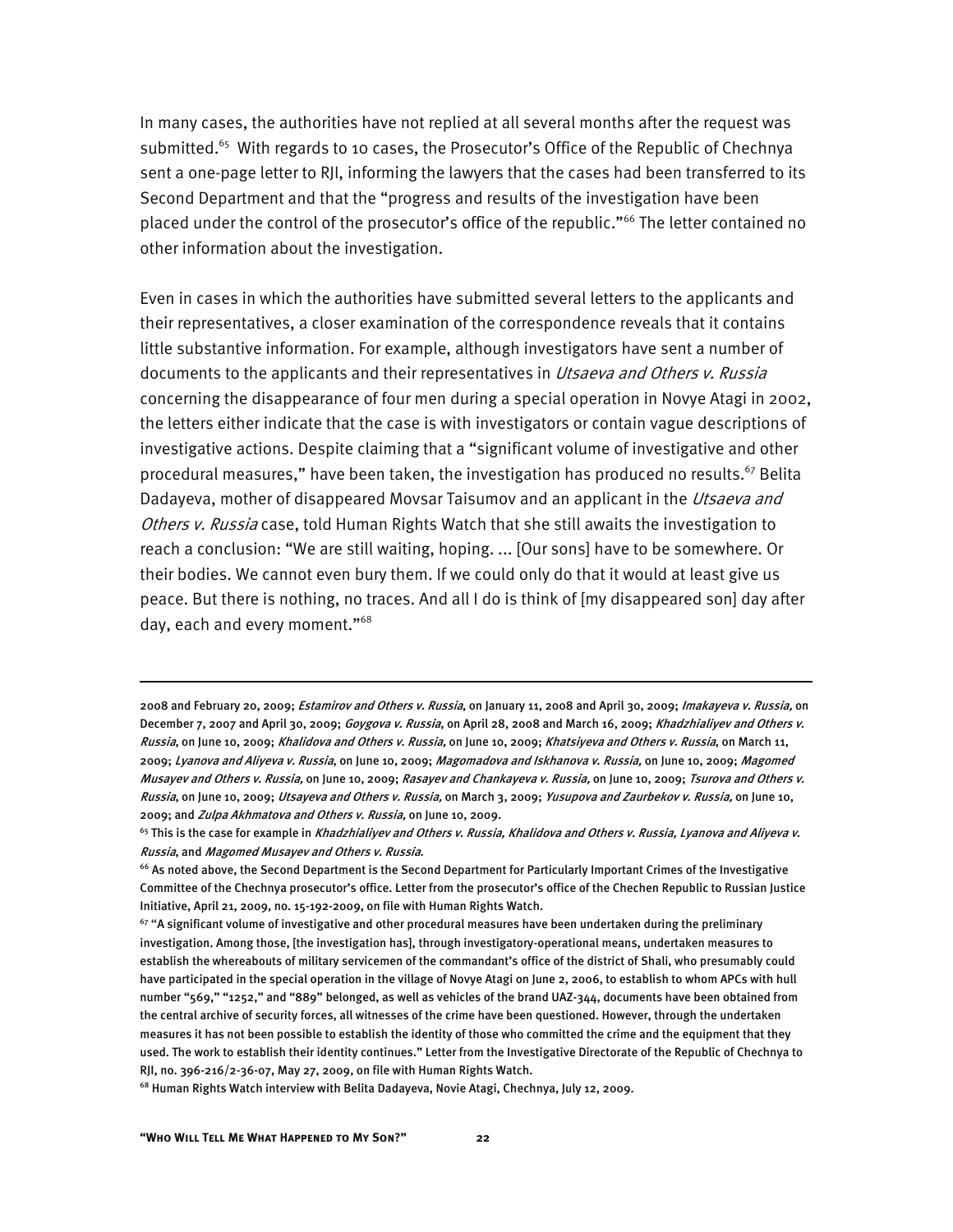In many cases, the authorities have not replied at all several months after the request was submitted.[65] With regards to 10 cases, the Prosecutor's Office of the Republic of Chechnya sent a one-page letter to RJI, informing the lawyers that the cases had been transferred to its Second Department and that the "progress and results of the investigation have been placed under the control of the prosecutor's office of the republic."[66] The letter contained no other information about the investigation.

Even in cases in which the authorities have submitted several letters to the applicants and their representatives, a closer examination of the correspondence reveals that it contains little substantive information. For example, although investigators have sent a number of documents to the applicants and their representatives in *Utsaeva and Others v. Russia* concerning the disappearance of four men during a special operation in Novye Atagi in 2002, the letters either indicate that the case is with investigators or contain vague descriptions of investigative actions. Despite claiming that a "significant volume of investigative and other procedural measures," have been taken, the investigation has produced no results.[67] Belita Dadayeva, mother of disappeared Movsar Taisumov and an applicant in the *Utsaeva and Others v. Russia* case, told Human Rights Watch that she still awaits the investigation to reach a conclusion: "We are still waiting, hoping. ... [Our sons] have to be somewhere. Or their bodies. We cannot even bury them. If we could only do that it would at least give us peace. But there is nothing, no traces. And all I do is think of [my disappeared son] day after day, each and every moment."[68]

---

2008 and February 20, 2009; *Estamirov and Others v. Russia*, on January 11, 2008 and April 30, 2009; *Imakayeva v. Russia,* on December 7, 2007 and April 30, 2009; *Goygova v. Russia*, on April 28, 2008 and March 16, 2009; *Khadzhialiyev and Others v. Russia*, on June 10, 2009; *Khalidova and Others v. Russia,* on June 10, 2009; *Khatsiyeva and Others v. Russia*, on March 11, 2009; *Lyanova and Aliyeva v. Russia*, on June 10, 2009; *Magomadova and Iskhanova v. Russia,* on June 10, 2009; *Magomed Musayev and Others v. Russia,* on June 10, 2009; *Rasayev and Chankayeva v. Russia,* on June 10, 2009; *Tsurova and Others v. Russia*, on June 10, 2009; *Utsayeva and Others v. Russia,* on March 3, 2009; *Yusupova and Zaurbekov v. Russia,* on June 10, 2009; and *Zulpa Akhmatova and Others v. Russia,* on June 10, 2009.

[65] This is the case for example in *Khadzhialiyev and Others v. Russia, Khalidova and Others v. Russia, Lyanova and Aliyeva v. Russia*, and *Magomed Musayev and Others v. Russia*.

[66] As noted above, the Second Department is the Second Department for Particularly Important Crimes of the Investigative Committee of the Chechnya prosecutor's office. Letter from the prosecutor's office of the Chechen Republic to Russian Justice Initiative, April 21, 2009, no. 15-192-2009, on file with Human Rights Watch.

[67] "A significant volume of investigative and other procedural measures have been undertaken during the preliminary investigation. Among those, [the investigation has], through investigatory-operational means, undertaken measures to establish the whereabouts of military servicemen of the commandant's office of the district of Shali, who presumably could have participated in the special operation in the village of Novye Atagi on June 2, 2006, to establish to whom APCs with hull number "569," "1252," and "889" belonged, as well as vehicles of the brand UAZ-344, documents have been obtained from the central archive of security forces, all witnesses of the crime have been questioned. However, through the undertaken measures it has not been possible to establish the identity of those who committed the crime and the equipment that they used. The work to establish their identity continues." Letter from the Investigative Directorate of the Republic of Chechnya to RJI, no. 396-216/2-36-07, May 27, 2009, on file with Human Rights Watch.

[68] Human Rights Watch interview with Belita Dadayeva, Novie Atagi, Chechnya, July 12, 2009.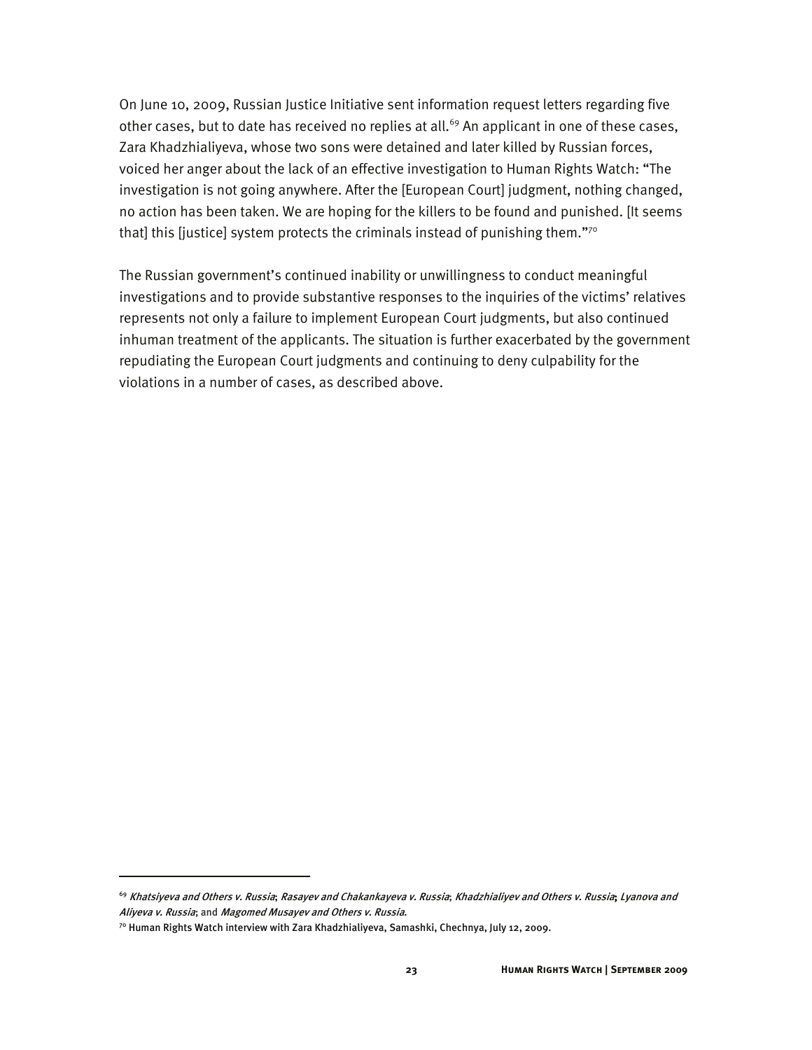On June 10, 2009, Russian Justice Initiative sent information request letters regarding five other cases, but to date has received no replies at all.[69] An applicant in one of these cases, Zara Khadzhialiyeva, whose two sons were detained and later killed by Russian forces, voiced her anger about the lack of an effective investigation to Human Rights Watch: "The investigation is not going anywhere. After the [European Court] judgment, nothing changed, no action has been taken. We are hoping for the killers to be found and punished. [It seems that] this [justice] system protects the criminals instead of punishing them."[70]

The Russian government's continued inability or unwillingness to conduct meaningful investigations and to provide substantive responses to the inquiries of the victims' relatives represents not only a failure to implement European Court judgments, but also continued inhuman treatment of the applicants. The situation is further exacerbated by the government repudiating the European Court judgments and continuing to deny culpability for the violations in a number of cases, as described above.

---

[69] *Khatsiyeva and Others v. Russia*; *Rasayev and Chakankayeva v. Russia*; *Khadzhialiyev and Others v. Russia*; *Lyanova and Aliyeva v. Russia*; and *Magomed Musayev and Others v. Russia*.

[70] Human Rights Watch interview with Zara Khadzhialiyeva, Samashki, Chechnya, July 12, 2009.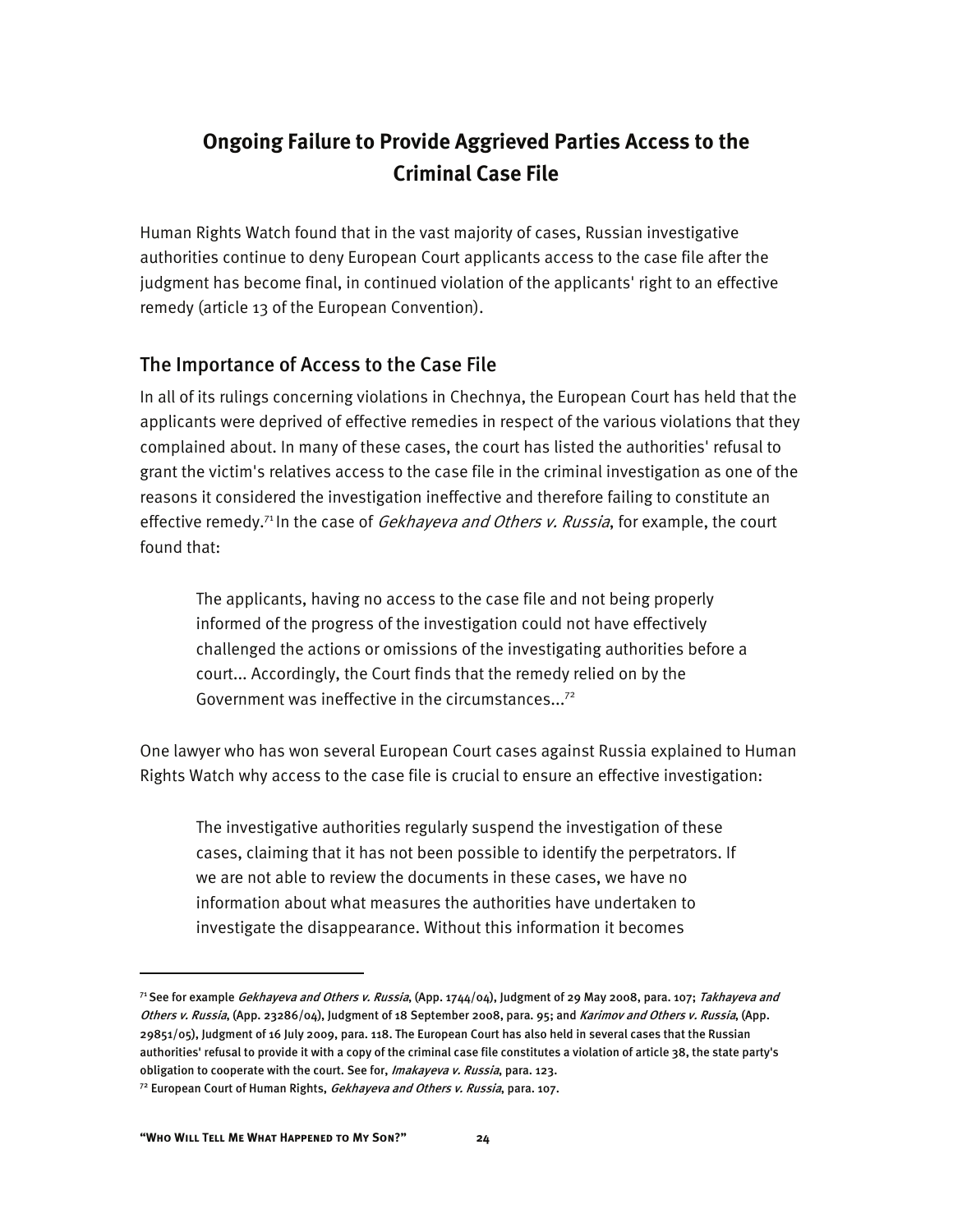## Ongoing Failure to Provide Aggrieved Parties Access to the Criminal Case File

Human Rights Watch found that in the vast majority of cases, Russian investigative authorities continue to deny European Court applicants access to the case file after the judgment has become final, in continued violation of the applicants' right to an effective remedy (article 13 of the European Convention).

### The Importance of Access to the Case File

In all of its rulings concerning violations in Chechnya, the European Court has held that the applicants were deprived of effective remedies in respect of the various violations that they complained about. In many of these cases, the court has listed the authorities' refusal to grant the victim's relatives access to the case file in the criminal investigation as one of the reasons it considered the investigation ineffective and therefore failing to constitute an effective remedy.[71] In the case of *Gekhayeva and Others v. Russia*, for example, the court found that:

> The applicants, having no access to the case file and not being properly informed of the progress of the investigation could not have effectively challenged the actions or omissions of the investigating authorities before a court... Accordingly, the Court finds that the remedy relied on by the Government was ineffective in the circumstances...[72]

One lawyer who has won several European Court cases against Russia explained to Human Rights Watch why access to the case file is crucial to ensure an effective investigation:

> The investigative authorities regularly suspend the investigation of these cases, claiming that it has not been possible to identify the perpetrators. If we are not able to review the documents in these cases, we have no information about what measures the authorities have undertaken to investigate the disappearance. Without this information it becomes

---

[71] See for example *Gekhayeva and Others v. Russia*, (App. 1744/04), Judgment of 29 May 2008, para. 107; *Takhayeva and Others v. Russia*, (App. 23286/04), Judgment of 18 September 2008, para. 95; and *Karimov and Others v. Russia*, (App. 29851/05), Judgment of 16 July 2009, para. 118. The European Court has also held in several cases that the Russian authorities' refusal to provide it with a copy of the criminal case file constitutes a violation of article 38, the state party's obligation to cooperate with the court. See for, *Imakayeva v. Russia*, para. 123.

[72] European Court of Human Rights, *Gekhayeva and Others v. Russia*, para. 107.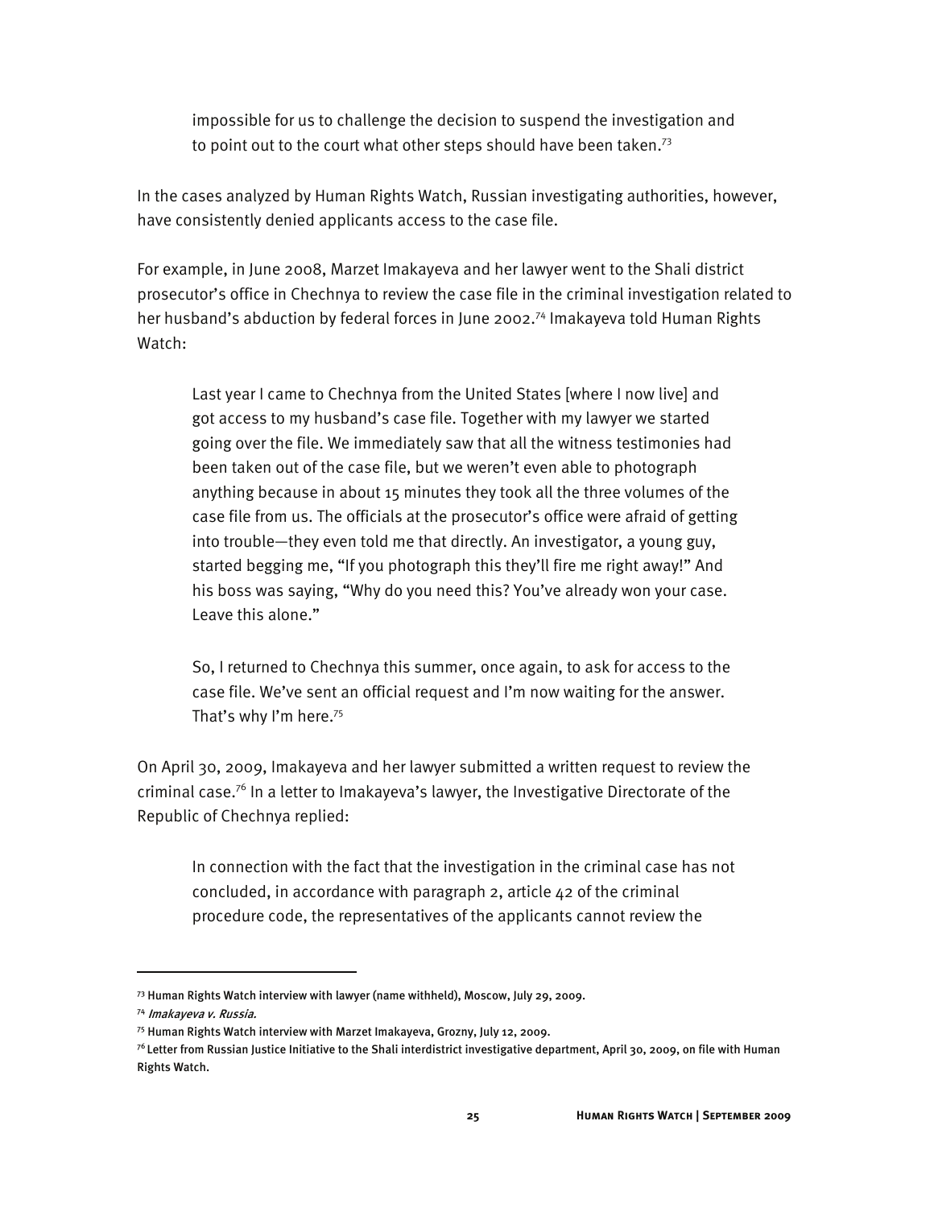> impossible for us to challenge the decision to suspend the investigation and to point out to the court what other steps should have been taken.[73]

In the cases analyzed by Human Rights Watch, Russian investigating authorities, however, have consistently denied applicants access to the case file.

For example, in June 2008, Marzet Imakayeva and her lawyer went to the Shali district prosecutor's office in Chechnya to review the case file in the criminal investigation related to her husband's abduction by federal forces in June 2002.[74] Imakayeva told Human Rights Watch:

> Last year I came to Chechnya from the United States [where I now live] and got access to my husband's case file. Together with my lawyer we started going over the file. We immediately saw that all the witness testimonies had been taken out of the case file, but we weren't even able to photograph anything because in about 15 minutes they took all the three volumes of the case file from us. The officials at the prosecutor's office were afraid of getting into trouble—they even told me that directly. An investigator, a young guy, started begging me, "If you photograph this they'll fire me right away!" And his boss was saying, "Why do you need this? You've already won your case. Leave this alone."
>
> So, I returned to Chechnya this summer, once again, to ask for access to the case file. We've sent an official request and I'm now waiting for the answer. That's why I'm here.[75]

On April 30, 2009, Imakayeva and her lawyer submitted a written request to review the criminal case.[76] In a letter to Imakayeva's lawyer, the Investigative Directorate of the Republic of Chechnya replied:

> In connection with the fact that the investigation in the criminal case has not concluded, in accordance with paragraph 2, article 42 of the criminal procedure code, the representatives of the applicants cannot review the

---

[73] Human Rights Watch interview with lawyer (name withheld), Moscow, July 29, 2009.

[74] *Imakayeva v. Russia.*

[75] Human Rights Watch interview with Marzet Imakayeva, Grozny, July 12, 2009.

[76] Letter from Russian Justice Initiative to the Shali interdistrict investigative department, April 30, 2009, on file with Human Rights Watch.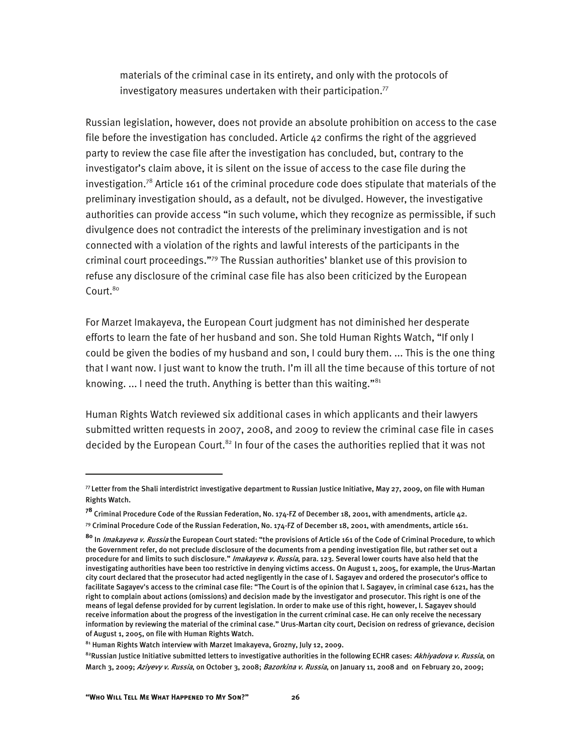materials of the criminal case in its entirety, and only with the protocols of investigatory measures undertaken with their participation.[77]

Russian legislation, however, does not provide an absolute prohibition on access to the case file before the investigation has concluded. Article 42 confirms the right of the aggrieved party to review the case file after the investigation has concluded, but, contrary to the investigator's claim above, it is silent on the issue of access to the case file during the investigation.[78] Article 161 of the criminal procedure code does stipulate that materials of the preliminary investigation should, as a default, not be divulged. However, the investigative authorities can provide access "in such volume, which they recognize as permissible, if such divulgence does not contradict the interests of the preliminary investigation and is not connected with a violation of the rights and lawful interests of the participants in the criminal court proceedings."[79] The Russian authorities' blanket use of this provision to refuse any disclosure of the criminal case file has also been criticized by the European Court.[80]

For Marzet Imakayeva, the European Court judgment has not diminished her desperate efforts to learn the fate of her husband and son. She told Human Rights Watch, "If only I could be given the bodies of my husband and son, I could bury them. ... This is the one thing that I want now. I just want to know the truth. I'm ill all the time because of this torture of not knowing. ... I need the truth. Anything is better than this waiting."[81]

Human Rights Watch reviewed six additional cases in which applicants and their lawyers submitted written requests in 2007, 2008, and 2009 to review the criminal case file in cases decided by the European Court.[82] In four of the cases the authorities replied that it was not

---

[77] Letter from the Shali interdistrict investigative department to Russian Justice Initiative, May 27, 2009, on file with Human Rights Watch.

[78] Criminal Procedure Code of the Russian Federation, No. 174-FZ of December 18, 2001, with amendments, article 42.

[79] Criminal Procedure Code of the Russian Federation, No. 174-FZ of December 18, 2001, with amendments, article 161.

[80] In *Imakayeva v. Russia* the European Court stated: "the provisions of Article 161 of the Code of Criminal Procedure, to which the Government refer, do not preclude disclosure of the documents from a pending investigation file, but rather set out a procedure for and limits to such disclosure." *Imakayeva v. Russia*, para. 123. Several lower courts have also held that the investigating authorities have been too restrictive in denying victims access. On August 1, 2005, for example, the Urus-Martan city court declared that the prosecutor had acted negligently in the case of I. Sagayev and ordered the prosecutor's office to facilitate Sagayev's access to the criminal case file: "The Court is of the opinion that I. Sagayev, in criminal case 6121, has the right to complain about actions (omissions) and decision made by the investigator and prosecutor. This right is one of the means of legal defense provided for by current legislation. In order to make use of this right, however, I. Sagayev should receive information about the progress of the investigation in the current criminal case. He can only receive the necessary information by reviewing the material of the criminal case." Urus-Martan city court, Decision on redress of grievance, decision of August 1, 2005, on file with Human Rights Watch.

[81] Human Rights Watch interview with Marzet Imakayeva, Grozny, July 12, 2009.

[82] Russian Justice Initiative submitted letters to investigative authorities in the following ECHR cases: *Akhiyadova v. Russia*, on March 3, 2009; *Aziyevy v. Russia*, on October 3, 2008; *Bazorkina v. Russia*, on January 11, 2008 and on February 20, 2009;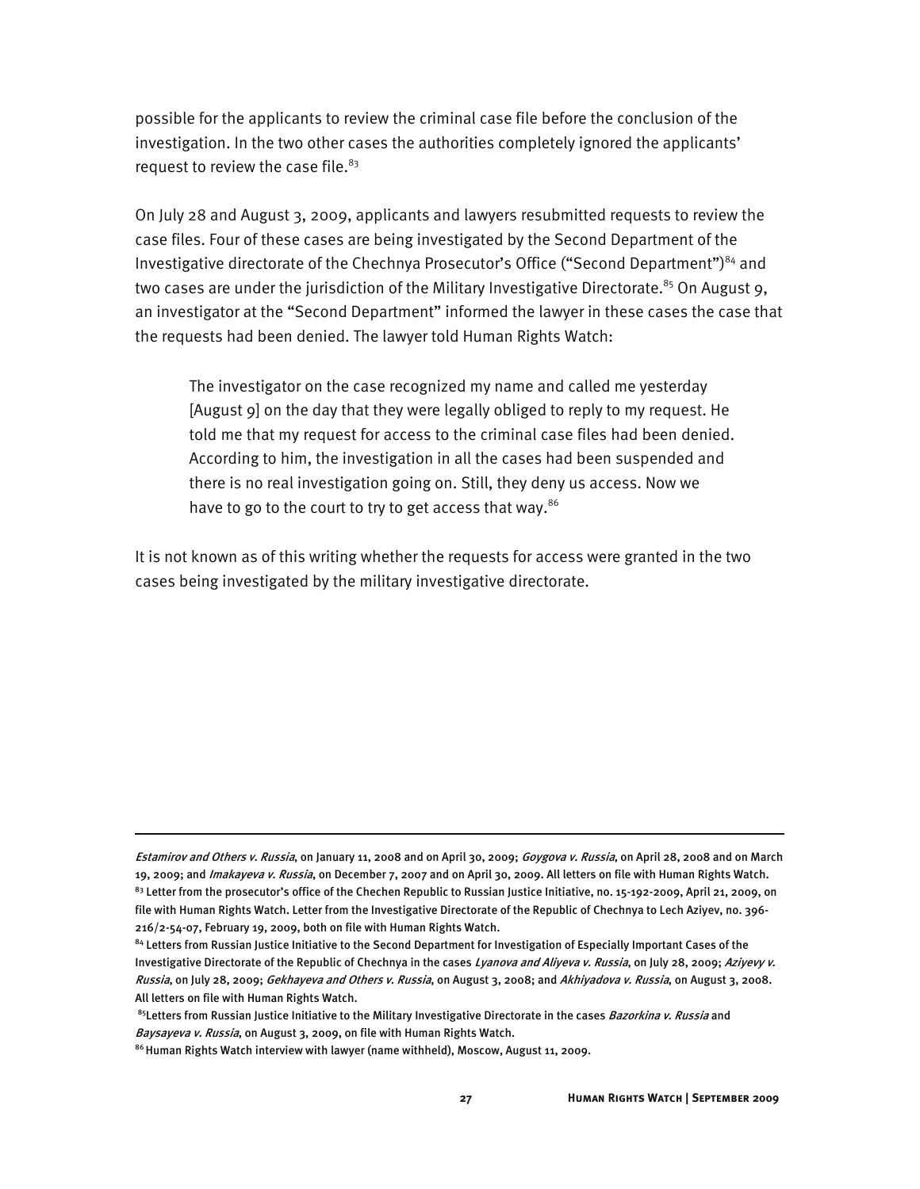possible for the applicants to review the criminal case file before the conclusion of the investigation. In the two other cases the authorities completely ignored the applicants' request to review the case file.[83]

On July 28 and August 3, 2009, applicants and lawyers resubmitted requests to review the case files. Four of these cases are being investigated by the Second Department of the Investigative directorate of the Chechnya Prosecutor's Office ("Second Department")[84] and two cases are under the jurisdiction of the Military Investigative Directorate.[85] On August 9, an investigator at the "Second Department" informed the lawyer in these cases the case that the requests had been denied. The lawyer told Human Rights Watch:

> The investigator on the case recognized my name and called me yesterday [August 9] on the day that they were legally obliged to reply to my request. He told me that my request for access to the criminal case files had been denied. According to him, the investigation in all the cases had been suspended and there is no real investigation going on. Still, they deny us access. Now we have to go to the court to try to get access that way.[86]

It is not known as of this writing whether the requests for access were granted in the two cases being investigated by the military investigative directorate.

---

*Estamirov and Others v. Russia*, on January 11, 2008 and on April 30, 2009; *Goygova v. Russia*, on April 28, 2008 and on March 19, 2009; and *Imakayeva v. Russia*, on December 7, 2007 and on April 30, 2009. All letters on file with Human Rights Watch.

[83] Letter from the prosecutor's office of the Chechen Republic to Russian Justice Initiative, no. 15-192-2009, April 21, 2009, on file with Human Rights Watch. Letter from the Investigative Directorate of the Republic of Chechnya to Lech Aziyev, no. 396-216/2-54-07, February 19, 2009, both on file with Human Rights Watch.

[84] Letters from Russian Justice Initiative to the Second Department for Investigation of Especially Important Cases of the Investigative Directorate of the Republic of Chechnya in the cases *Lyanova and Aliyeva v. Russia*, on July 28, 2009; *Aziyevy v. Russia*, on July 28, 2009; *Gekhayeva and Others v. Russia*, on August 3, 2008; and *Akhiyadova v. Russia*, on August 3, 2008. All letters on file with Human Rights Watch.

[85] Letters from Russian Justice Initiative to the Military Investigative Directorate in the cases *Bazorkina v. Russia* and *Baysayeva v. Russia*, on August 3, 2009, on file with Human Rights Watch.

[86] Human Rights Watch interview with lawyer (name withheld), Moscow, August 11, 2009.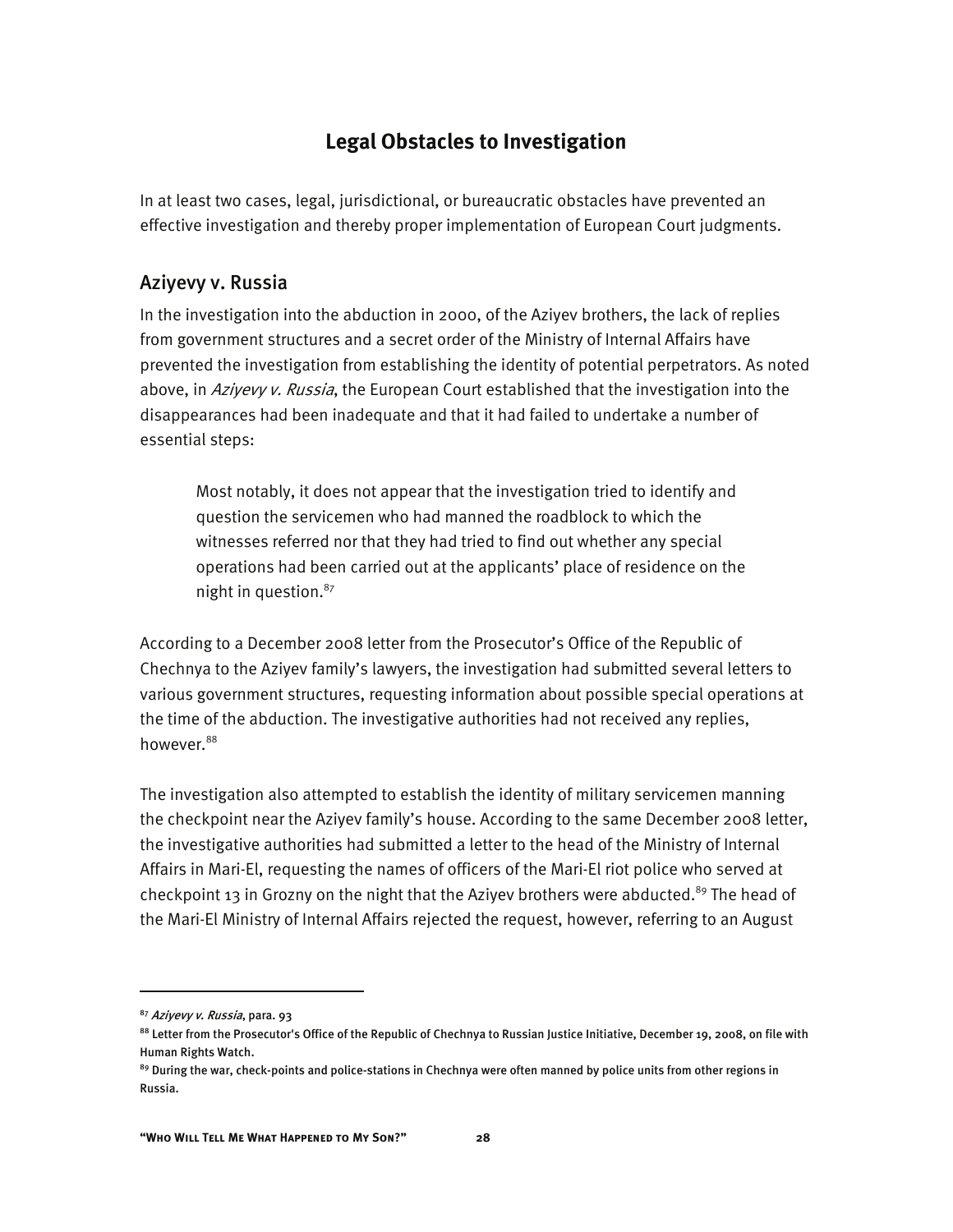## Legal Obstacles to Investigation

In at least two cases, legal, jurisdictional, or bureaucratic obstacles have prevented an effective investigation and thereby proper implementation of European Court judgments.

### Aziyevy v. Russia

In the investigation into the abduction in 2000, of the Aziyev brothers, the lack of replies from government structures and a secret order of the Ministry of Internal Affairs have prevented the investigation from establishing the identity of potential perpetrators. As noted above, in *Aziyevy v. Russia*, the European Court established that the investigation into the disappearances had been inadequate and that it had failed to undertake a number of essential steps:

> Most notably, it does not appear that the investigation tried to identify and question the servicemen who had manned the roadblock to which the witnesses referred nor that they had tried to find out whether any special operations had been carried out at the applicants' place of residence on the night in question.[87]

According to a December 2008 letter from the Prosecutor's Office of the Republic of Chechnya to the Aziyev family's lawyers, the investigation had submitted several letters to various government structures, requesting information about possible special operations at the time of the abduction. The investigative authorities had not received any replies, however.[88]

The investigation also attempted to establish the identity of military servicemen manning the checkpoint near the Aziyev family's house. According to the same December 2008 letter, the investigative authorities had submitted a letter to the head of the Ministry of Internal Affairs in Mari-El, requesting the names of officers of the Mari-El riot police who served at checkpoint 13 in Grozny on the night that the Aziyev brothers were abducted.[89] The head of the Mari-El Ministry of Internal Affairs rejected the request, however, referring to an August

---

[87] *Aziyevy v. Russia*, para. 93

[88] Letter from the Prosecutor's Office of the Republic of Chechnya to Russian Justice Initiative, December 19, 2008, on file with Human Rights Watch.

[89] During the war, check-points and police-stations in Chechnya were often manned by police units from other regions in Russia.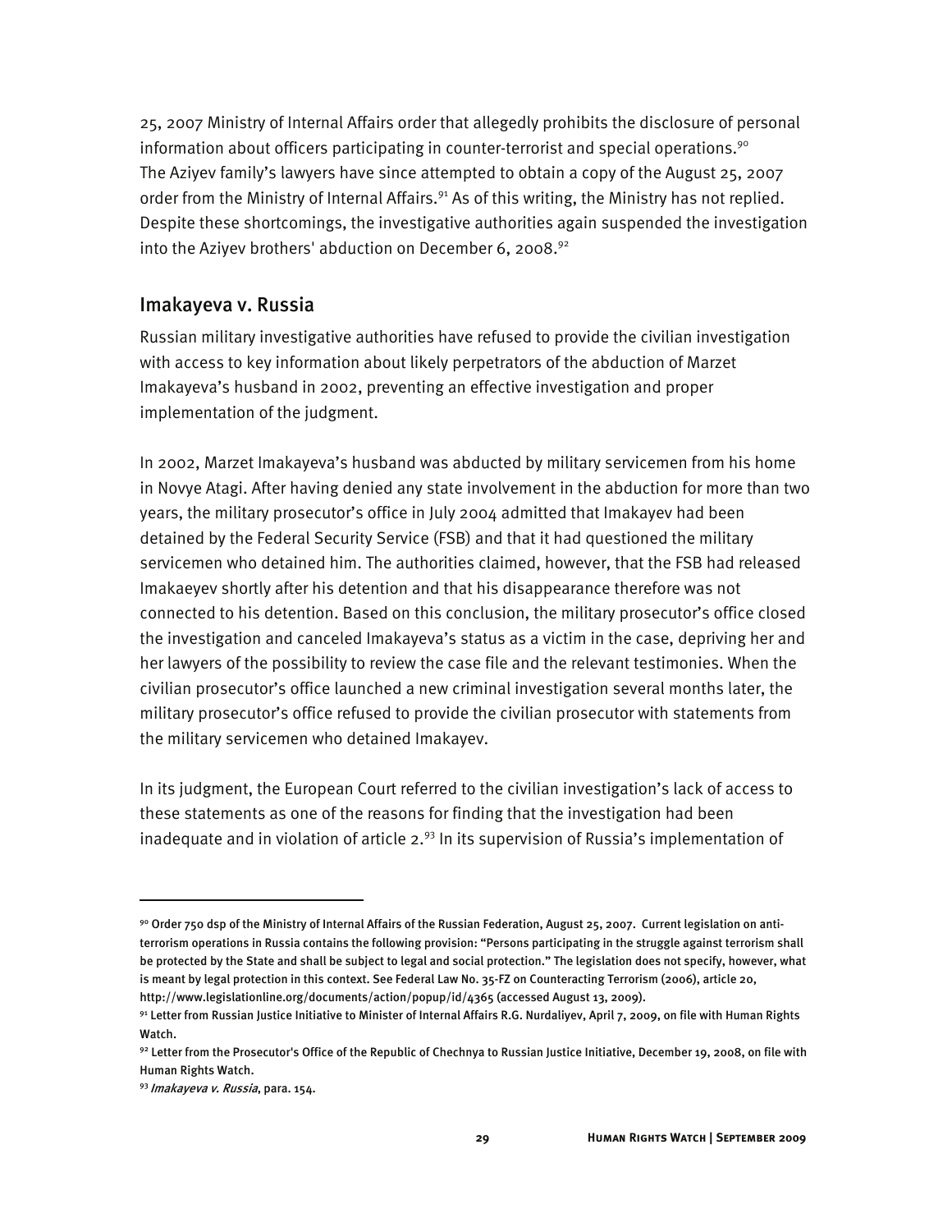25, 2007 Ministry of Internal Affairs order that allegedly prohibits the disclosure of personal information about officers participating in counter-terrorist and special operations.[90] The Aziyev family's lawyers have since attempted to obtain a copy of the August 25, 2007 order from the Ministry of Internal Affairs.[91] As of this writing, the Ministry has not replied. Despite these shortcomings, the investigative authorities again suspended the investigation into the Aziyev brothers' abduction on December 6, 2008.[92]

## Imakayeva v. Russia

Russian military investigative authorities have refused to provide the civilian investigation with access to key information about likely perpetrators of the abduction of Marzet Imakayeva's husband in 2002, preventing an effective investigation and proper implementation of the judgment.

In 2002, Marzet Imakayeva's husband was abducted by military servicemen from his home in Novye Atagi. After having denied any state involvement in the abduction for more than two years, the military prosecutor's office in July 2004 admitted that Imakayev had been detained by the Federal Security Service (FSB) and that it had questioned the military servicemen who detained him. The authorities claimed, however, that the FSB had released Imakaeyev shortly after his detention and that his disappearance therefore was not connected to his detention. Based on this conclusion, the military prosecutor's office closed the investigation and canceled Imakayeva's status as a victim in the case, depriving her and her lawyers of the possibility to review the case file and the relevant testimonies. When the civilian prosecutor's office launched a new criminal investigation several months later, the military prosecutor's office refused to provide the civilian prosecutor with statements from the military servicemen who detained Imakayev.

In its judgment, the European Court referred to the civilian investigation's lack of access to these statements as one of the reasons for finding that the investigation had been inadequate and in violation of article 2.[93] In its supervision of Russia's implementation of

---

[90] Order 750 dsp of the Ministry of Internal Affairs of the Russian Federation, August 25, 2007. Current legislation on anti-terrorism operations in Russia contains the following provision: "Persons participating in the struggle against terrorism shall be protected by the State and shall be subject to legal and social protection." The legislation does not specify, however, what is meant by legal protection in this context. See Federal Law No. 35-FZ on Counteracting Terrorism (2006), article 20, http://www.legislationline.org/documents/action/popup/id/4365 (accessed August 13, 2009).

[91] Letter from Russian Justice Initiative to Minister of Internal Affairs R.G. Nurdaliyev, April 7, 2009, on file with Human Rights Watch.

[92] Letter from the Prosecutor's Office of the Republic of Chechnya to Russian Justice Initiative, December 19, 2008, on file with Human Rights Watch.

[93] *Imakayeva v. Russia*, para. 154.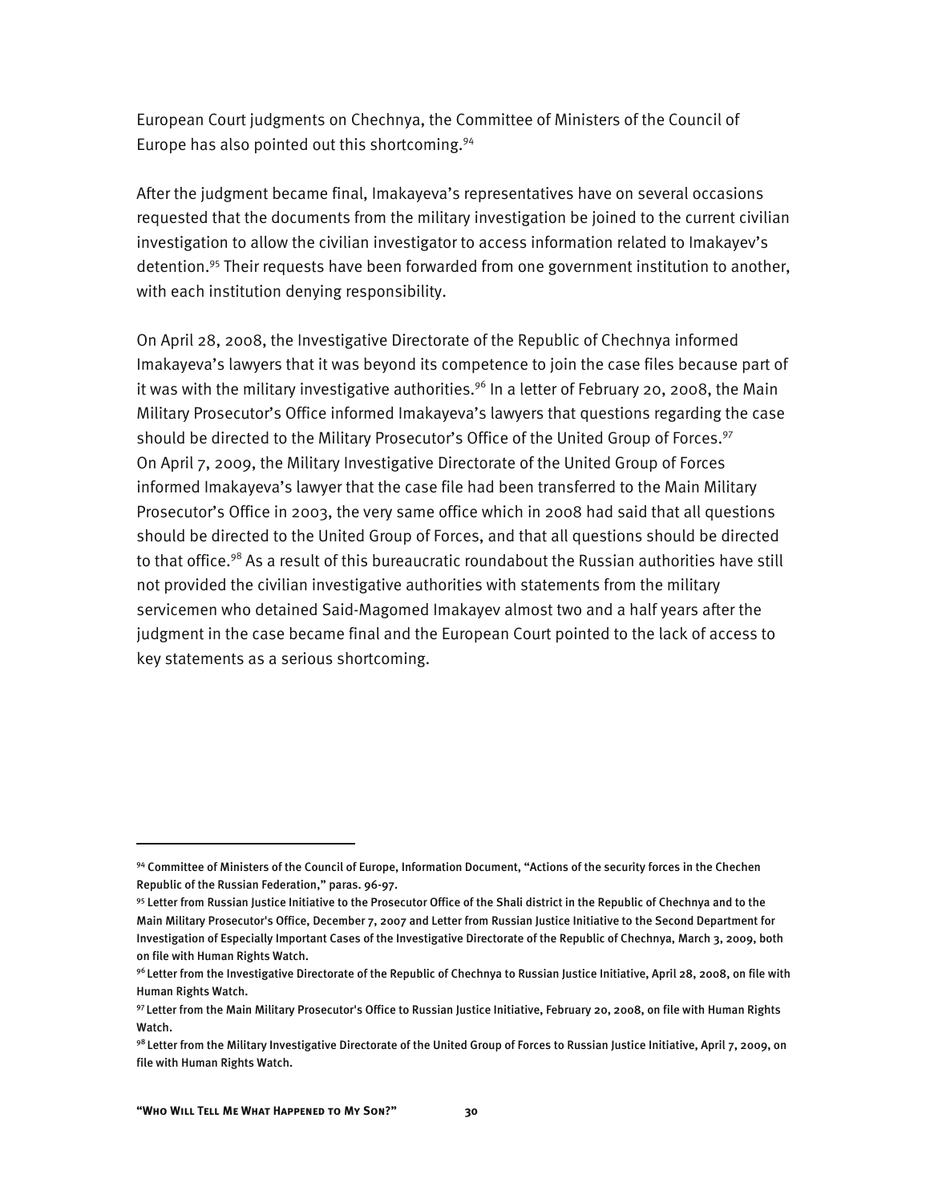European Court judgments on Chechnya, the Committee of Ministers of the Council of Europe has also pointed out this shortcoming.[94]

After the judgment became final, Imakayeva's representatives have on several occasions requested that the documents from the military investigation be joined to the current civilian investigation to allow the civilian investigator to access information related to Imakayev's detention.[95] Their requests have been forwarded from one government institution to another, with each institution denying responsibility.

On April 28, 2008, the Investigative Directorate of the Republic of Chechnya informed Imakayeva's lawyers that it was beyond its competence to join the case files because part of it was with the military investigative authorities.[96] In a letter of February 20, 2008, the Main Military Prosecutor's Office informed Imakayeva's lawyers that questions regarding the case should be directed to the Military Prosecutor's Office of the United Group of Forces.[97] On April 7, 2009, the Military Investigative Directorate of the United Group of Forces informed Imakayeva's lawyer that the case file had been transferred to the Main Military Prosecutor's Office in 2003, the very same office which in 2008 had said that all questions should be directed to the United Group of Forces, and that all questions should be directed to that office.[98] As a result of this bureaucratic roundabout the Russian authorities have still not provided the civilian investigative authorities with statements from the military servicemen who detained Said-Magomed Imakayev almost two and a half years after the judgment in the case became final and the European Court pointed to the lack of access to key statements as a serious shortcoming.

---

[94] Committee of Ministers of the Council of Europe, Information Document, "Actions of the security forces in the Chechen Republic of the Russian Federation," paras. 96-97.

[95] Letter from Russian Justice Initiative to the Prosecutor Office of the Shali district in the Republic of Chechnya and to the Main Military Prosecutor's Office, December 7, 2007 and Letter from Russian Justice Initiative to the Second Department for Investigation of Especially Important Cases of the Investigative Directorate of the Republic of Chechnya, March 3, 2009, both on file with Human Rights Watch.

[96] Letter from the Investigative Directorate of the Republic of Chechnya to Russian Justice Initiative, April 28, 2008, on file with Human Rights Watch.

[97] Letter from the Main Military Prosecutor's Office to Russian Justice Initiative, February 20, 2008, on file with Human Rights Watch.

[98] Letter from the Military Investigative Directorate of the United Group of Forces to Russian Justice Initiative, April 7, 2009, on file with Human Rights Watch.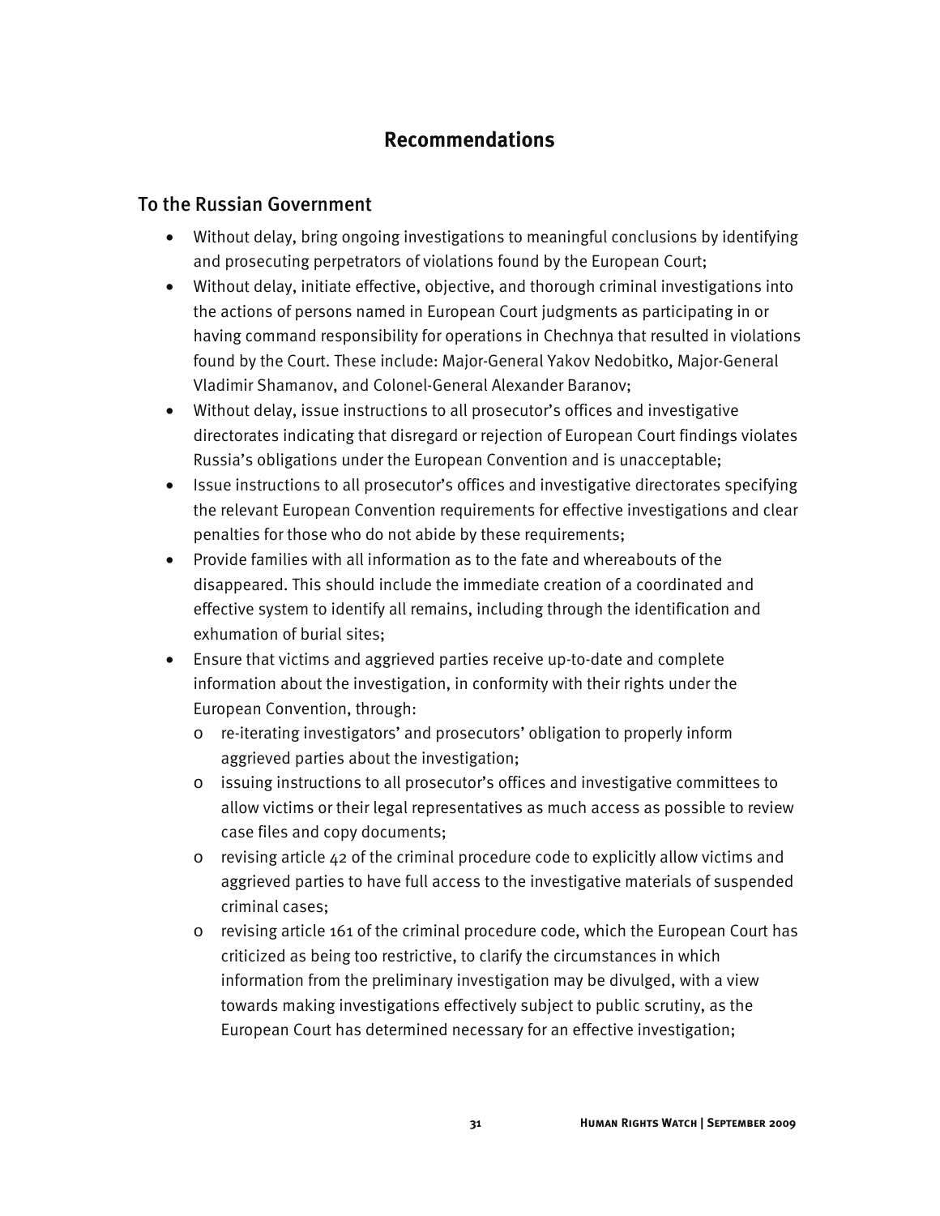# Recommendations

## To the Russian Government

- Without delay, bring ongoing investigations to meaningful conclusions by identifying and prosecuting perpetrators of violations found by the European Court;
- Without delay, initiate effective, objective, and thorough criminal investigations into the actions of persons named in European Court judgments as participating in or having command responsibility for operations in Chechnya that resulted in violations found by the Court. These include: Major-General Yakov Nedobitko, Major-General Vladimir Shamanov, and Colonel-General Alexander Baranov;
- Without delay, issue instructions to all prosecutor's offices and investigative directorates indicating that disregard or rejection of European Court findings violates Russia's obligations under the European Convention and is unacceptable;
- Issue instructions to all prosecutor's offices and investigative directorates specifying the relevant European Convention requirements for effective investigations and clear penalties for those who do not abide by these requirements;
- Provide families with all information as to the fate and whereabouts of the disappeared. This should include the immediate creation of a coordinated and effective system to identify all remains, including through the identification and exhumation of burial sites;
- Ensure that victims and aggrieved parties receive up-to-date and complete information about the investigation, in conformity with their rights under the European Convention, through:
  - re-iterating investigators' and prosecutors' obligation to properly inform aggrieved parties about the investigation;
  - issuing instructions to all prosecutor's offices and investigative committees to allow victims or their legal representatives as much access as possible to review case files and copy documents;
  - revising article 42 of the criminal procedure code to explicitly allow victims and aggrieved parties to have full access to the investigative materials of suspended criminal cases;
  - revising article 161 of the criminal procedure code, which the European Court has criticized as being too restrictive, to clarify the circumstances in which information from the preliminary investigation may be divulged, with a view towards making investigations effectively subject to public scrutiny, as the European Court has determined necessary for an effective investigation;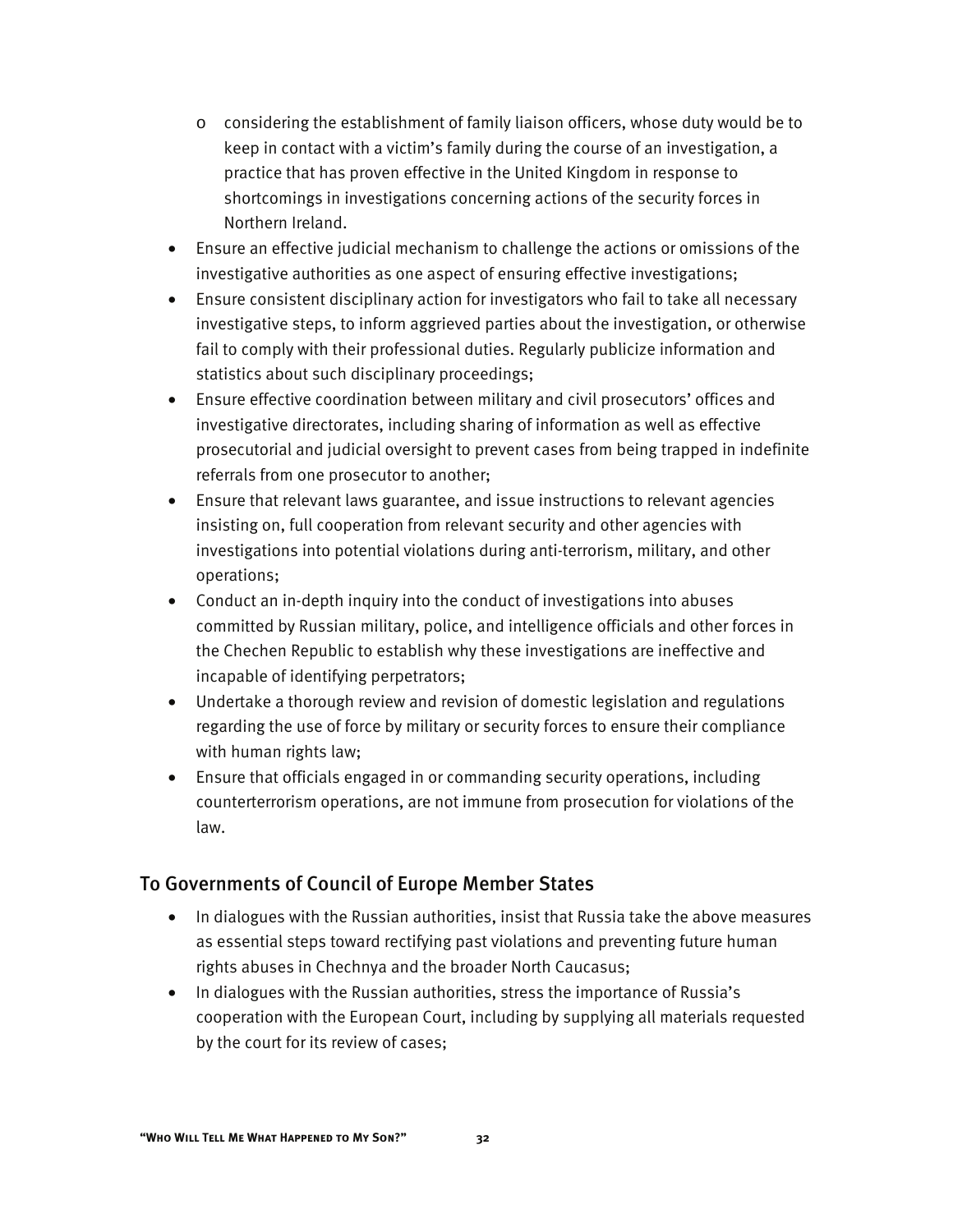- considering the establishment of family liaison officers, whose duty would be to keep in contact with a victim's family during the course of an investigation, a practice that has proven effective in the United Kingdom in response to shortcomings in investigations concerning actions of the security forces in Northern Ireland.
- Ensure an effective judicial mechanism to challenge the actions or omissions of the investigative authorities as one aspect of ensuring effective investigations;
- Ensure consistent disciplinary action for investigators who fail to take all necessary investigative steps, to inform aggrieved parties about the investigation, or otherwise fail to comply with their professional duties. Regularly publicize information and statistics about such disciplinary proceedings;
- Ensure effective coordination between military and civil prosecutors' offices and investigative directorates, including sharing of information as well as effective prosecutorial and judicial oversight to prevent cases from being trapped in indefinite referrals from one prosecutor to another;
- Ensure that relevant laws guarantee, and issue instructions to relevant agencies insisting on, full cooperation from relevant security and other agencies with investigations into potential violations during anti-terrorism, military, and other operations;
- Conduct an in-depth inquiry into the conduct of investigations into abuses committed by Russian military, police, and intelligence officials and other forces in the Chechen Republic to establish why these investigations are ineffective and incapable of identifying perpetrators;
- Undertake a thorough review and revision of domestic legislation and regulations regarding the use of force by military or security forces to ensure their compliance with human rights law;
- Ensure that officials engaged in or commanding security operations, including counterterrorism operations, are not immune from prosecution for violations of the law.

## To Governments of Council of Europe Member States

- In dialogues with the Russian authorities, insist that Russia take the above measures as essential steps toward rectifying past violations and preventing future human rights abuses in Chechnya and the broader North Caucasus;
- In dialogues with the Russian authorities, stress the importance of Russia's cooperation with the European Court, including by supplying all materials requested by the court for its review of cases;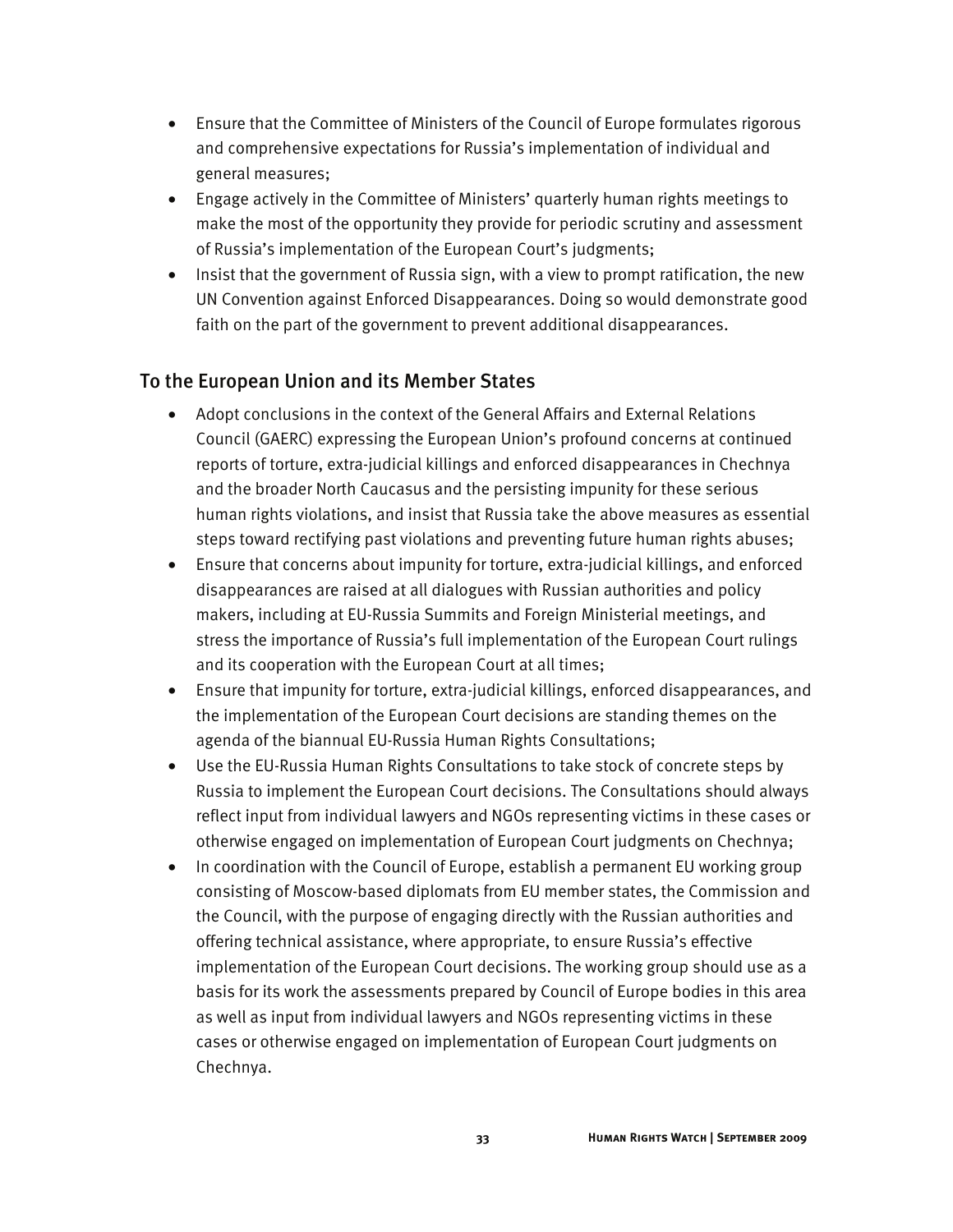- Ensure that the Committee of Ministers of the Council of Europe formulates rigorous and comprehensive expectations for Russia's implementation of individual and general measures;
- Engage actively in the Committee of Ministers' quarterly human rights meetings to make the most of the opportunity they provide for periodic scrutiny and assessment of Russia's implementation of the European Court's judgments;
- Insist that the government of Russia sign, with a view to prompt ratification, the new UN Convention against Enforced Disappearances. Doing so would demonstrate good faith on the part of the government to prevent additional disappearances.

## To the European Union and its Member States

- Adopt conclusions in the context of the General Affairs and External Relations Council (GAERC) expressing the European Union's profound concerns at continued reports of torture, extra-judicial killings and enforced disappearances in Chechnya and the broader North Caucasus and the persisting impunity for these serious human rights violations, and insist that Russia take the above measures as essential steps toward rectifying past violations and preventing future human rights abuses;
- Ensure that concerns about impunity for torture, extra-judicial killings, and enforced disappearances are raised at all dialogues with Russian authorities and policy makers, including at EU-Russia Summits and Foreign Ministerial meetings, and stress the importance of Russia's full implementation of the European Court rulings and its cooperation with the European Court at all times;
- Ensure that impunity for torture, extra-judicial killings, enforced disappearances, and the implementation of the European Court decisions are standing themes on the agenda of the biannual EU-Russia Human Rights Consultations;
- Use the EU-Russia Human Rights Consultations to take stock of concrete steps by Russia to implement the European Court decisions. The Consultations should always reflect input from individual lawyers and NGOs representing victims in these cases or otherwise engaged on implementation of European Court judgments on Chechnya;
- In coordination with the Council of Europe, establish a permanent EU working group consisting of Moscow-based diplomats from EU member states, the Commission and the Council, with the purpose of engaging directly with the Russian authorities and offering technical assistance, where appropriate, to ensure Russia's effective implementation of the European Court decisions. The working group should use as a basis for its work the assessments prepared by Council of Europe bodies in this area as well as input from individual lawyers and NGOs representing victims in these cases or otherwise engaged on implementation of European Court judgments on Chechnya.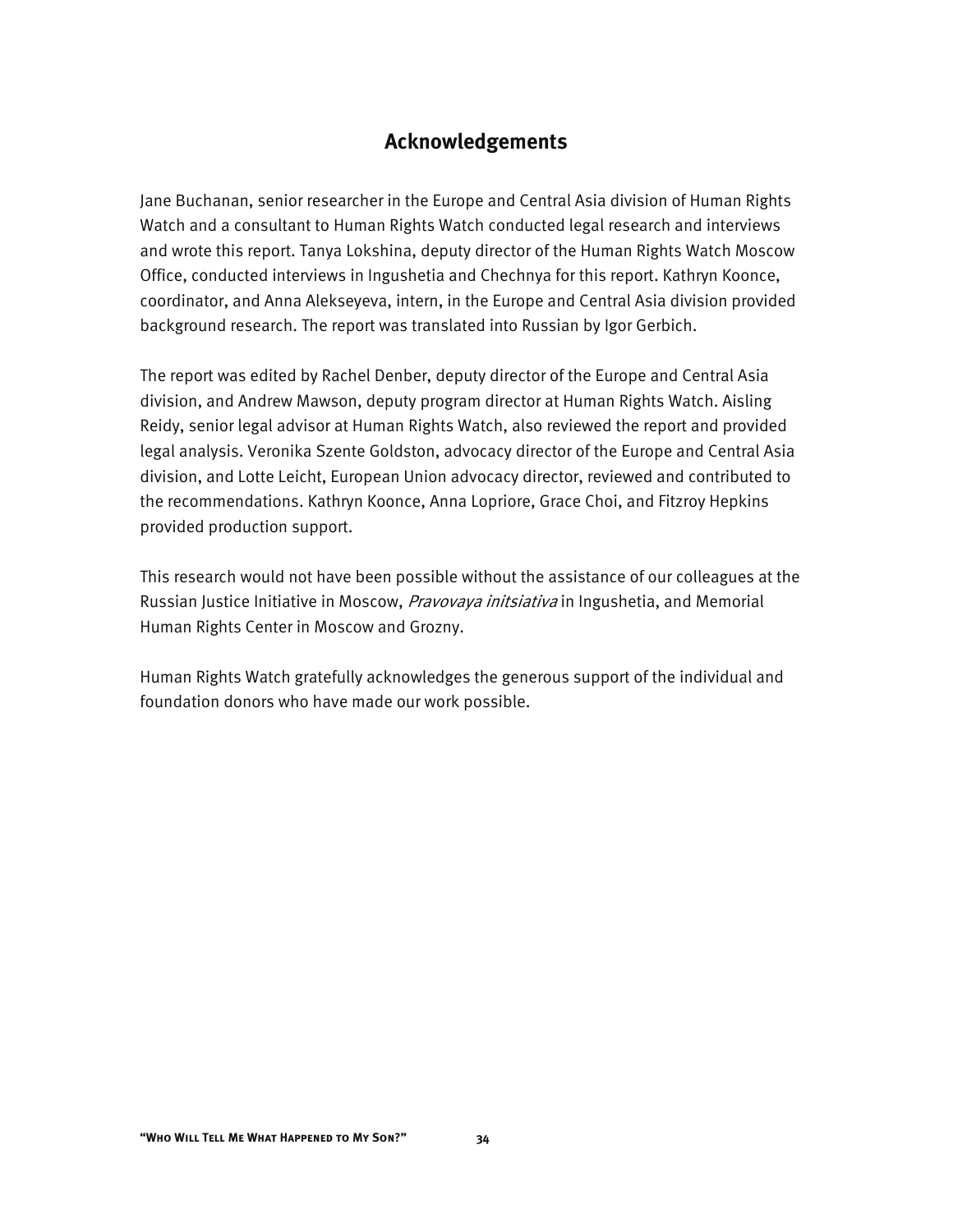## Acknowledgements

Jane Buchanan, senior researcher in the Europe and Central Asia division of Human Rights Watch and a consultant to Human Rights Watch conducted legal research and interviews and wrote this report. Tanya Lokshina, deputy director of the Human Rights Watch Moscow Office, conducted interviews in Ingushetia and Chechnya for this report. Kathryn Koonce, coordinator, and Anna Alekseyeva, intern, in the Europe and Central Asia division provided background research. The report was translated into Russian by Igor Gerbich.

The report was edited by Rachel Denber, deputy director of the Europe and Central Asia division, and Andrew Mawson, deputy program director at Human Rights Watch. Aisling Reidy, senior legal advisor at Human Rights Watch, also reviewed the report and provided legal analysis. Veronika Szente Goldston, advocacy director of the Europe and Central Asia division, and Lotte Leicht, European Union advocacy director, reviewed and contributed to the recommendations. Kathryn Koonce, Anna Lopriore, Grace Choi, and Fitzroy Hepkins provided production support.

This research would not have been possible without the assistance of our colleagues at the Russian Justice Initiative in Moscow, *Pravovaya initsiativa* in Ingushetia, and Memorial Human Rights Center in Moscow and Grozny.

Human Rights Watch gratefully acknowledges the generous support of the individual and foundation donors who have made our work possible.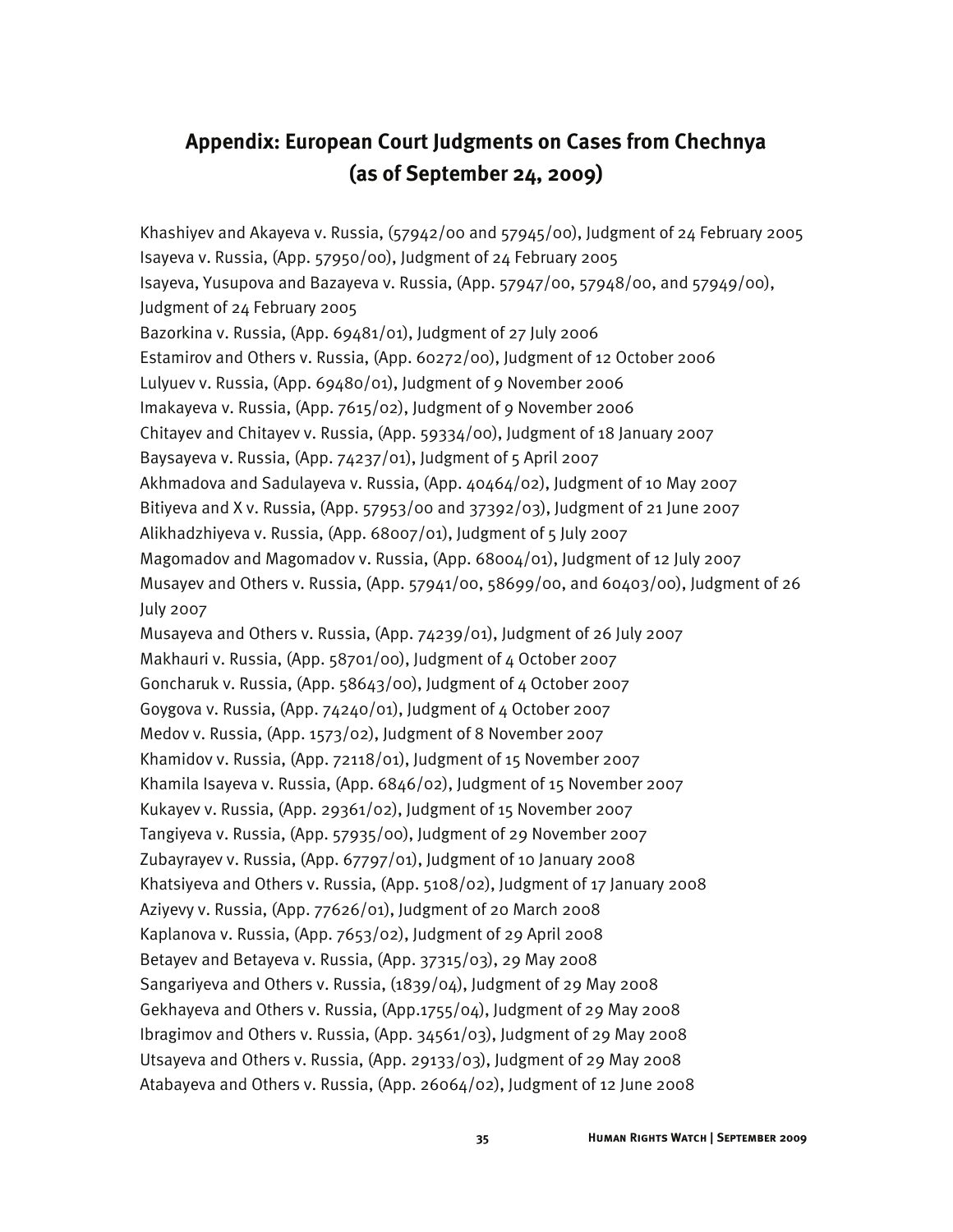## Appendix: European Court Judgments on Cases from Chechnya (as of September 24, 2009)

Khashiyev and Akayeva v. Russia, (57942/00 and 57945/00), Judgment of 24 February 2005
Isayeva v. Russia, (App. 57950/00), Judgment of 24 February 2005
Isayeva, Yusupova and Bazayeva v. Russia, (App. 57947/00, 57948/00, and 57949/00), Judgment of 24 February 2005
Bazorkina v. Russia, (App. 69481/01), Judgment of 27 July 2006
Estamirov and Others v. Russia, (App. 60272/00), Judgment of 12 October 2006
Lulyuev v. Russia, (App. 69480/01), Judgment of 9 November 2006
Imakayeva v. Russia, (App. 7615/02), Judgment of 9 November 2006
Chitayev and Chitayev v. Russia, (App. 59334/00), Judgment of 18 January 2007
Baysayeva v. Russia, (App. 74237/01), Judgment of 5 April 2007
Akhmadova and Sadulayeva v. Russia, (App. 40464/02), Judgment of 10 May 2007
Bitiyeva and X v. Russia, (App. 57953/00 and 37392/03), Judgment of 21 June 2007
Alikhadzhiyeva v. Russia, (App. 68007/01), Judgment of 5 July 2007
Magomadov and Magomadov v. Russia, (App. 68004/01), Judgment of 12 July 2007
Musayev and Others v. Russia, (App. 57941/00, 58699/00, and 60403/00), Judgment of 26 July 2007
Musayeva and Others v. Russia, (App. 74239/01), Judgment of 26 July 2007
Makhauri v. Russia, (App. 58701/00), Judgment of 4 October 2007
Goncharuk v. Russia, (App. 58643/00), Judgment of 4 October 2007
Goygova v. Russia, (App. 74240/01), Judgment of 4 October 2007
Medov v. Russia, (App. 1573/02), Judgment of 8 November 2007
Khamidov v. Russia, (App. 72118/01), Judgment of 15 November 2007
Khamila Isayeva v. Russia, (App. 6846/02), Judgment of 15 November 2007
Kukayev v. Russia, (App. 29361/02), Judgment of 15 November 2007
Tangiyeva v. Russia, (App. 57935/00), Judgment of 29 November 2007
Zubayrayev v. Russia, (App. 67797/01), Judgment of 10 January 2008
Khatsiyeva and Others v. Russia, (App. 5108/02), Judgment of 17 January 2008
Aziyevy v. Russia, (App. 77626/01), Judgment of 20 March 2008
Kaplanova v. Russia, (App. 7653/02), Judgment of 29 April 2008
Betayev and Betayeva v. Russia, (App. 37315/03), 29 May 2008
Sangariyeva and Others v. Russia, (1839/04), Judgment of 29 May 2008
Gekhayeva and Others v. Russia, (App.1755/04), Judgment of 29 May 2008
Ibragimov and Others v. Russia, (App. 34561/03), Judgment of 29 May 2008
Utsayeva and Others v. Russia, (App. 29133/03), Judgment of 29 May 2008
Atabayeva and Others v. Russia, (App. 26064/02), Judgment of 12 June 2008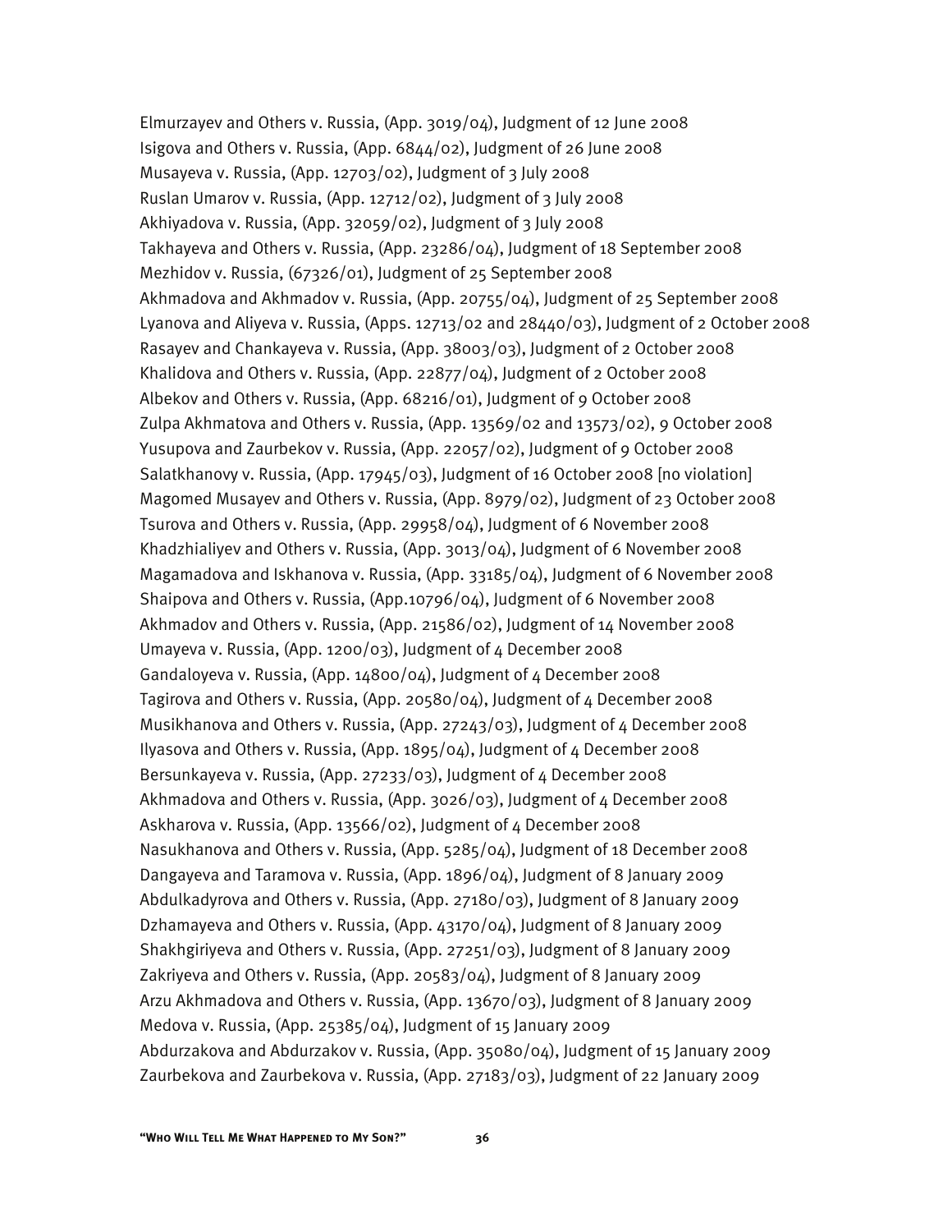Elmurzayev and Others v. Russia, (App. 3019/04), Judgment of 12 June 2008
Isigova and Others v. Russia, (App. 6844/02), Judgment of 26 June 2008
Musayeva v. Russia, (App. 12703/02), Judgment of 3 July 2008
Ruslan Umarov v. Russia, (App. 12712/02), Judgment of 3 July 2008
Akhiyadova v. Russia, (App. 32059/02), Judgment of 3 July 2008
Takhayeva and Others v. Russia, (App. 23286/04), Judgment of 18 September 2008
Mezhidov v. Russia, (67326/01), Judgment of 25 September 2008
Akhmadova and Akhmadov v. Russia, (App. 20755/04), Judgment of 25 September 2008
Lyanova and Aliyeva v. Russia, (Apps. 12713/02 and 28440/03), Judgment of 2 October 2008
Rasayev and Chankayeva v. Russia, (App. 38003/03), Judgment of 2 October 2008
Khalidova and Others v. Russia, (App. 22877/04), Judgment of 2 October 2008
Albekov and Others v. Russia, (App. 68216/01), Judgment of 9 October 2008
Zulpa Akhmatova and Others v. Russia, (App. 13569/02 and 13573/02), 9 October 2008
Yusupova and Zaurbekov v. Russia, (App. 22057/02), Judgment of 9 October 2008
Salatkhanovy v. Russia, (App. 17945/03), Judgment of 16 October 2008 [no violation]
Magomed Musayev and Others v. Russia, (App. 8979/02), Judgment of 23 October 2008
Tsurova and Others v. Russia, (App. 29958/04), Judgment of 6 November 2008
Khadzhialiyev and Others v. Russia, (App. 3013/04), Judgment of 6 November 2008
Magamadova and Iskhanova v. Russia, (App. 33185/04), Judgment of 6 November 2008
Shaipova and Others v. Russia, (App.10796/04), Judgment of 6 November 2008
Akhmadov and Others v. Russia, (App. 21586/02), Judgment of 14 November 2008
Umayeva v. Russia, (App. 1200/03), Judgment of 4 December 2008
Gandaloyeva v. Russia, (App. 14800/04), Judgment of 4 December 2008
Tagirova and Others v. Russia, (App. 20580/04), Judgment of 4 December 2008
Musikhanova and Others v. Russia, (App. 27243/03), Judgment of 4 December 2008
Ilyasova and Others v. Russia, (App. 1895/04), Judgment of 4 December 2008
Bersunkayeva v. Russia, (App. 27233/03), Judgment of 4 December 2008
Akhmadova and Others v. Russia, (App. 3026/03), Judgment of 4 December 2008
Askharova v. Russia, (App. 13566/02), Judgment of 4 December 2008
Nasukhanova and Others v. Russia, (App. 5285/04), Judgment of 18 December 2008
Dangayeva and Taramova v. Russia, (App. 1896/04), Judgment of 8 January 2009
Abdulkadyrova and Others v. Russia, (App. 27180/03), Judgment of 8 January 2009
Dzhamayeva and Others v. Russia, (App. 43170/04), Judgment of 8 January 2009
Shakhgiriyeva and Others v. Russia, (App. 27251/03), Judgment of 8 January 2009
Zakriyeva and Others v. Russia, (App. 20583/04), Judgment of 8 January 2009
Arzu Akhmadova and Others v. Russia, (App. 13670/03), Judgment of 8 January 2009
Medova v. Russia, (App. 25385/04), Judgment of 15 January 2009
Abdurzakova and Abdurzakov v. Russia, (App. 35080/04), Judgment of 15 January 2009
Zaurbekova and Zaurbekova v. Russia, (App. 27183/03), Judgment of 22 January 2009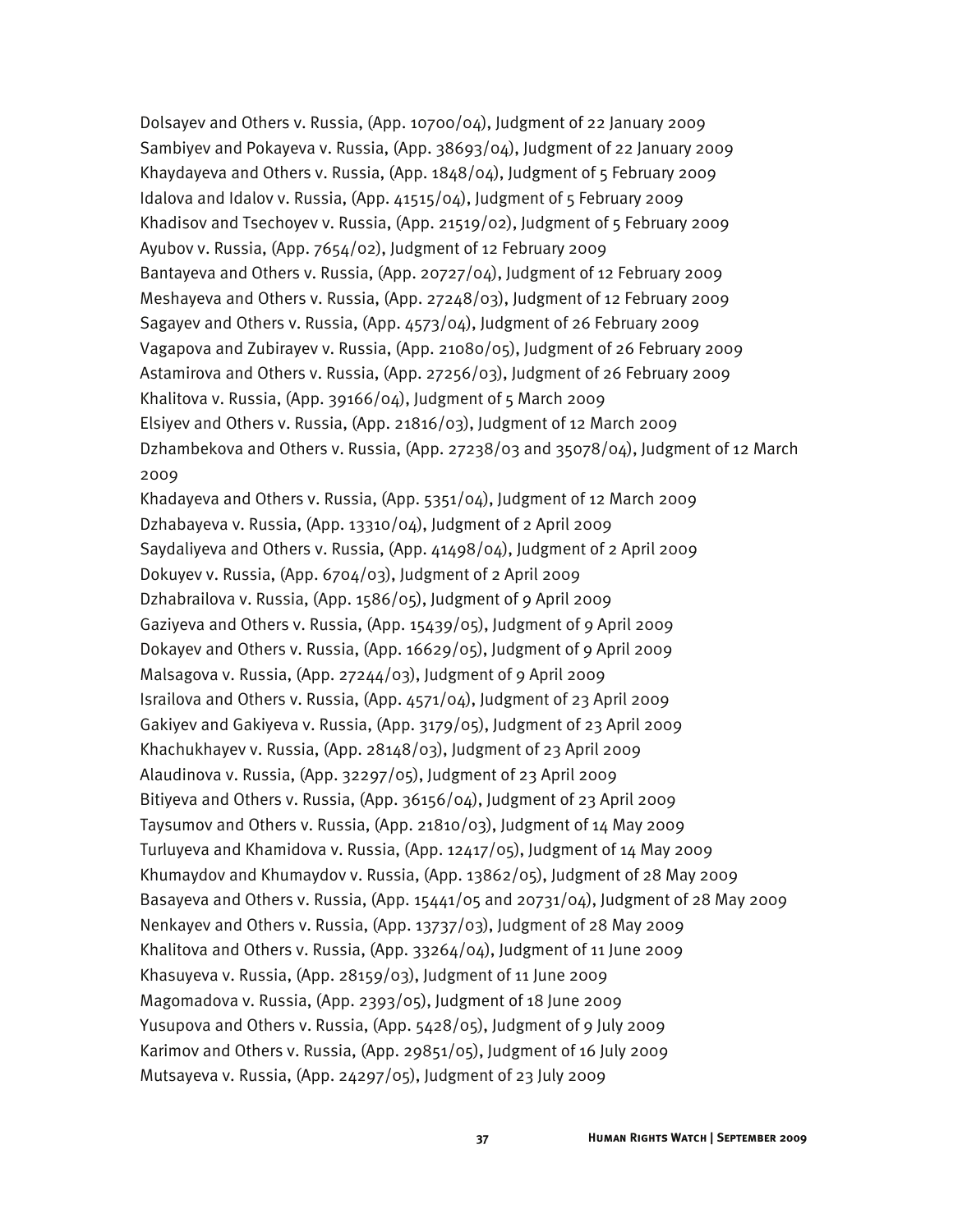Dolsayev and Others v. Russia, (App. 10700/04), Judgment of 22 January 2009
Sambiyev and Pokayeva v. Russia, (App. 38693/04), Judgment of 22 January 2009
Khaydayeva and Others v. Russia, (App. 1848/04), Judgment of 5 February 2009
Idalova and Idalov v. Russia, (App. 41515/04), Judgment of 5 February 2009
Khadisov and Tsechoyev v. Russia, (App. 21519/02), Judgment of 5 February 2009
Ayubov v. Russia, (App. 7654/02), Judgment of 12 February 2009
Bantayeva and Others v. Russia, (App. 20727/04), Judgment of 12 February 2009
Meshayeva and Others v. Russia, (App. 27248/03), Judgment of 12 February 2009
Sagayev and Others v. Russia, (App. 4573/04), Judgment of 26 February 2009
Vagapova and Zubirayev v. Russia, (App. 21080/05), Judgment of 26 February 2009
Astamirova and Others v. Russia, (App. 27256/03), Judgment of 26 February 2009
Khalitova v. Russia, (App. 39166/04), Judgment of 5 March 2009
Elsiyev and Others v. Russia, (App. 21816/03), Judgment of 12 March 2009
Dzhambekova and Others v. Russia, (App. 27238/03 and 35078/04), Judgment of 12 March 2009
Khadayeva and Others v. Russia, (App. 5351/04), Judgment of 12 March 2009
Dzhabayeva v. Russia, (App. 13310/04), Judgment of 2 April 2009
Saydaliyeva and Others v. Russia, (App. 41498/04), Judgment of 2 April 2009
Dokuyev v. Russia, (App. 6704/03), Judgment of 2 April 2009
Dzhabrailova v. Russia, (App. 1586/05), Judgment of 9 April 2009
Gaziyeva and Others v. Russia, (App. 15439/05), Judgment of 9 April 2009
Dokayev and Others v. Russia, (App. 16629/05), Judgment of 9 April 2009
Malsagova v. Russia, (App. 27244/03), Judgment of 9 April 2009
Israilova and Others v. Russia, (App. 4571/04), Judgment of 23 April 2009
Gakiyev and Gakiyeva v. Russia, (App. 3179/05), Judgment of 23 April 2009
Khachukhayev v. Russia, (App. 28148/03), Judgment of 23 April 2009
Alaudinova v. Russia, (App. 32297/05), Judgment of 23 April 2009
Bitiyeva and Others v. Russia, (App. 36156/04), Judgment of 23 April 2009
Taysumov and Others v. Russia, (App. 21810/03), Judgment of 14 May 2009
Turluyeva and Khamidova v. Russia, (App. 12417/05), Judgment of 14 May 2009
Khumaydov and Khumaydov v. Russia, (App. 13862/05), Judgment of 28 May 2009
Basayeva and Others v. Russia, (App. 15441/05 and 20731/04), Judgment of 28 May 2009
Nenkayev and Others v. Russia, (App. 13737/03), Judgment of 28 May 2009
Khalitova and Others v. Russia, (App. 33264/04), Judgment of 11 June 2009
Khasuyeva v. Russia, (App. 28159/03), Judgment of 11 June 2009
Magomadova v. Russia, (App. 2393/05), Judgment of 18 June 2009
Yusupova and Others v. Russia, (App. 5428/05), Judgment of 9 July 2009
Karimov and Others v. Russia, (App. 29851/05), Judgment of 16 July 2009
Mutsayeva v. Russia, (App. 24297/05), Judgment of 23 July 2009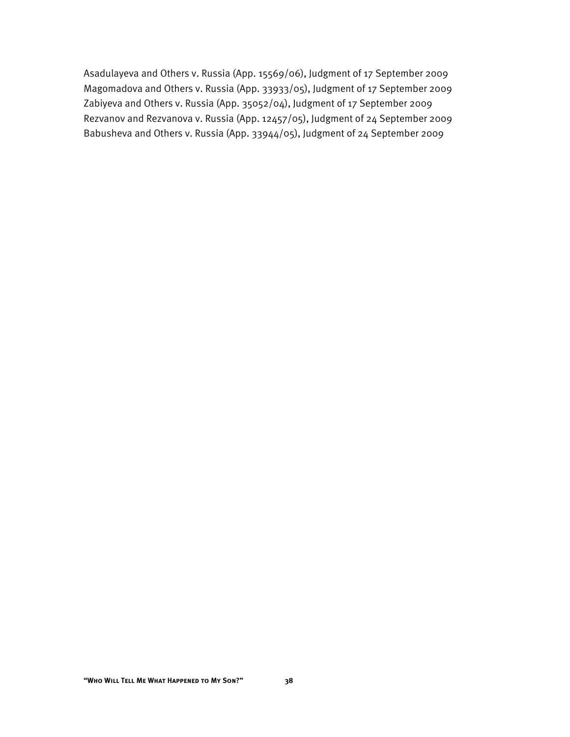Asadulayeva and Others v. Russia (App. 15569/06), Judgment of 17 September 2009
Magomadova and Others v. Russia (App. 33933/05), Judgment of 17 September 2009
Zabiyeva and Others v. Russia (App. 35052/04), Judgment of 17 September 2009
Rezvanov and Rezvanova v. Russia (App. 12457/05), Judgment of 24 September 2009
Babusheva and Others v. Russia (App. 33944/05), Judgment of 24 September 2009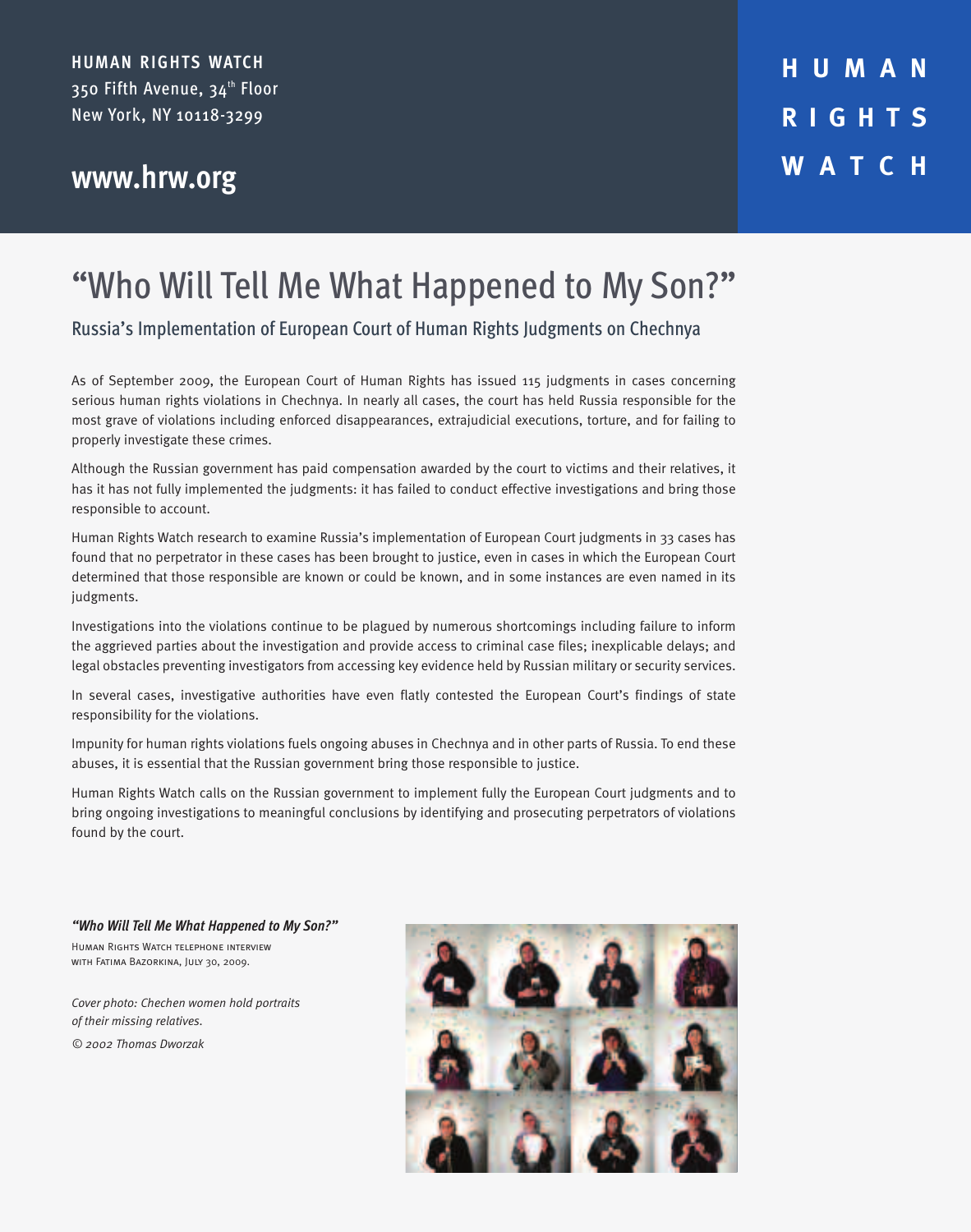**HUMAN RIGHTS WATCH**
350 Fifth Avenue, 34th Floor
New York, NY 10118-3299

**www.hrw.org**

**HUMAN RIGHTS WATCH**

# "Who Will Tell Me What Happened to My Son?"

## Russia's Implementation of European Court of Human Rights Judgments on Chechnya

As of September 2009, the European Court of Human Rights has issued 115 judgments in cases concerning serious human rights violations in Chechnya. In nearly all cases, the court has held Russia responsible for the most grave of violations including enforced disappearances, extrajudicial executions, torture, and for failing to properly investigate these crimes.

Although the Russian government has paid compensation awarded by the court to victims and their relatives, it has it has not fully implemented the judgments: it has failed to conduct effective investigations and bring those responsible to account.

Human Rights Watch research to examine Russia's implementation of European Court judgments in 33 cases has found that no perpetrator in these cases has been brought to justice, even in cases in which the European Court determined that those responsible are known or could be known, and in some instances are even named in its judgments.

Investigations into the violations continue to be plagued by numerous shortcomings including failure to inform the aggrieved parties about the investigation and provide access to criminal case files; inexplicable delays; and legal obstacles preventing investigators from accessing key evidence held by Russian military or security services.

In several cases, investigative authorities have even flatly contested the European Court's findings of state responsibility for the violations.

Impunity for human rights violations fuels ongoing abuses in Chechnya and in other parts of Russia. To end these abuses, it is essential that the Russian government bring those responsible to justice.

Human Rights Watch calls on the Russian government to implement fully the European Court judgments and to bring ongoing investigations to meaningful conclusions by identifying and prosecuting perpetrators of violations found by the court.

***"Who Will Tell Me What Happened to My Son?"***
Human Rights Watch telephone interview with Fatima Bazorkina, July 30, 2009.

*Cover photo: Chechen women hold portraits of their missing relatives.*

*© 2002 Thomas Dworzak*